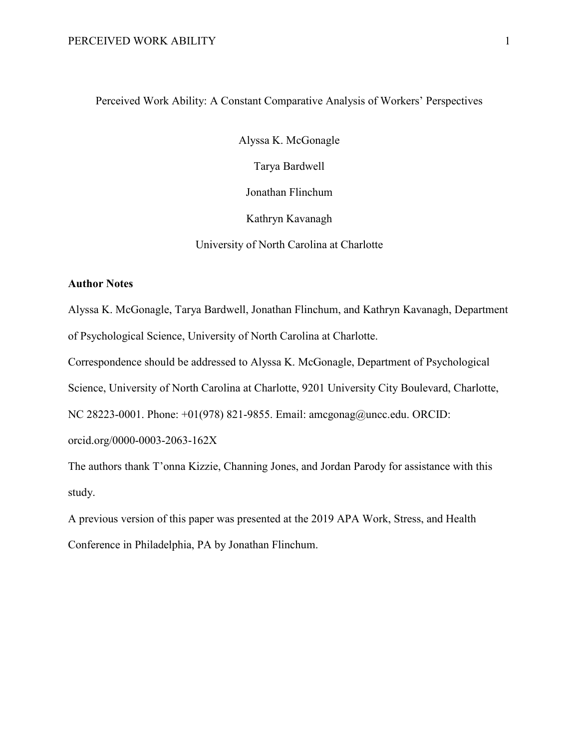# Perceived Work Ability: A Constant Comparative Analysis of Workers' Perspectives

Alyssa K. McGonagle

Tarya Bardwell

Jonathan Flinchum

Kathryn Kavanagh

University of North Carolina at Charlotte

**Author Notes**

Alyssa K. McGonagle, Tarya Bardwell, Jonathan Flinchum, and Kathryn Kavanagh, Department of Psychological Science, University of North Carolina at Charlotte.

Correspondence should be addressed to Alyssa K. McGonagle, Department of Psychological Science, University of North Carolina at Charlotte, 9201 University City Boulevard, Charlotte, NC 28223-0001. Phone: +01(978) 821-9855. Email: amcgonag@uncc.edu. ORCID: orcid.org/0000-0003-2063-162X

The authors thank T'onna Kizzie, Channing Jones, and Jordan Parody for assistance with this study.

A previous version of this paper was presented at the 2019 APA Work, Stress, and Health Conference in Philadelphia, PA by Jonathan Flinchum.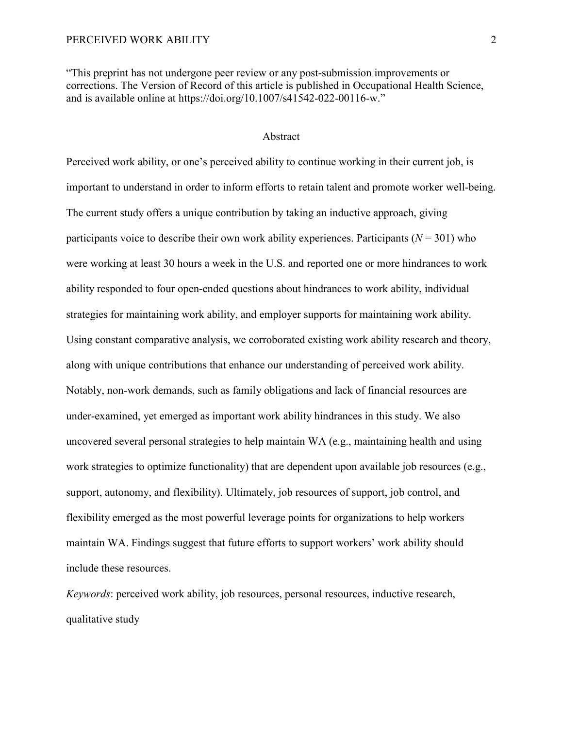"This preprint has not undergone peer review or any post-submission improvements or corrections. The Version of Record of this article is published in Occupational Health Science, and is available online at https://doi.org/10.1007/s41542-022-00116-w."

## Abstract

Perceived work ability, or one's perceived ability to continue working in their current job, is important to understand in order to inform efforts to retain talent and promote worker well-being. The current study offers a unique contribution by taking an inductive approach, giving participants voice to describe their own work ability experiences. Participants ($N = 301$) who were working at least 30 hours a week in the U.S. and reported one or more hindrances to work ability responded to four open-ended questions about hindrances to work ability, individual strategies for maintaining work ability, and employer supports for maintaining work ability. Using constant comparative analysis, we corroborated existing work ability research and theory, along with unique contributions that enhance our understanding of perceived work ability. Notably, non-work demands, such as family obligations and lack of financial resources are under-examined, yet emerged as important work ability hindrances in this study. We also uncovered several personal strategies to help maintain WA (e.g., maintaining health and using work strategies to optimize functionality) that are dependent upon available job resources (e.g., support, autonomy, and flexibility). Ultimately, job resources of support, job control, and flexibility emerged as the most powerful leverage points for organizations to help workers maintain WA. Findings suggest that future efforts to support workers' work ability should include these resources.

*Keywords*: perceived work ability, job resources, personal resources, inductive research, qualitative study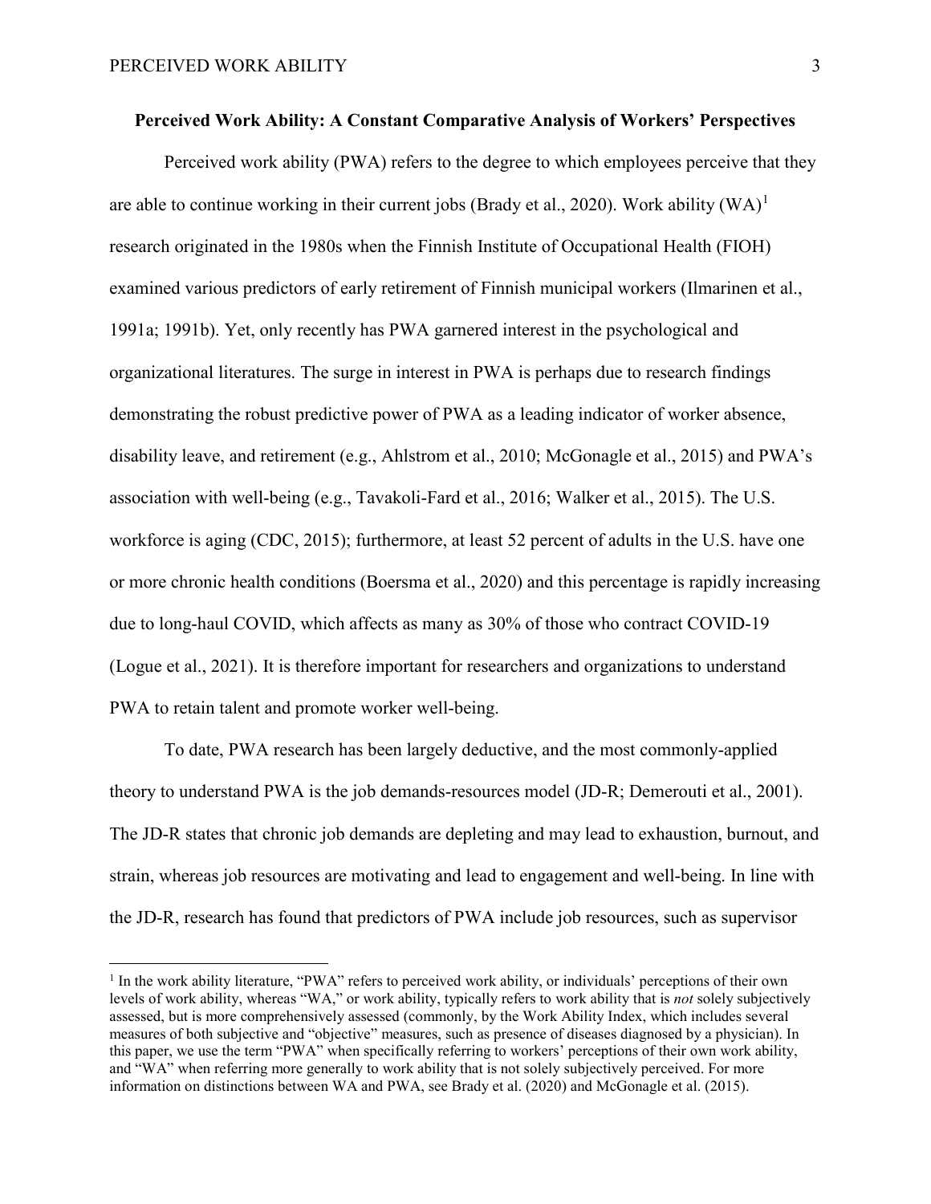# Perceived Work Ability: A Constant Comparative Analysis of Workers' Perspectives

Perceived work ability (PWA) refers to the degree to which employees perceive that they are able to continue working in their current jobs (Brady et al., 2020). Work ability (WA)[1] research originated in the 1980s when the Finnish Institute of Occupational Health (FIOH) examined various predictors of early retirement of Finnish municipal workers (Ilmarinen et al., 1991a; 1991b). Yet, only recently has PWA garnered interest in the psychological and organizational literatures. The surge in interest in PWA is perhaps due to research findings demonstrating the robust predictive power of PWA as a leading indicator of worker absence, disability leave, and retirement (e.g., Ahlstrom et al., 2010; McGonagle et al., 2015) and PWA's association with well-being (e.g., Tavakoli-Fard et al., 2016; Walker et al., 2015). The U.S. workforce is aging (CDC, 2015); furthermore, at least 52 percent of adults in the U.S. have one or more chronic health conditions (Boersma et al., 2020) and this percentage is rapidly increasing due to long-haul COVID, which affects as many as 30% of those who contract COVID-19 (Logue et al., 2021). It is therefore important for researchers and organizations to understand PWA to retain talent and promote worker well-being.

To date, PWA research has been largely deductive, and the most commonly-applied theory to understand PWA is the job demands-resources model (JD-R; Demerouti et al., 2001). The JD-R states that chronic job demands are depleting and may lead to exhaustion, burnout, and strain, whereas job resources are motivating and lead to engagement and well-being. In line with the JD-R, research has found that predictors of PWA include job resources, such as supervisor

[1] In the work ability literature, "PWA" refers to perceived work ability, or individuals' perceptions of their own levels of work ability, whereas "WA," or work ability, typically refers to work ability that is *not* solely subjectively assessed, but is more comprehensively assessed (commonly, by the Work Ability Index, which includes several measures of both subjective and "objective" measures, such as presence of diseases diagnosed by a physician). In this paper, we use the term "PWA" when specifically referring to workers' perceptions of their own work ability, and "WA" when referring more generally to work ability that is not solely subjectively perceived. For more information on distinctions between WA and PWA, see Brady et al. (2020) and McGonagle et al. (2015).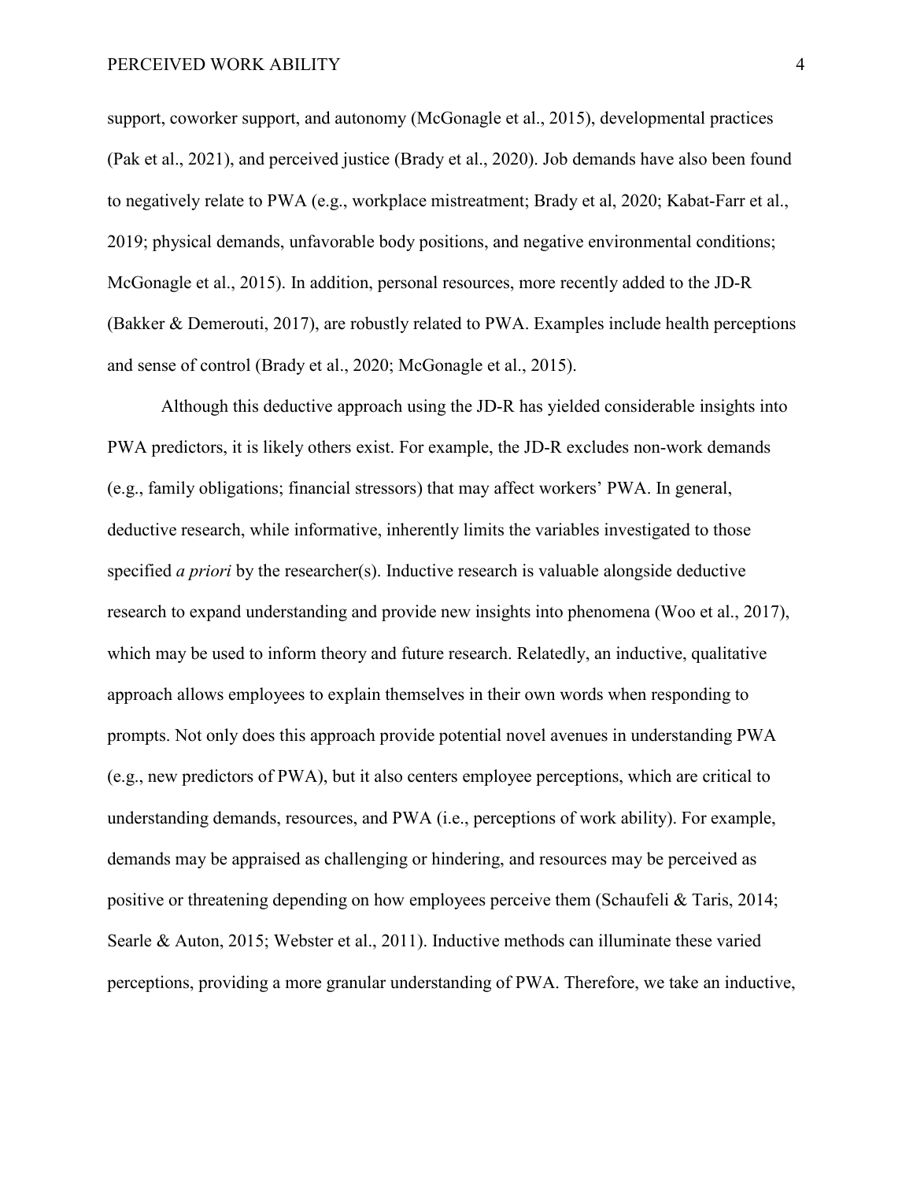support, coworker support, and autonomy (McGonagle et al., 2015), developmental practices (Pak et al., 2021), and perceived justice (Brady et al., 2020). Job demands have also been found to negatively relate to PWA (e.g., workplace mistreatment; Brady et al, 2020; Kabat-Farr et al., 2019; physical demands, unfavorable body positions, and negative environmental conditions; McGonagle et al., 2015). In addition, personal resources, more recently added to the JD-R (Bakker & Demerouti, 2017), are robustly related to PWA. Examples include health perceptions and sense of control (Brady et al., 2020; McGonagle et al., 2015).

Although this deductive approach using the JD-R has yielded considerable insights into PWA predictors, it is likely others exist. For example, the JD-R excludes non-work demands (e.g., family obligations; financial stressors) that may affect workers' PWA. In general, deductive research, while informative, inherently limits the variables investigated to those specified *a priori* by the researcher(s). Inductive research is valuable alongside deductive research to expand understanding and provide new insights into phenomena (Woo et al., 2017), which may be used to inform theory and future research. Relatedly, an inductive, qualitative approach allows employees to explain themselves in their own words when responding to prompts. Not only does this approach provide potential novel avenues in understanding PWA (e.g., new predictors of PWA), but it also centers employee perceptions, which are critical to understanding demands, resources, and PWA (i.e., perceptions of work ability). For example, demands may be appraised as challenging or hindering, and resources may be perceived as positive or threatening depending on how employees perceive them (Schaufeli & Taris, 2014; Searle & Auton, 2015; Webster et al., 2011). Inductive methods can illuminate these varied perceptions, providing a more granular understanding of PWA. Therefore, we take an inductive,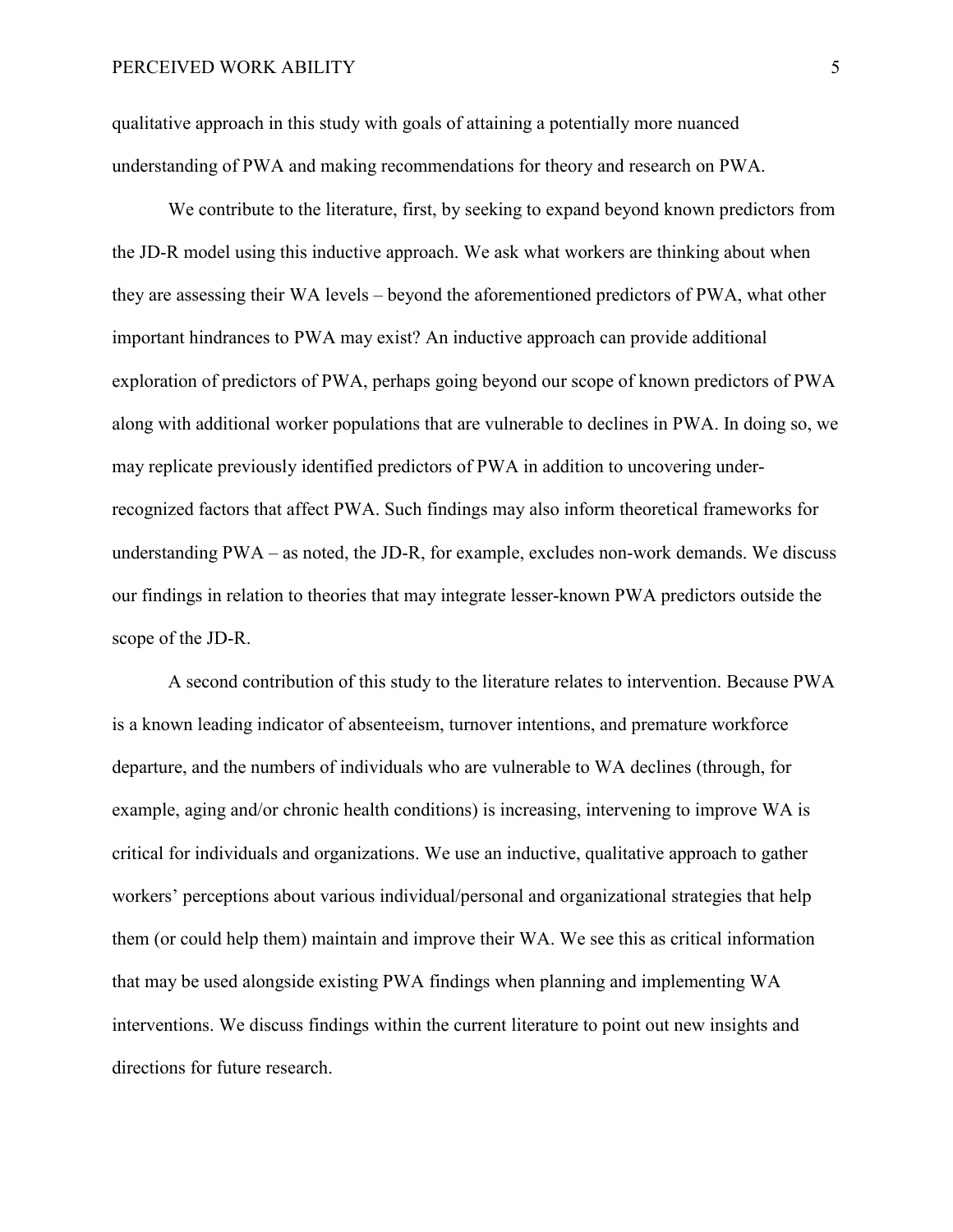qualitative approach in this study with goals of attaining a potentially more nuanced understanding of PWA and making recommendations for theory and research on PWA.

We contribute to the literature, first, by seeking to expand beyond known predictors from the JD-R model using this inductive approach. We ask what workers are thinking about when they are assessing their WA levels – beyond the aforementioned predictors of PWA, what other important hindrances to PWA may exist? An inductive approach can provide additional exploration of predictors of PWA, perhaps going beyond our scope of known predictors of PWA along with additional worker populations that are vulnerable to declines in PWA. In doing so, we may replicate previously identified predictors of PWA in addition to uncovering under-recognized factors that affect PWA. Such findings may also inform theoretical frameworks for understanding PWA – as noted, the JD-R, for example, excludes non-work demands. We discuss our findings in relation to theories that may integrate lesser-known PWA predictors outside the scope of the JD-R.

A second contribution of this study to the literature relates to intervention. Because PWA is a known leading indicator of absenteeism, turnover intentions, and premature workforce departure, and the numbers of individuals who are vulnerable to WA declines (through, for example, aging and/or chronic health conditions) is increasing, intervening to improve WA is critical for individuals and organizations. We use an inductive, qualitative approach to gather workers' perceptions about various individual/personal and organizational strategies that help them (or could help them) maintain and improve their WA. We see this as critical information that may be used alongside existing PWA findings when planning and implementing WA interventions. We discuss findings within the current literature to point out new insights and directions for future research.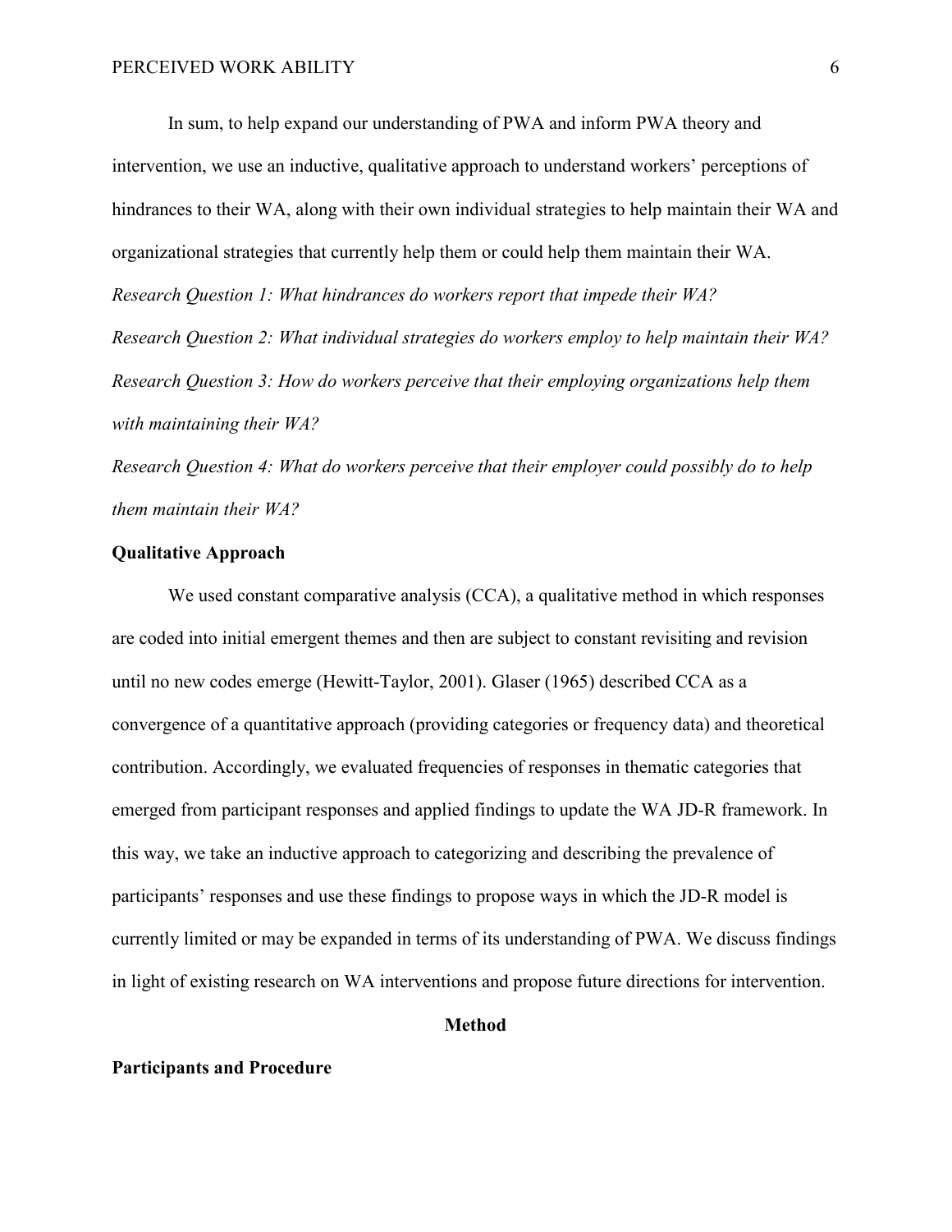In sum, to help expand our understanding of PWA and inform PWA theory and intervention, we use an inductive, qualitative approach to understand workers' perceptions of hindrances to their WA, along with their own individual strategies to help maintain their WA and organizational strategies that currently help them or could help them maintain their WA.

*Research Question 1: What hindrances do workers report that impede their WA?*

*Research Question 2: What individual strategies do workers employ to help maintain their WA?*

*Research Question 3: How do workers perceive that their employing organizations help them with maintaining their WA?*

*Research Question 4: What do workers perceive that their employer could possibly do to help them maintain their WA?*

## Qualitative Approach

We used constant comparative analysis (CCA), a qualitative method in which responses are coded into initial emergent themes and then are subject to constant revisiting and revision until no new codes emerge (Hewitt-Taylor, 2001). Glaser (1965) described CCA as a convergence of a quantitative approach (providing categories or frequency data) and theoretical contribution. Accordingly, we evaluated frequencies of responses in thematic categories that emerged from participant responses and applied findings to update the WA JD-R framework. In this way, we take an inductive approach to categorizing and describing the prevalence of participants' responses and use these findings to propose ways in which the JD-R model is currently limited or may be expanded in terms of its understanding of PWA. We discuss findings in light of existing research on WA interventions and propose future directions for intervention.

# Method

## Participants and Procedure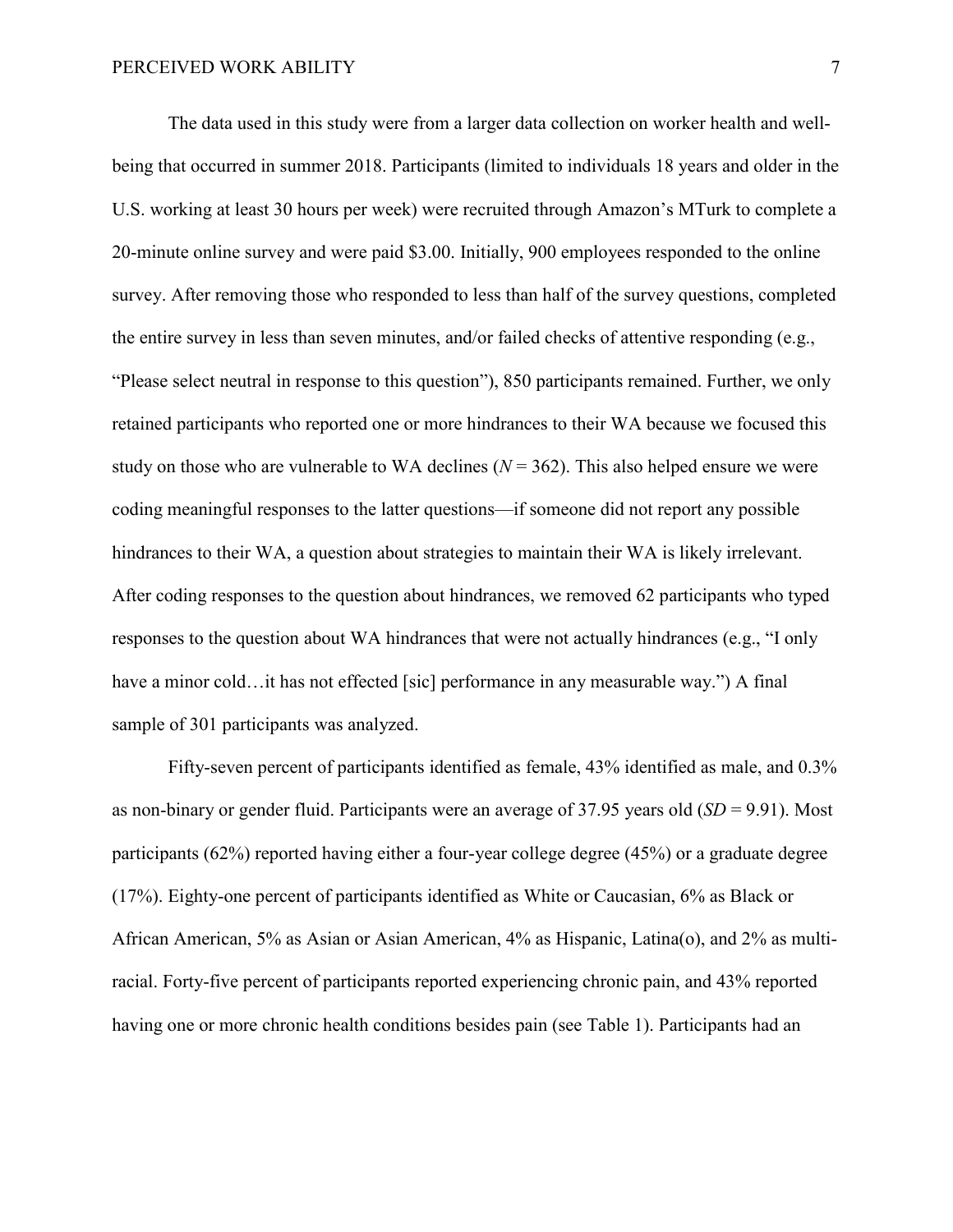The data used in this study were from a larger data collection on worker health and well-being that occurred in summer 2018. Participants (limited to individuals 18 years and older in the U.S. working at least 30 hours per week) were recruited through Amazon's MTurk to complete a 20-minute online survey and were paid $3.00. Initially, 900 employees responded to the online survey. After removing those who responded to less than half of the survey questions, completed the entire survey in less than seven minutes, and/or failed checks of attentive responding (e.g., "Please select neutral in response to this question"), 850 participants remained. Further, we only retained participants who reported one or more hindrances to their WA because we focused this study on those who are vulnerable to WA declines ($N$ = 362). This also helped ensure we were coding meaningful responses to the latter questions—if someone did not report any possible hindrances to their WA, a question about strategies to maintain their WA is likely irrelevant. After coding responses to the question about hindrances, we removed 62 participants who typed responses to the question about WA hindrances that were not actually hindrances (e.g., "I only have a minor cold…it has not effected [sic] performance in any measurable way.") A final sample of 301 participants was analyzed.

Fifty-seven percent of participants identified as female, 43% identified as male, and 0.3% as non-binary or gender fluid. Participants were an average of 37.95 years old ($SD$ = 9.91). Most participants (62%) reported having either a four-year college degree (45%) or a graduate degree (17%). Eighty-one percent of participants identified as White or Caucasian, 6% as Black or African American, 5% as Asian or Asian American, 4% as Hispanic, Latina(o), and 2% as multi-racial. Forty-five percent of participants reported experiencing chronic pain, and 43% reported having one or more chronic health conditions besides pain (see Table 1). Participants had an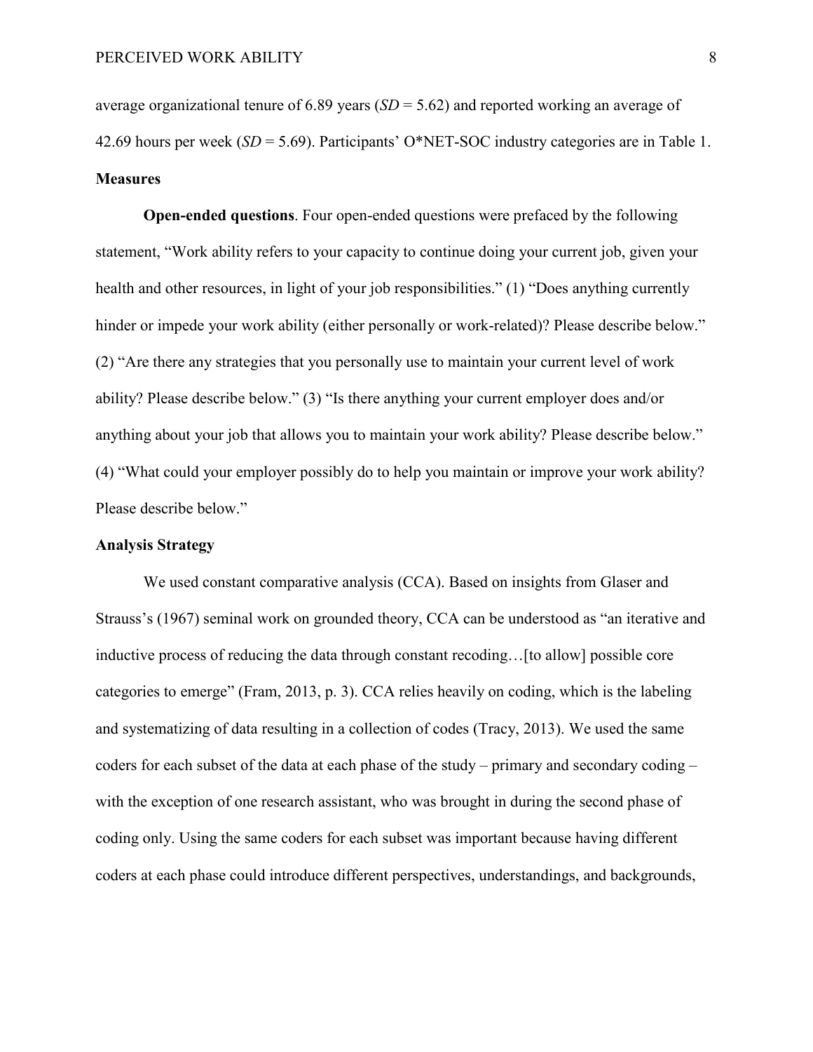average organizational tenure of 6.89 years (*SD* = 5.62) and reported working an average of 42.69 hours per week (*SD* = 5.69). Participants' O*NET-SOC industry categories are in Table 1.

## Measures

**Open-ended questions**. Four open-ended questions were prefaced by the following statement, "Work ability refers to your capacity to continue doing your current job, given your health and other resources, in light of your job responsibilities." (1) "Does anything currently hinder or impede your work ability (either personally or work-related)? Please describe below." (2) "Are there any strategies that you personally use to maintain your current level of work ability? Please describe below." (3) "Is there anything your current employer does and/or anything about your job that allows you to maintain your work ability? Please describe below." (4) "What could your employer possibly do to help you maintain or improve your work ability? Please describe below."

## Analysis Strategy

We used constant comparative analysis (CCA). Based on insights from Glaser and Strauss's (1967) seminal work on grounded theory, CCA can be understood as "an iterative and inductive process of reducing the data through constant recoding…[to allow] possible core categories to emerge" (Fram, 2013, p. 3). CCA relies heavily on coding, which is the labeling and systematizing of data resulting in a collection of codes (Tracy, 2013). We used the same coders for each subset of the data at each phase of the study – primary and secondary coding – with the exception of one research assistant, who was brought in during the second phase of coding only. Using the same coders for each subset was important because having different coders at each phase could introduce different perspectives, understandings, and backgrounds,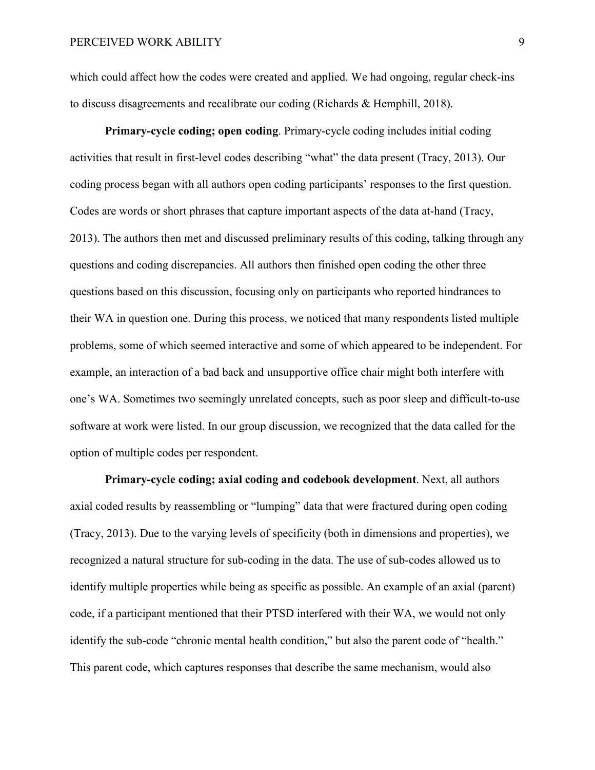which could affect how the codes were created and applied. We had ongoing, regular check-ins to discuss disagreements and recalibrate our coding (Richards & Hemphill, 2018).

**Primary-cycle coding; open coding**. Primary-cycle coding includes initial coding activities that result in first-level codes describing "what" the data present (Tracy, 2013). Our coding process began with all authors open coding participants' responses to the first question. Codes are words or short phrases that capture important aspects of the data at-hand (Tracy, 2013). The authors then met and discussed preliminary results of this coding, talking through any questions and coding discrepancies. All authors then finished open coding the other three questions based on this discussion, focusing only on participants who reported hindrances to their WA in question one. During this process, we noticed that many respondents listed multiple problems, some of which seemed interactive and some of which appeared to be independent. For example, an interaction of a bad back and unsupportive office chair might both interfere with one's WA. Sometimes two seemingly unrelated concepts, such as poor sleep and difficult-to-use software at work were listed. In our group discussion, we recognized that the data called for the option of multiple codes per respondent.

**Primary-cycle coding; axial coding and codebook development**. Next, all authors axial coded results by reassembling or "lumping" data that were fractured during open coding (Tracy, 2013). Due to the varying levels of specificity (both in dimensions and properties), we recognized a natural structure for sub-coding in the data. The use of sub-codes allowed us to identify multiple properties while being as specific as possible. An example of an axial (parent) code, if a participant mentioned that their PTSD interfered with their WA, we would not only identify the sub-code "chronic mental health condition," but also the parent code of "health." This parent code, which captures responses that describe the same mechanism, would also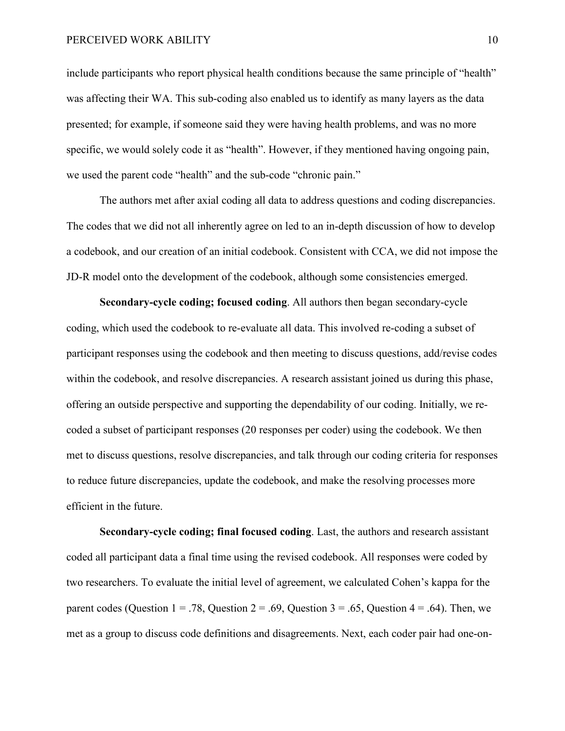include participants who report physical health conditions because the same principle of "health" was affecting their WA. This sub-coding also enabled us to identify as many layers as the data presented; for example, if someone said they were having health problems, and was no more specific, we would solely code it as "health". However, if they mentioned having ongoing pain, we used the parent code "health" and the sub-code "chronic pain."

The authors met after axial coding all data to address questions and coding discrepancies. The codes that we did not all inherently agree on led to an in-depth discussion of how to develop a codebook, and our creation of an initial codebook. Consistent with CCA, we did not impose the JD-R model onto the development of the codebook, although some consistencies emerged.

**Secondary-cycle coding; focused coding**. All authors then began secondary-cycle coding, which used the codebook to re-evaluate all data. This involved re-coding a subset of participant responses using the codebook and then meeting to discuss questions, add/revise codes within the codebook, and resolve discrepancies. A research assistant joined us during this phase, offering an outside perspective and supporting the dependability of our coding. Initially, we re-coded a subset of participant responses (20 responses per coder) using the codebook. We then met to discuss questions, resolve discrepancies, and talk through our coding criteria for responses to reduce future discrepancies, update the codebook, and make the resolving processes more efficient in the future.

**Secondary-cycle coding; final focused coding**. Last, the authors and research assistant coded all participant data a final time using the revised codebook. All responses were coded by two researchers. To evaluate the initial level of agreement, we calculated Cohen's kappa for the parent codes (Question 1 = .78, Question 2 = .69, Question 3 = .65, Question 4 = .64). Then, we met as a group to discuss code definitions and disagreements. Next, each coder pair had one-on-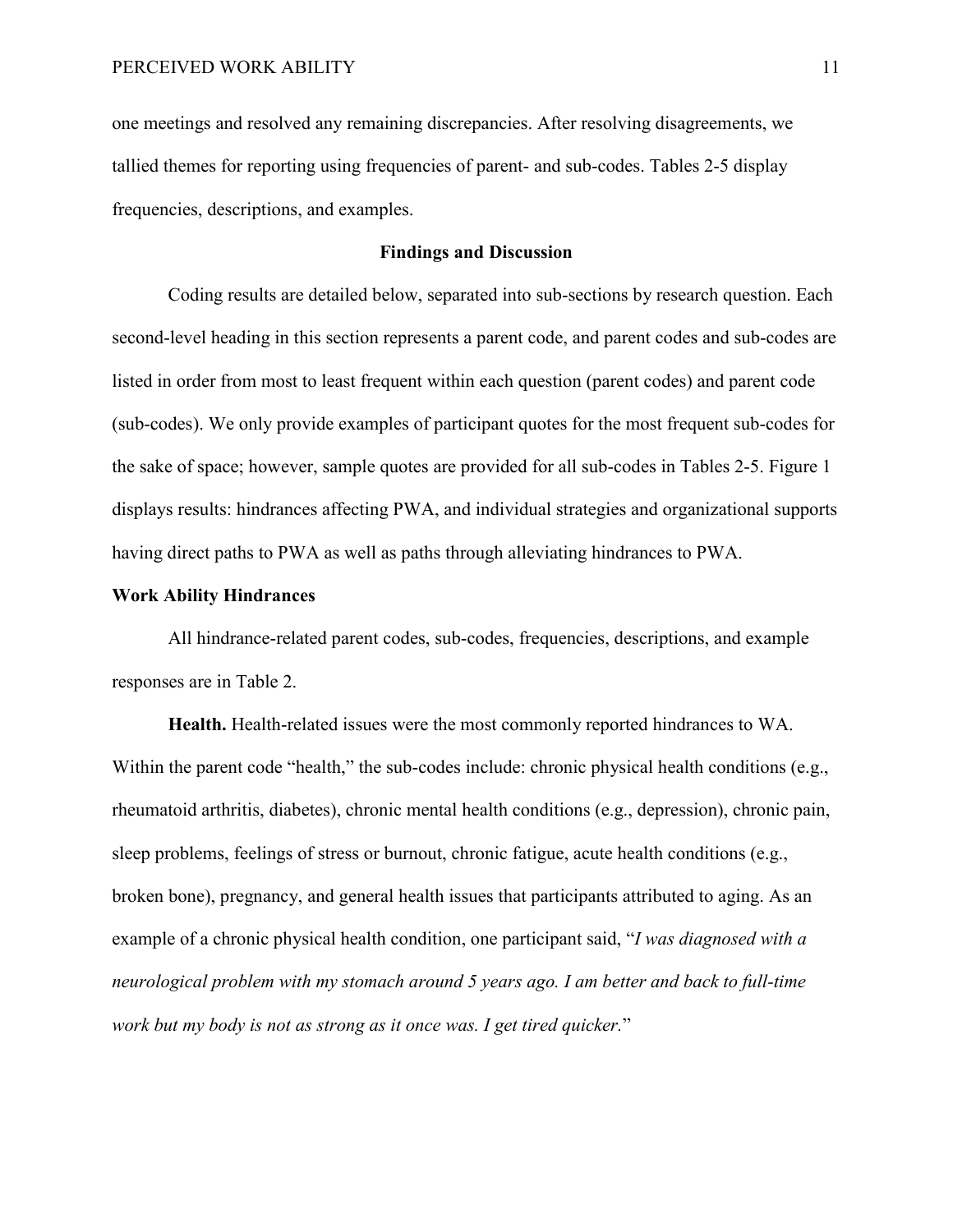one meetings and resolved any remaining discrepancies. After resolving disagreements, we tallied themes for reporting using frequencies of parent- and sub-codes. Tables 2-5 display frequencies, descriptions, and examples.

## Findings and Discussion

Coding results are detailed below, separated into sub-sections by research question. Each second-level heading in this section represents a parent code, and parent codes and sub-codes are listed in order from most to least frequent within each question (parent codes) and parent code (sub-codes). We only provide examples of participant quotes for the most frequent sub-codes for the sake of space; however, sample quotes are provided for all sub-codes in Tables 2-5. Figure 1 displays results: hindrances affecting PWA, and individual strategies and organizational supports having direct paths to PWA as well as paths through alleviating hindrances to PWA.

### Work Ability Hindrances

All hindrance-related parent codes, sub-codes, frequencies, descriptions, and example responses are in Table 2.

**Health.** Health-related issues were the most commonly reported hindrances to WA. Within the parent code "health," the sub-codes include: chronic physical health conditions (e.g., rheumatoid arthritis, diabetes), chronic mental health conditions (e.g., depression), chronic pain, sleep problems, feelings of stress or burnout, chronic fatigue, acute health conditions (e.g., broken bone), pregnancy, and general health issues that participants attributed to aging. As an example of a chronic physical health condition, one participant said, "*I was diagnosed with a neurological problem with my stomach around 5 years ago. I am better and back to full-time work but my body is not as strong as it once was. I get tired quicker.*"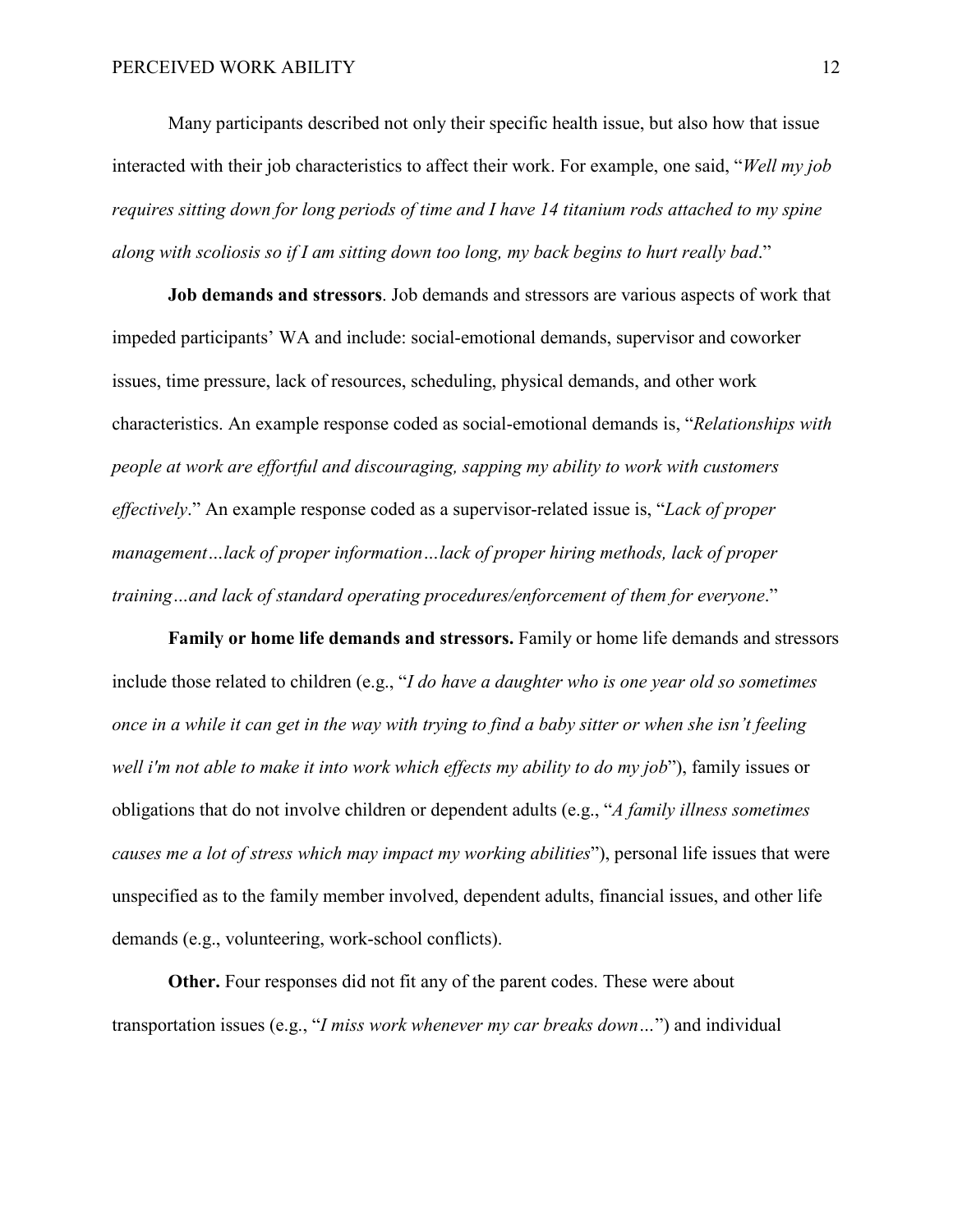Many participants described not only their specific health issue, but also how that issue interacted with their job characteristics to affect their work. For example, one said, "*Well my job requires sitting down for long periods of time and I have 14 titanium rods attached to my spine along with scoliosis so if I am sitting down too long, my back begins to hurt really bad*."

**Job demands and stressors**. Job demands and stressors are various aspects of work that impeded participants' WA and include: social-emotional demands, supervisor and coworker issues, time pressure, lack of resources, scheduling, physical demands, and other work characteristics. An example response coded as social-emotional demands is, "*Relationships with people at work are effortful and discouraging, sapping my ability to work with customers effectively*." An example response coded as a supervisor-related issue is, "*Lack of proper management…lack of proper information…lack of proper hiring methods, lack of proper training…and lack of standard operating procedures/enforcement of them for everyone*."

**Family or home life demands and stressors.** Family or home life demands and stressors include those related to children (e.g., "*I do have a daughter who is one year old so sometimes once in a while it can get in the way with trying to find a baby sitter or when she isn't feeling well i'm not able to make it into work which effects my ability to do my job*"), family issues or obligations that do not involve children or dependent adults (e.g., "*A family illness sometimes causes me a lot of stress which may impact my working abilities*"), personal life issues that were unspecified as to the family member involved, dependent adults, financial issues, and other life demands (e.g., volunteering, work-school conflicts).

**Other.** Four responses did not fit any of the parent codes. These were about transportation issues (e.g., "*I miss work whenever my car breaks down…*") and individual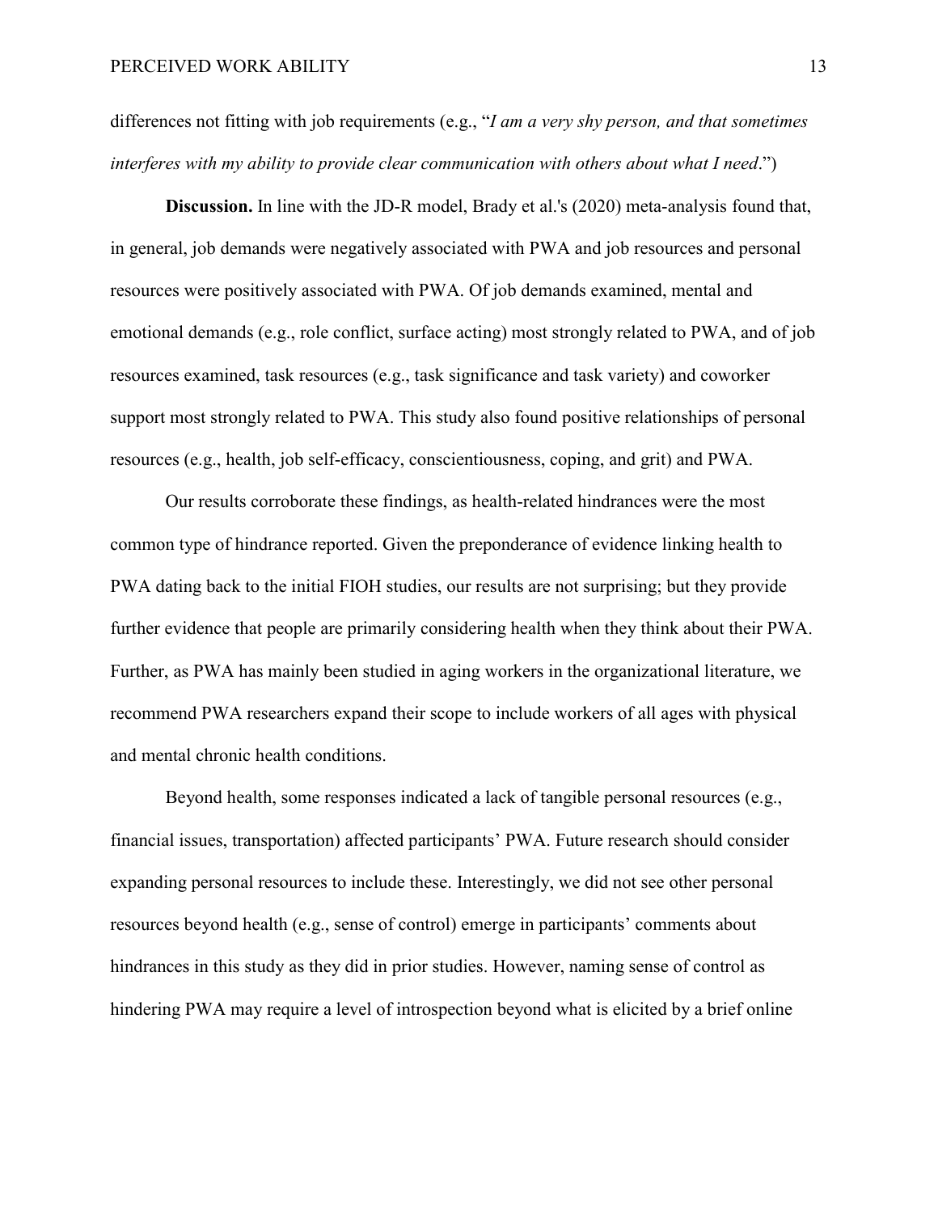differences not fitting with job requirements (e.g., "*I am a very shy person, and that sometimes interferes with my ability to provide clear communication with others about what I need*.")

**Discussion.** In line with the JD-R model, Brady et al.'s (2020) meta-analysis found that, in general, job demands were negatively associated with PWA and job resources and personal resources were positively associated with PWA. Of job demands examined, mental and emotional demands (e.g., role conflict, surface acting) most strongly related to PWA, and of job resources examined, task resources (e.g., task significance and task variety) and coworker support most strongly related to PWA. This study also found positive relationships of personal resources (e.g., health, job self-efficacy, conscientiousness, coping, and grit) and PWA.

Our results corroborate these findings, as health-related hindrances were the most common type of hindrance reported. Given the preponderance of evidence linking health to PWA dating back to the initial FIOH studies, our results are not surprising; but they provide further evidence that people are primarily considering health when they think about their PWA. Further, as PWA has mainly been studied in aging workers in the organizational literature, we recommend PWA researchers expand their scope to include workers of all ages with physical and mental chronic health conditions.

Beyond health, some responses indicated a lack of tangible personal resources (e.g., financial issues, transportation) affected participants' PWA. Future research should consider expanding personal resources to include these. Interestingly, we did not see other personal resources beyond health (e.g., sense of control) emerge in participants' comments about hindrances in this study as they did in prior studies. However, naming sense of control as hindering PWA may require a level of introspection beyond what is elicited by a brief online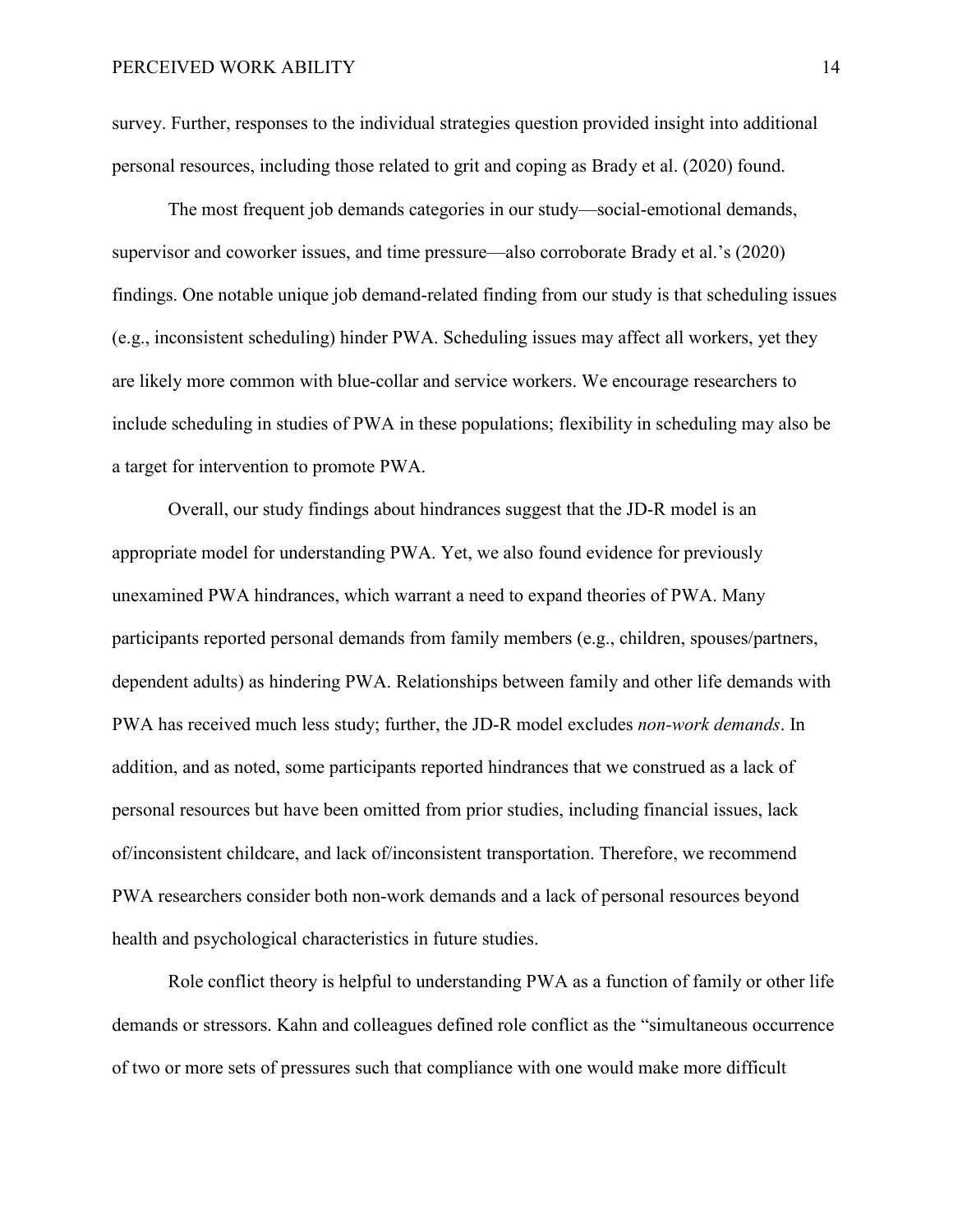survey. Further, responses to the individual strategies question provided insight into additional personal resources, including those related to grit and coping as Brady et al. (2020) found.

The most frequent job demands categories in our study—social-emotional demands, supervisor and coworker issues, and time pressure—also corroborate Brady et al.'s (2020) findings. One notable unique job demand-related finding from our study is that scheduling issues (e.g., inconsistent scheduling) hinder PWA. Scheduling issues may affect all workers, yet they are likely more common with blue-collar and service workers. We encourage researchers to include scheduling in studies of PWA in these populations; flexibility in scheduling may also be a target for intervention to promote PWA.

Overall, our study findings about hindrances suggest that the JD-R model is an appropriate model for understanding PWA. Yet, we also found evidence for previously unexamined PWA hindrances, which warrant a need to expand theories of PWA. Many participants reported personal demands from family members (e.g., children, spouses/partners, dependent adults) as hindering PWA. Relationships between family and other life demands with PWA has received much less study; further, the JD-R model excludes *non-work demands*. In addition, and as noted, some participants reported hindrances that we construed as a lack of personal resources but have been omitted from prior studies, including financial issues, lack of/inconsistent childcare, and lack of/inconsistent transportation. Therefore, we recommend PWA researchers consider both non-work demands and a lack of personal resources beyond health and psychological characteristics in future studies.

Role conflict theory is helpful to understanding PWA as a function of family or other life demands or stressors. Kahn and colleagues defined role conflict as the "simultaneous occurrence of two or more sets of pressures such that compliance with one would make more difficult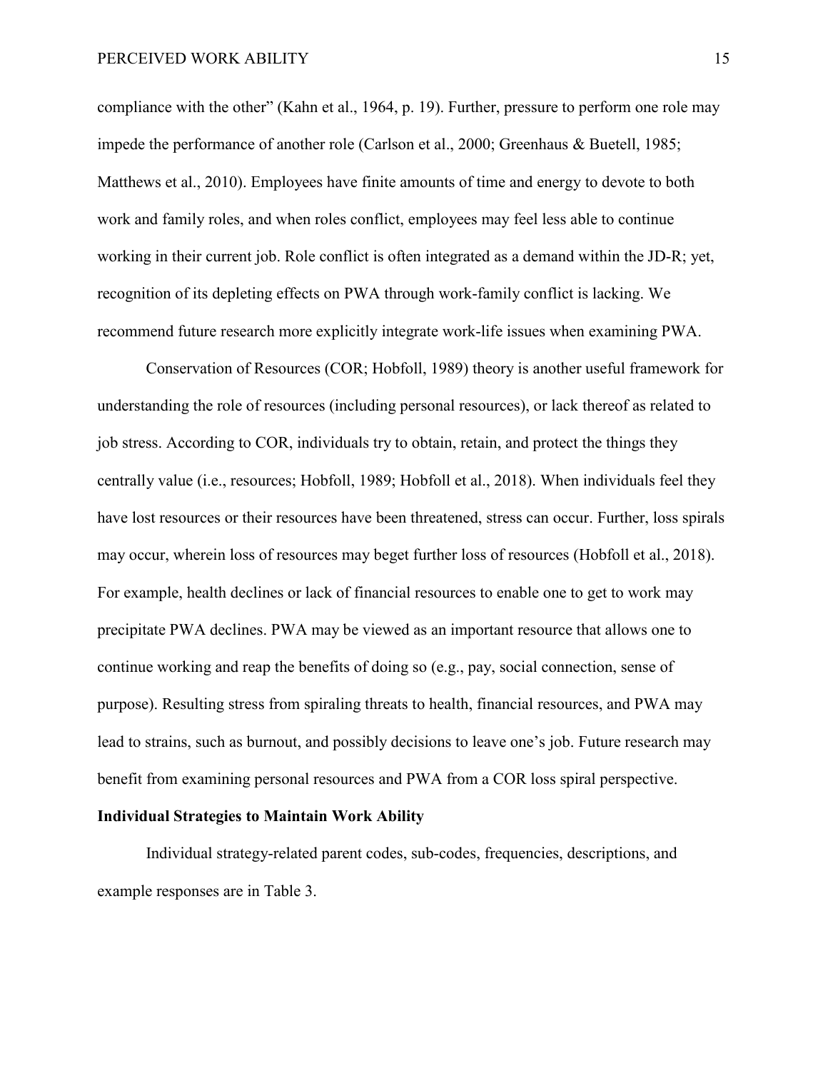compliance with the other" (Kahn et al., 1964, p. 19). Further, pressure to perform one role may impede the performance of another role (Carlson et al., 2000; Greenhaus & Buetell, 1985; Matthews et al., 2010). Employees have finite amounts of time and energy to devote to both work and family roles, and when roles conflict, employees may feel less able to continue working in their current job. Role conflict is often integrated as a demand within the JD-R; yet, recognition of its depleting effects on PWA through work-family conflict is lacking. We recommend future research more explicitly integrate work-life issues when examining PWA.

Conservation of Resources (COR; Hobfoll, 1989) theory is another useful framework for understanding the role of resources (including personal resources), or lack thereof as related to job stress. According to COR, individuals try to obtain, retain, and protect the things they centrally value (i.e., resources; Hobfoll, 1989; Hobfoll et al., 2018). When individuals feel they have lost resources or their resources have been threatened, stress can occur. Further, loss spirals may occur, wherein loss of resources may beget further loss of resources (Hobfoll et al., 2018). For example, health declines or lack of financial resources to enable one to get to work may precipitate PWA declines. PWA may be viewed as an important resource that allows one to continue working and reap the benefits of doing so (e.g., pay, social connection, sense of purpose). Resulting stress from spiraling threats to health, financial resources, and PWA may lead to strains, such as burnout, and possibly decisions to leave one's job. Future research may benefit from examining personal resources and PWA from a COR loss spiral perspective.

**Individual Strategies to Maintain Work Ability**

Individual strategy-related parent codes, sub-codes, frequencies, descriptions, and example responses are in Table 3.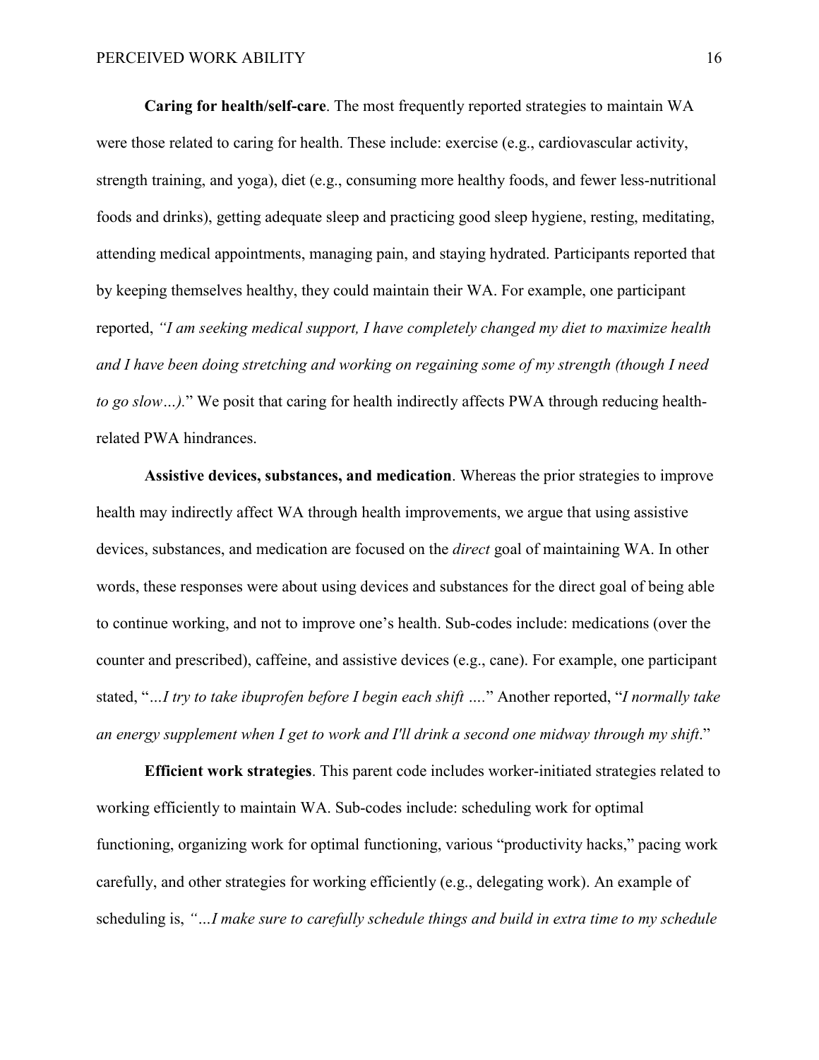**Caring for health/self-care**. The most frequently reported strategies to maintain WA were those related to caring for health. These include: exercise (e.g., cardiovascular activity, strength training, and yoga), diet (e.g., consuming more healthy foods, and fewer less-nutritional foods and drinks), getting adequate sleep and practicing good sleep hygiene, resting, meditating, attending medical appointments, managing pain, and staying hydrated. Participants reported that by keeping themselves healthy, they could maintain their WA. For example, one participant reported, *"I am seeking medical support, I have completely changed my diet to maximize health and I have been doing stretching and working on regaining some of my strength (though I need to go slow…)*." We posit that caring for health indirectly affects PWA through reducing health-related PWA hindrances.

**Assistive devices, substances, and medication**. Whereas the prior strategies to improve health may indirectly affect WA through health improvements, we argue that using assistive devices, substances, and medication are focused on the *direct* goal of maintaining WA. In other words, these responses were about using devices and substances for the direct goal of being able to continue working, and not to improve one's health. Sub-codes include: medications (over the counter and prescribed), caffeine, and assistive devices (e.g., cane). For example, one participant stated, "*…I try to take ibuprofen before I begin each shift ….*" Another reported, "*I normally take an energy supplement when I get to work and I'll drink a second one midway through my shift*."

**Efficient work strategies**. This parent code includes worker-initiated strategies related to working efficiently to maintain WA. Sub-codes include: scheduling work for optimal functioning, organizing work for optimal functioning, various "productivity hacks," pacing work carefully, and other strategies for working efficiently (e.g., delegating work). An example of scheduling is, *"…I make sure to carefully schedule things and build in extra time to my schedule*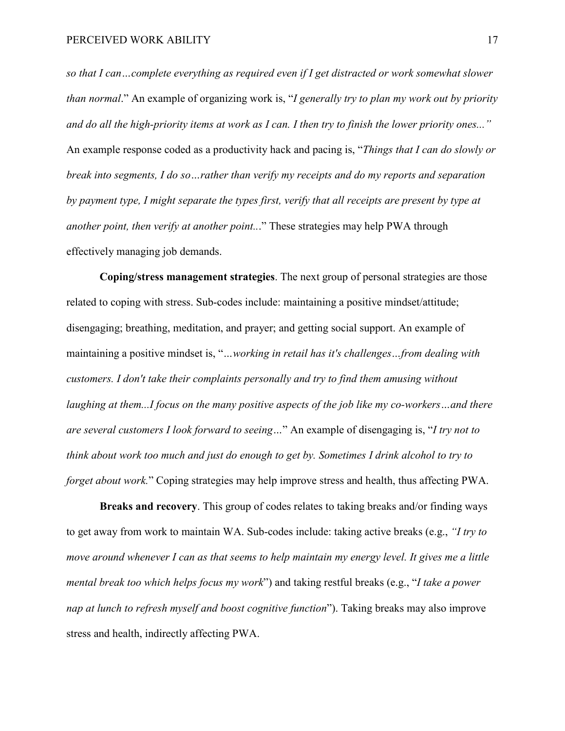*so that I can…complete everything as required even if I get distracted or work somewhat slower than normal*." An example of organizing work is, "*I generally try to plan my work out by priority and do all the high-priority items at work as I can. I then try to finish the lower priority ones...*" An example response coded as a productivity hack and pacing is, "*Things that I can do slowly or break into segments, I do so…rather than verify my receipts and do my reports and separation by payment type, I might separate the types first, verify that all receipts are present by type at another point, then verify at another point...*" These strategies may help PWA through effectively managing job demands.

**Coping/stress management strategies**. The next group of personal strategies are those related to coping with stress. Sub-codes include: maintaining a positive mindset/attitude; disengaging; breathing, meditation, and prayer; and getting social support. An example of maintaining a positive mindset is, "*…working in retail has it's challenges…from dealing with customers. I don't take their complaints personally and try to find them amusing without laughing at them...I focus on the many positive aspects of the job like my co-workers…and there are several customers I look forward to seeing…*" An example of disengaging is, "*I try not to think about work too much and just do enough to get by. Sometimes I drink alcohol to try to forget about work.*" Coping strategies may help improve stress and health, thus affecting PWA.

**Breaks and recovery**. This group of codes relates to taking breaks and/or finding ways to get away from work to maintain WA. Sub-codes include: taking active breaks (e.g., *"I try to move around whenever I can as that seems to help maintain my energy level. It gives me a little mental break too which helps focus my work*") and taking restful breaks (e.g., "*I take a power nap at lunch to refresh myself and boost cognitive function*"). Taking breaks may also improve stress and health, indirectly affecting PWA.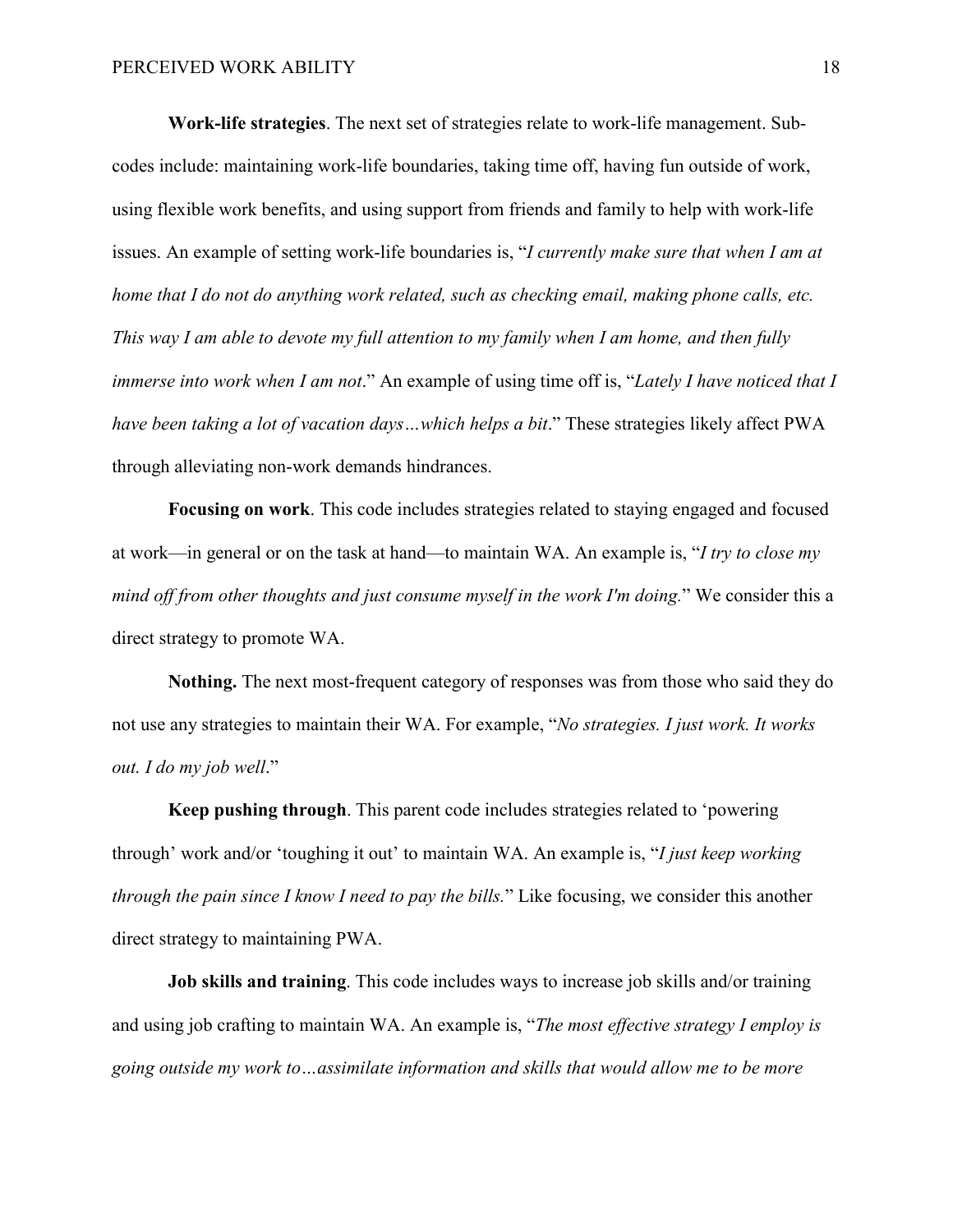**Work-life strategies**. The next set of strategies relate to work-life management. Sub-codes include: maintaining work-life boundaries, taking time off, having fun outside of work, using flexible work benefits, and using support from friends and family to help with work-life issues. An example of setting work-life boundaries is, "*I currently make sure that when I am at home that I do not do anything work related, such as checking email, making phone calls, etc. This way I am able to devote my full attention to my family when I am home, and then fully immerse into work when I am not*." An example of using time off is, "*Lately I have noticed that I have been taking a lot of vacation days…which helps a bit*." These strategies likely affect PWA through alleviating non-work demands hindrances.

**Focusing on work**. This code includes strategies related to staying engaged and focused at work—in general or on the task at hand—to maintain WA. An example is, "*I try to close my mind off from other thoughts and just consume myself in the work I'm doing.*" We consider this a direct strategy to promote WA.

**Nothing.** The next most-frequent category of responses was from those who said they do not use any strategies to maintain their WA. For example, "*No strategies. I just work. It works out. I do my job well*."

**Keep pushing through**. This parent code includes strategies related to 'powering through' work and/or 'toughing it out' to maintain WA. An example is, "*I just keep working through the pain since I know I need to pay the bills.*" Like focusing, we consider this another direct strategy to maintaining PWA.

**Job skills and training**. This code includes ways to increase job skills and/or training and using job crafting to maintain WA. An example is, "*The most effective strategy I employ is going outside my work to…assimilate information and skills that would allow me to be more*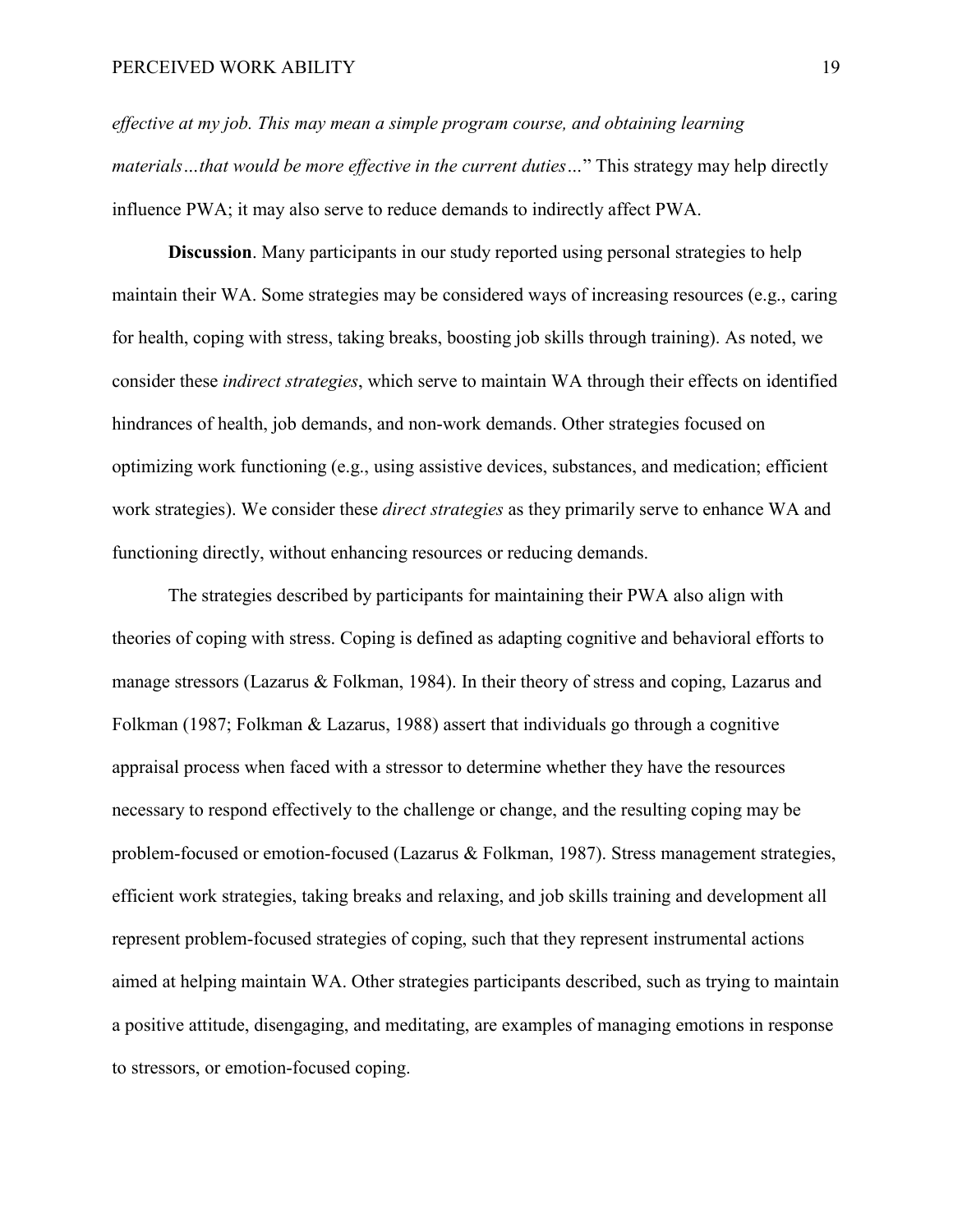*effective at my job. This may mean a simple program course, and obtaining learning materials…that would be more effective in the current duties…*" This strategy may help directly influence PWA; it may also serve to reduce demands to indirectly affect PWA.

**Discussion**. Many participants in our study reported using personal strategies to help maintain their WA. Some strategies may be considered ways of increasing resources (e.g., caring for health, coping with stress, taking breaks, boosting job skills through training). As noted, we consider these *indirect strategies*, which serve to maintain WA through their effects on identified hindrances of health, job demands, and non-work demands. Other strategies focused on optimizing work functioning (e.g., using assistive devices, substances, and medication; efficient work strategies). We consider these *direct strategies* as they primarily serve to enhance WA and functioning directly, without enhancing resources or reducing demands.

The strategies described by participants for maintaining their PWA also align with theories of coping with stress. Coping is defined as adapting cognitive and behavioral efforts to manage stressors (Lazarus & Folkman, 1984). In their theory of stress and coping, Lazarus and Folkman (1987; Folkman & Lazarus, 1988) assert that individuals go through a cognitive appraisal process when faced with a stressor to determine whether they have the resources necessary to respond effectively to the challenge or change, and the resulting coping may be problem-focused or emotion-focused (Lazarus & Folkman, 1987). Stress management strategies, efficient work strategies, taking breaks and relaxing, and job skills training and development all represent problem-focused strategies of coping, such that they represent instrumental actions aimed at helping maintain WA. Other strategies participants described, such as trying to maintain a positive attitude, disengaging, and meditating, are examples of managing emotions in response to stressors, or emotion-focused coping.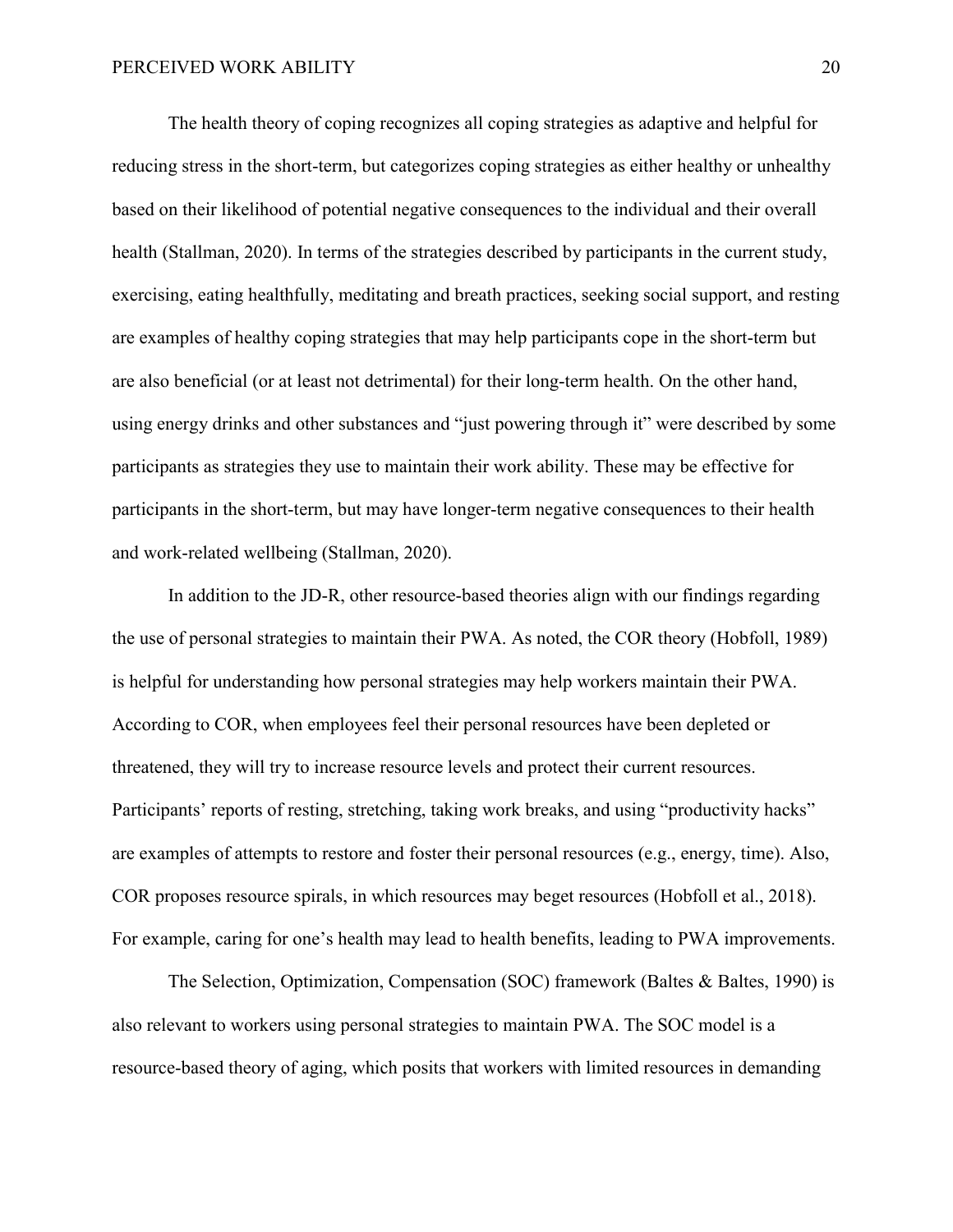The health theory of coping recognizes all coping strategies as adaptive and helpful for reducing stress in the short-term, but categorizes coping strategies as either healthy or unhealthy based on their likelihood of potential negative consequences to the individual and their overall health (Stallman, 2020). In terms of the strategies described by participants in the current study, exercising, eating healthfully, meditating and breath practices, seeking social support, and resting are examples of healthy coping strategies that may help participants cope in the short-term but are also beneficial (or at least not detrimental) for their long-term health. On the other hand, using energy drinks and other substances and "just powering through it" were described by some participants as strategies they use to maintain their work ability. These may be effective for participants in the short-term, but may have longer-term negative consequences to their health and work-related wellbeing (Stallman, 2020).

In addition to the JD-R, other resource-based theories align with our findings regarding the use of personal strategies to maintain their PWA. As noted, the COR theory (Hobfoll, 1989) is helpful for understanding how personal strategies may help workers maintain their PWA. According to COR, when employees feel their personal resources have been depleted or threatened, they will try to increase resource levels and protect their current resources. Participants' reports of resting, stretching, taking work breaks, and using "productivity hacks" are examples of attempts to restore and foster their personal resources (e.g., energy, time). Also, COR proposes resource spirals, in which resources may beget resources (Hobfoll et al., 2018). For example, caring for one's health may lead to health benefits, leading to PWA improvements.

The Selection, Optimization, Compensation (SOC) framework (Baltes & Baltes, 1990) is also relevant to workers using personal strategies to maintain PWA. The SOC model is a resource-based theory of aging, which posits that workers with limited resources in demanding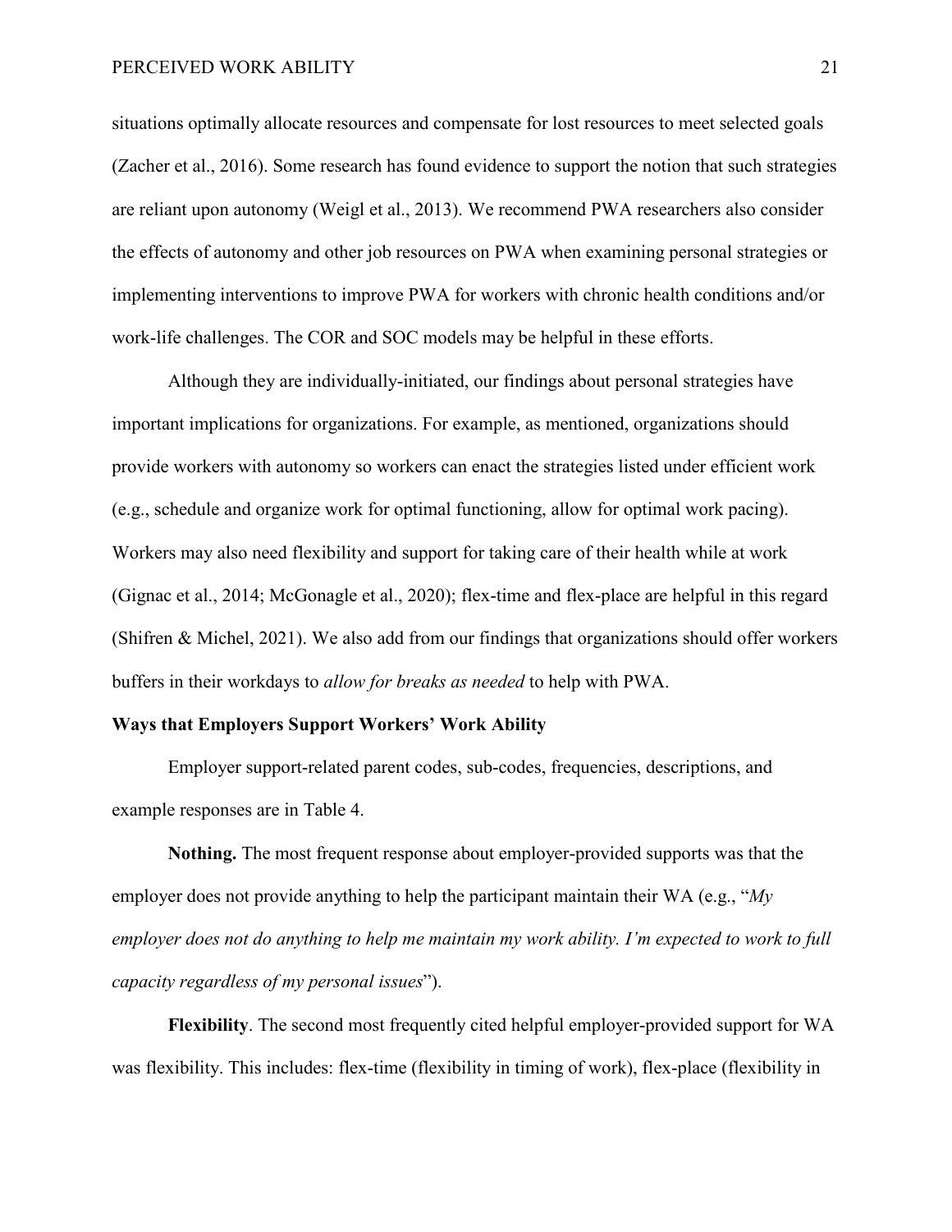situations optimally allocate resources and compensate for lost resources to meet selected goals (Zacher et al., 2016). Some research has found evidence to support the notion that such strategies are reliant upon autonomy (Weigl et al., 2013). We recommend PWA researchers also consider the effects of autonomy and other job resources on PWA when examining personal strategies or implementing interventions to improve PWA for workers with chronic health conditions and/or work-life challenges. The COR and SOC models may be helpful in these efforts.

Although they are individually-initiated, our findings about personal strategies have important implications for organizations. For example, as mentioned, organizations should provide workers with autonomy so workers can enact the strategies listed under efficient work (e.g., schedule and organize work for optimal functioning, allow for optimal work pacing). Workers may also need flexibility and support for taking care of their health while at work (Gignac et al., 2014; McGonagle et al., 2020); flex-time and flex-place are helpful in this regard (Shifren & Michel, 2021). We also add from our findings that organizations should offer workers buffers in their workdays to *allow for breaks as needed* to help with PWA.

**Ways that Employers Support Workers' Work Ability**

Employer support-related parent codes, sub-codes, frequencies, descriptions, and example responses are in Table 4.

**Nothing.** The most frequent response about employer-provided supports was that the employer does not provide anything to help the participant maintain their WA (e.g., "*My employer does not do anything to help me maintain my work ability. I'm expected to work to full capacity regardless of my personal issues*").

**Flexibility**. The second most frequently cited helpful employer-provided support for WA was flexibility. This includes: flex-time (flexibility in timing of work), flex-place (flexibility in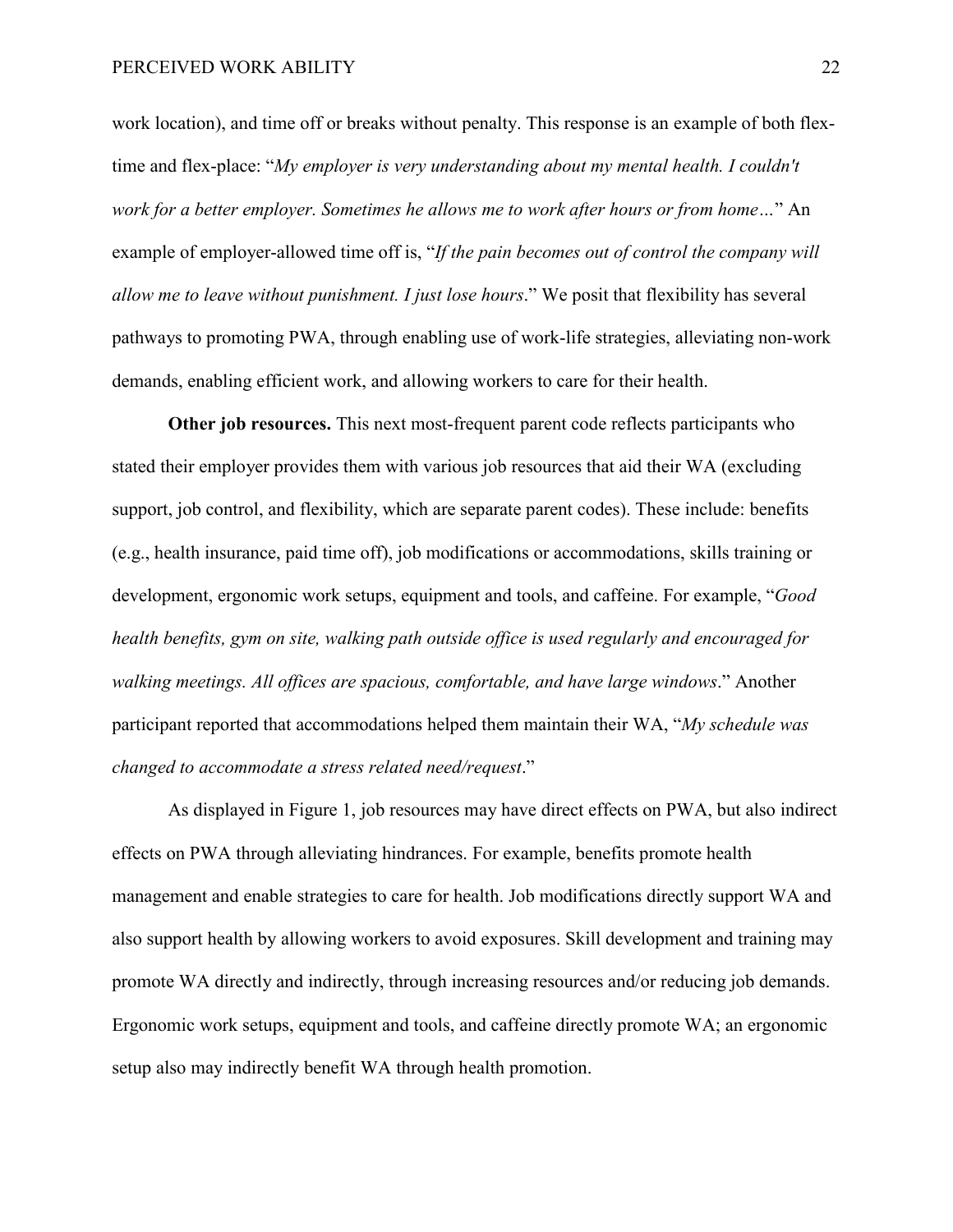work location), and time off or breaks without penalty. This response is an example of both flex-time and flex-place: "*My employer is very understanding about my mental health. I couldn't work for a better employer. Sometimes he allows me to work after hours or from home…*" An example of employer-allowed time off is, "*If the pain becomes out of control the company will allow me to leave without punishment. I just lose hours*." We posit that flexibility has several pathways to promoting PWA, through enabling use of work-life strategies, alleviating non-work demands, enabling efficient work, and allowing workers to care for their health.

**Other job resources.** This next most-frequent parent code reflects participants who stated their employer provides them with various job resources that aid their WA (excluding support, job control, and flexibility, which are separate parent codes). These include: benefits (e.g., health insurance, paid time off), job modifications or accommodations, skills training or development, ergonomic work setups, equipment and tools, and caffeine. For example, "*Good health benefits, gym on site, walking path outside office is used regularly and encouraged for walking meetings. All offices are spacious, comfortable, and have large windows*." Another participant reported that accommodations helped them maintain their WA, "*My schedule was changed to accommodate a stress related need/request*."

As displayed in Figure 1, job resources may have direct effects on PWA, but also indirect effects on PWA through alleviating hindrances. For example, benefits promote health management and enable strategies to care for health. Job modifications directly support WA and also support health by allowing workers to avoid exposures. Skill development and training may promote WA directly and indirectly, through increasing resources and/or reducing job demands. Ergonomic work setups, equipment and tools, and caffeine directly promote WA; an ergonomic setup also may indirectly benefit WA through health promotion.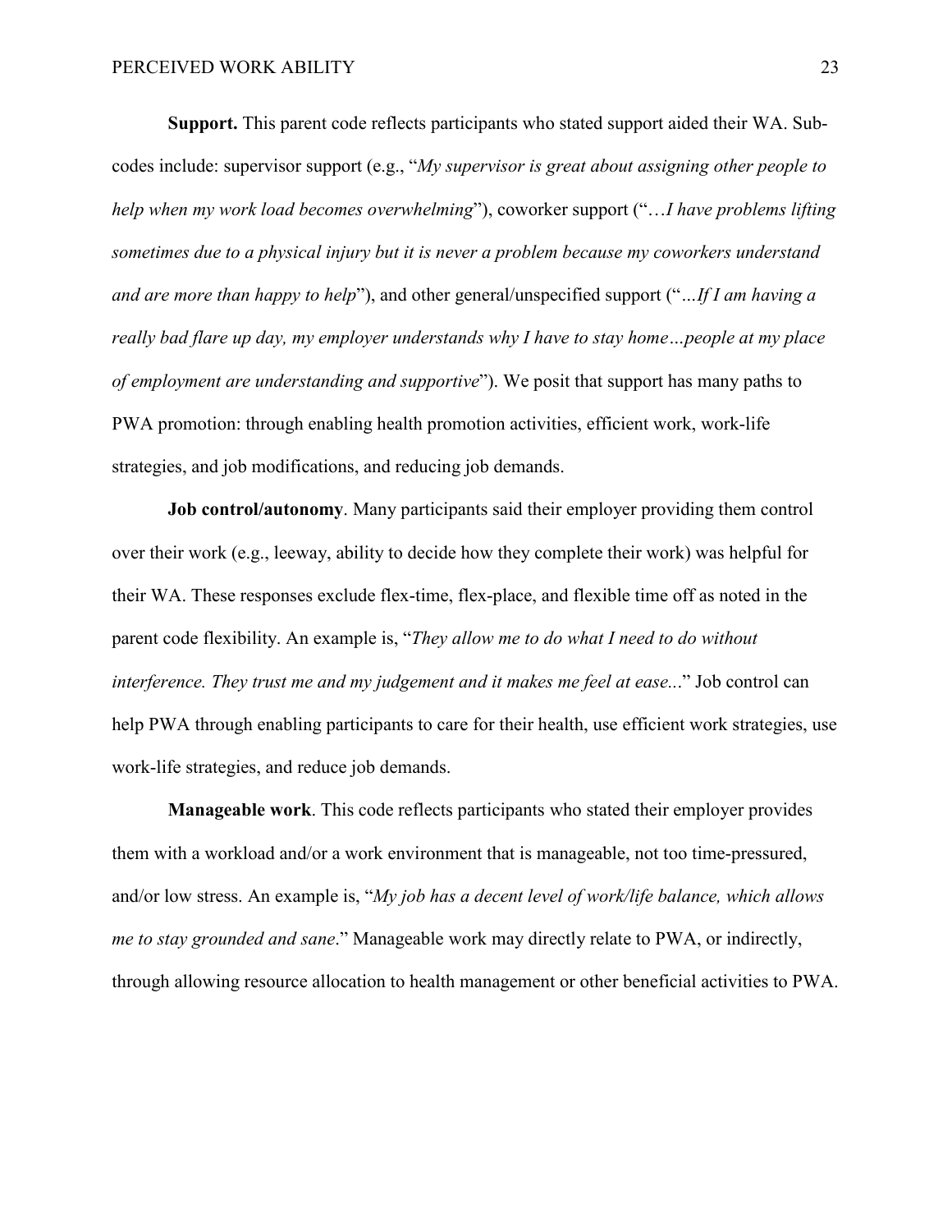**Support.** This parent code reflects participants who stated support aided their WA. Sub-codes include: supervisor support (e.g., "*My supervisor is great about assigning other people to help when my work load becomes overwhelming*"), coworker support ("…*I have problems lifting sometimes due to a physical injury but it is never a problem because my coworkers understand and are more than happy to help*"), and other general/unspecified support ("*…If I am having a really bad flare up day, my employer understands why I have to stay home…people at my place of employment are understanding and supportive*"). We posit that support has many paths to PWA promotion: through enabling health promotion activities, efficient work, work-life strategies, and job modifications, and reducing job demands.

**Job control/autonomy**. Many participants said their employer providing them control over their work (e.g., leeway, ability to decide how they complete their work) was helpful for their WA. These responses exclude flex-time, flex-place, and flexible time off as noted in the parent code flexibility. An example is, "*They allow me to do what I need to do without interference. They trust me and my judgement and it makes me feel at ease...*" Job control can help PWA through enabling participants to care for their health, use efficient work strategies, use work-life strategies, and reduce job demands.

**Manageable work**. This code reflects participants who stated their employer provides them with a workload and/or a work environment that is manageable, not too time-pressured, and/or low stress. An example is, "*My job has a decent level of work/life balance, which allows me to stay grounded and sane*." Manageable work may directly relate to PWA, or indirectly, through allowing resource allocation to health management or other beneficial activities to PWA.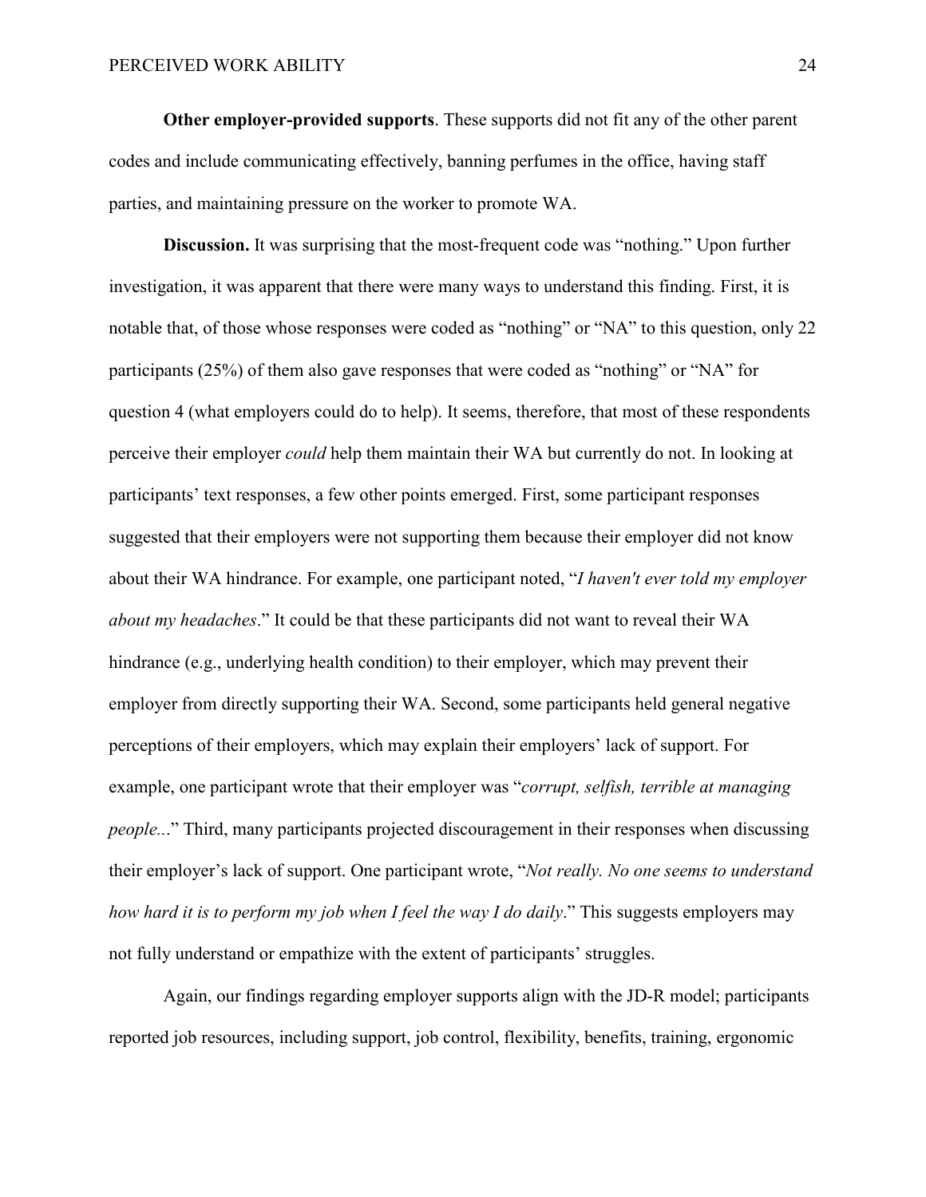**Other employer-provided supports**. These supports did not fit any of the other parent codes and include communicating effectively, banning perfumes in the office, having staff parties, and maintaining pressure on the worker to promote WA.

**Discussion.** It was surprising that the most-frequent code was "nothing." Upon further investigation, it was apparent that there were many ways to understand this finding. First, it is notable that, of those whose responses were coded as "nothing" or "NA" to this question, only 22 participants (25%) of them also gave responses that were coded as "nothing" or "NA" for question 4 (what employers could do to help). It seems, therefore, that most of these respondents perceive their employer *could* help them maintain their WA but currently do not. In looking at participants' text responses, a few other points emerged. First, some participant responses suggested that their employers were not supporting them because their employer did not know about their WA hindrance. For example, one participant noted, "*I haven't ever told my employer about my headaches*." It could be that these participants did not want to reveal their WA hindrance (e.g., underlying health condition) to their employer, which may prevent their employer from directly supporting their WA. Second, some participants held general negative perceptions of their employers, which may explain their employers' lack of support. For example, one participant wrote that their employer was "*corrupt, selfish, terrible at managing people...*" Third, many participants projected discouragement in their responses when discussing their employer's lack of support. One participant wrote, "*Not really. No one seems to understand how hard it is to perform my job when I feel the way I do daily*." This suggests employers may not fully understand or empathize with the extent of participants' struggles.

Again, our findings regarding employer supports align with the JD-R model; participants reported job resources, including support, job control, flexibility, benefits, training, ergonomic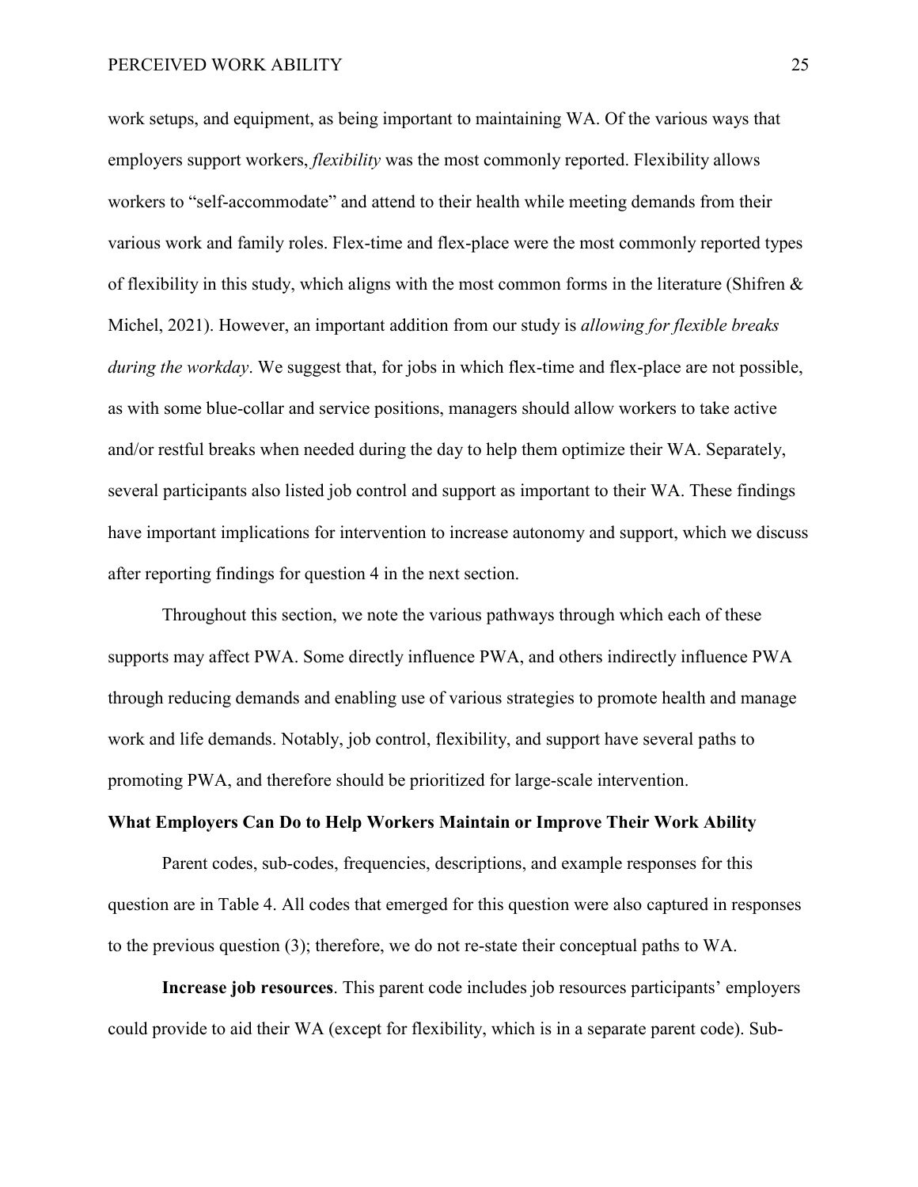work setups, and equipment, as being important to maintaining WA. Of the various ways that employers support workers, *flexibility* was the most commonly reported. Flexibility allows workers to "self-accommodate" and attend to their health while meeting demands from their various work and family roles. Flex-time and flex-place were the most commonly reported types of flexibility in this study, which aligns with the most common forms in the literature (Shifren & Michel, 2021). However, an important addition from our study is *allowing for flexible breaks during the workday*. We suggest that, for jobs in which flex-time and flex-place are not possible, as with some blue-collar and service positions, managers should allow workers to take active and/or restful breaks when needed during the day to help them optimize their WA. Separately, several participants also listed job control and support as important to their WA. These findings have important implications for intervention to increase autonomy and support, which we discuss after reporting findings for question 4 in the next section.

Throughout this section, we note the various pathways through which each of these supports may affect PWA. Some directly influence PWA, and others indirectly influence PWA through reducing demands and enabling use of various strategies to promote health and manage work and life demands. Notably, job control, flexibility, and support have several paths to promoting PWA, and therefore should be prioritized for large-scale intervention.

## What Employers Can Do to Help Workers Maintain or Improve Their Work Ability

Parent codes, sub-codes, frequencies, descriptions, and example responses for this question are in Table 4. All codes that emerged for this question were also captured in responses to the previous question (3); therefore, we do not re-state their conceptual paths to WA.

**Increase job resources**. This parent code includes job resources participants' employers could provide to aid their WA (except for flexibility, which is in a separate parent code). Sub-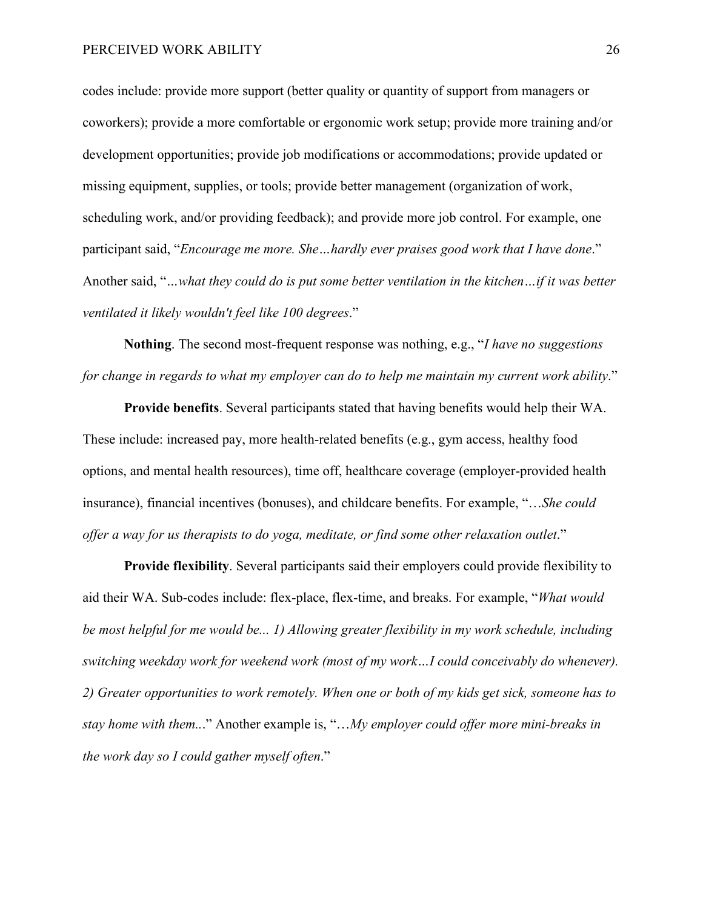codes include: provide more support (better quality or quantity of support from managers or coworkers); provide a more comfortable or ergonomic work setup; provide more training and/or development opportunities; provide job modifications or accommodations; provide updated or missing equipment, supplies, or tools; provide better management (organization of work, scheduling work, and/or providing feedback); and provide more job control. For example, one participant said, "*Encourage me more. She…hardly ever praises good work that I have done*." Another said, "*...what they could do is put some better ventilation in the kitchen…if it was better ventilated it likely wouldn't feel like 100 degrees*."

**Nothing**. The second most-frequent response was nothing, e.g., "*I have no suggestions for change in regards to what my employer can do to help me maintain my current work ability*."

**Provide benefits**. Several participants stated that having benefits would help their WA. These include: increased pay, more health-related benefits (e.g., gym access, healthy food options, and mental health resources), time off, healthcare coverage (employer-provided health insurance), financial incentives (bonuses), and childcare benefits. For example, "…*She could offer a way for us therapists to do yoga, meditate, or find some other relaxation outlet*."

**Provide flexibility**. Several participants said their employers could provide flexibility to aid their WA. Sub-codes include: flex-place, flex-time, and breaks. For example, "*What would be most helpful for me would be... 1) Allowing greater flexibility in my work schedule, including switching weekday work for weekend work (most of my work…I could conceivably do whenever). 2) Greater opportunities to work remotely. When one or both of my kids get sick, someone has to stay home with them...*" Another example is, "…*My employer could offer more mini-breaks in the work day so I could gather myself often*."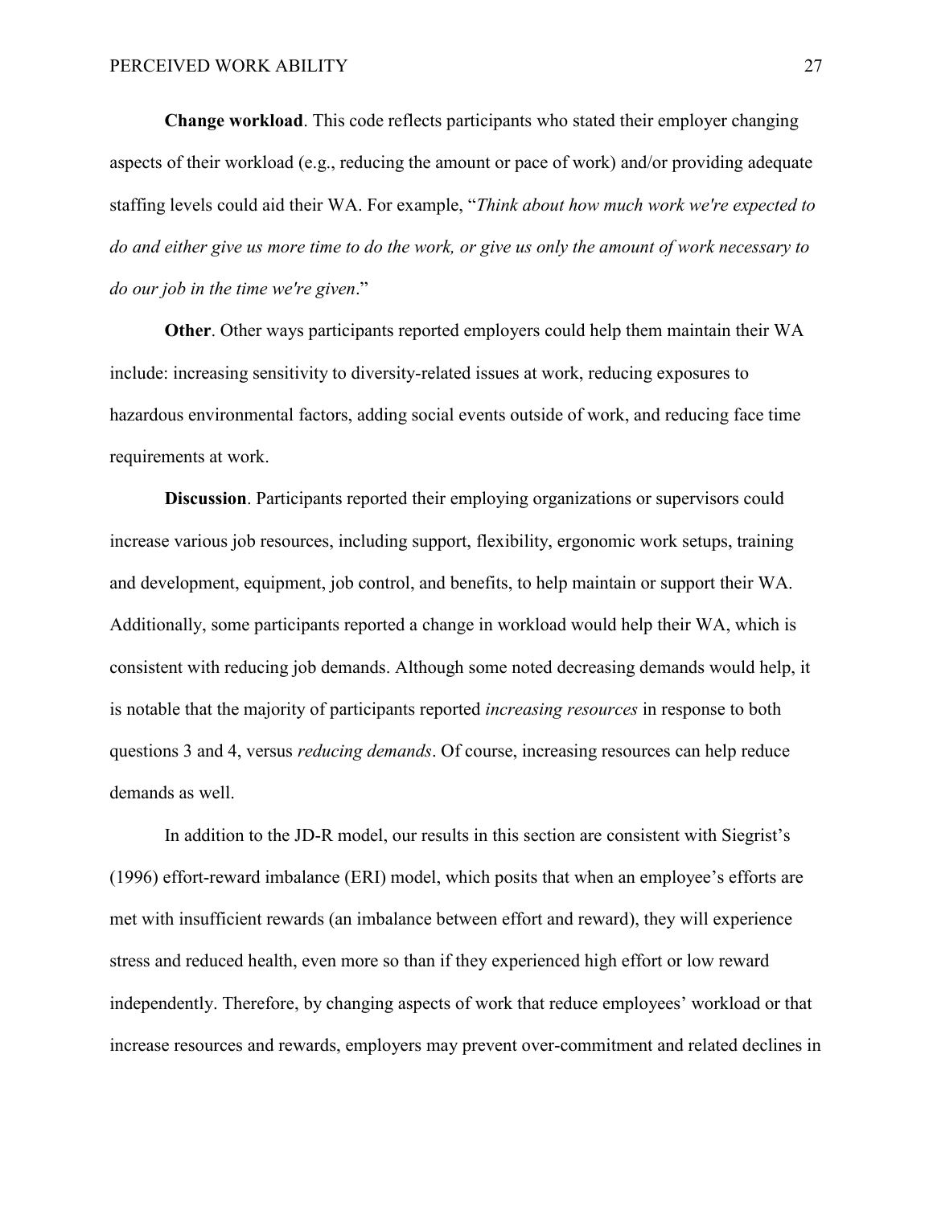**Change workload**. This code reflects participants who stated their employer changing aspects of their workload (e.g., reducing the amount or pace of work) and/or providing adequate staffing levels could aid their WA. For example, "*Think about how much work we're expected to do and either give us more time to do the work, or give us only the amount of work necessary to do our job in the time we're given*."

**Other**. Other ways participants reported employers could help them maintain their WA include: increasing sensitivity to diversity-related issues at work, reducing exposures to hazardous environmental factors, adding social events outside of work, and reducing face time requirements at work.

**Discussion**. Participants reported their employing organizations or supervisors could increase various job resources, including support, flexibility, ergonomic work setups, training and development, equipment, job control, and benefits, to help maintain or support their WA. Additionally, some participants reported a change in workload would help their WA, which is consistent with reducing job demands. Although some noted decreasing demands would help, it is notable that the majority of participants reported *increasing resources* in response to both questions 3 and 4, versus *reducing demands*. Of course, increasing resources can help reduce demands as well.

In addition to the JD-R model, our results in this section are consistent with Siegrist's (1996) effort-reward imbalance (ERI) model, which posits that when an employee's efforts are met with insufficient rewards (an imbalance between effort and reward), they will experience stress and reduced health, even more so than if they experienced high effort or low reward independently. Therefore, by changing aspects of work that reduce employees' workload or that increase resources and rewards, employers may prevent over-commitment and related declines in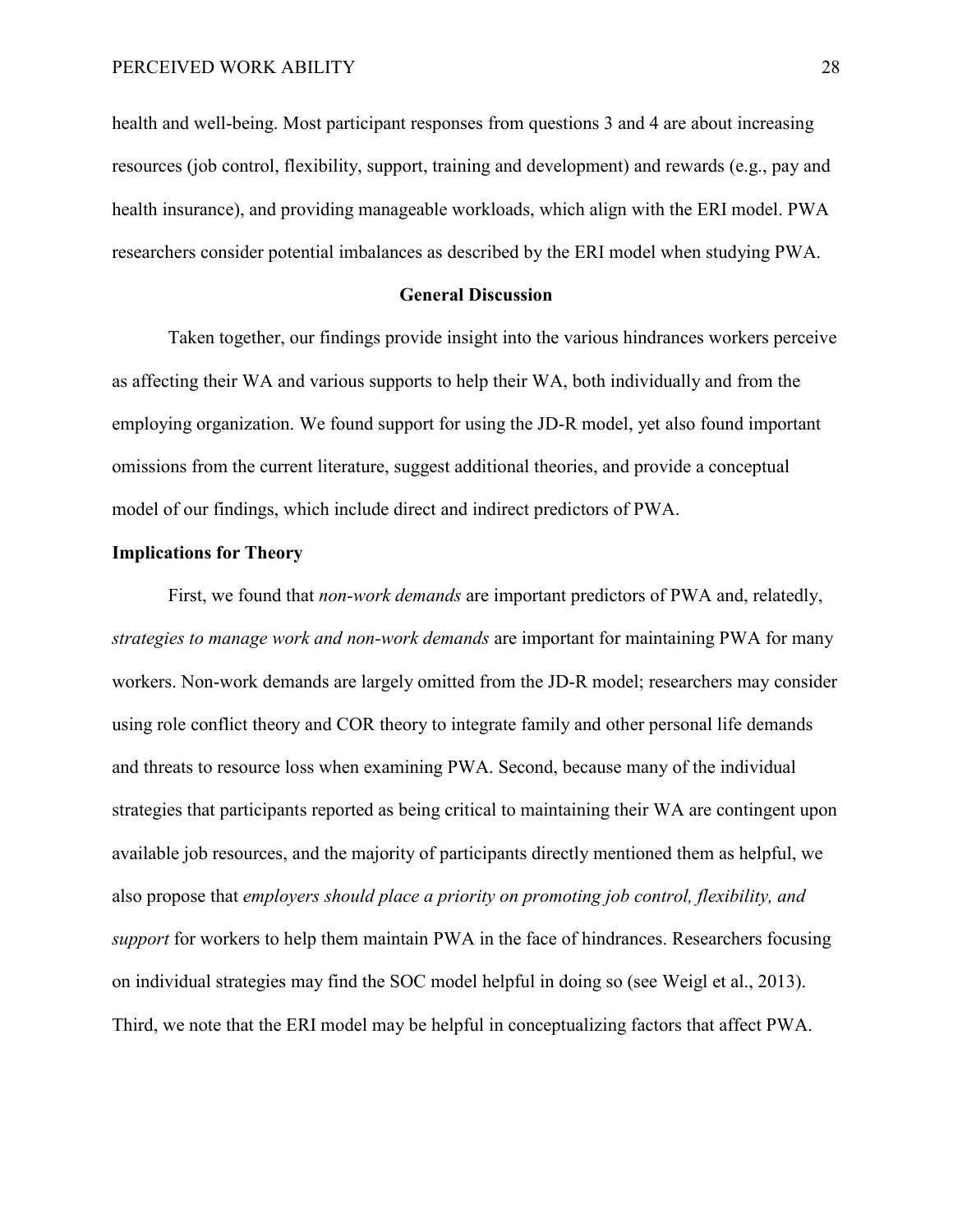health and well-being. Most participant responses from questions 3 and 4 are about increasing resources (job control, flexibility, support, training and development) and rewards (e.g., pay and health insurance), and providing manageable workloads, which align with the ERI model. PWA researchers consider potential imbalances as described by the ERI model when studying PWA.

## General Discussion

Taken together, our findings provide insight into the various hindrances workers perceive as affecting their WA and various supports to help their WA, both individually and from the employing organization. We found support for using the JD-R model, yet also found important omissions from the current literature, suggest additional theories, and provide a conceptual model of our findings, which include direct and indirect predictors of PWA.

### Implications for Theory

First, we found that *non-work demands* are important predictors of PWA and, relatedly, *strategies to manage work and non-work demands* are important for maintaining PWA for many workers. Non-work demands are largely omitted from the JD-R model; researchers may consider using role conflict theory and COR theory to integrate family and other personal life demands and threats to resource loss when examining PWA. Second, because many of the individual strategies that participants reported as being critical to maintaining their WA are contingent upon available job resources, and the majority of participants directly mentioned them as helpful, we also propose that *employers should place a priority on promoting job control, flexibility, and support* for workers to help them maintain PWA in the face of hindrances. Researchers focusing on individual strategies may find the SOC model helpful in doing so (see Weigl et al., 2013). Third, we note that the ERI model may be helpful in conceptualizing factors that affect PWA.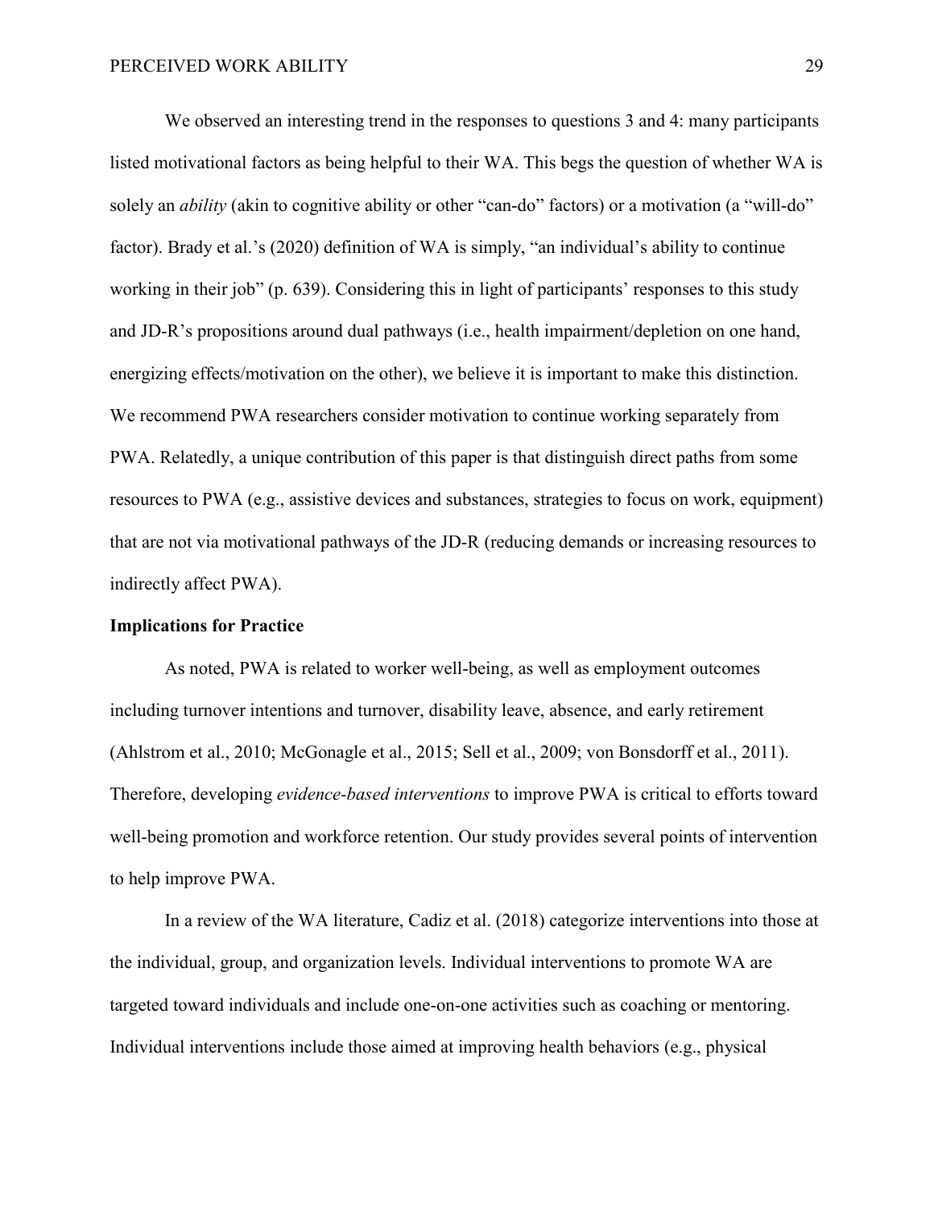We observed an interesting trend in the responses to questions 3 and 4: many participants listed motivational factors as being helpful to their WA. This begs the question of whether WA is solely an *ability* (akin to cognitive ability or other "can-do" factors) or a motivation (a "will-do" factor). Brady et al.'s (2020) definition of WA is simply, "an individual's ability to continue working in their job" (p. 639). Considering this in light of participants' responses to this study and JD-R's propositions around dual pathways (i.e., health impairment/depletion on one hand, energizing effects/motivation on the other), we believe it is important to make this distinction. We recommend PWA researchers consider motivation to continue working separately from PWA. Relatedly, a unique contribution of this paper is that distinguish direct paths from some resources to PWA (e.g., assistive devices and substances, strategies to focus on work, equipment) that are not via motivational pathways of the JD-R (reducing demands or increasing resources to indirectly affect PWA).

### Implications for Practice

As noted, PWA is related to worker well-being, as well as employment outcomes including turnover intentions and turnover, disability leave, absence, and early retirement (Ahlstrom et al., 2010; McGonagle et al., 2015; Sell et al., 2009; von Bonsdorff et al., 2011). Therefore, developing *evidence-based interventions* to improve PWA is critical to efforts toward well-being promotion and workforce retention. Our study provides several points of intervention to help improve PWA.

In a review of the WA literature, Cadiz et al. (2018) categorize interventions into those at the individual, group, and organization levels. Individual interventions to promote WA are targeted toward individuals and include one-on-one activities such as coaching or mentoring. Individual interventions include those aimed at improving health behaviors (e.g., physical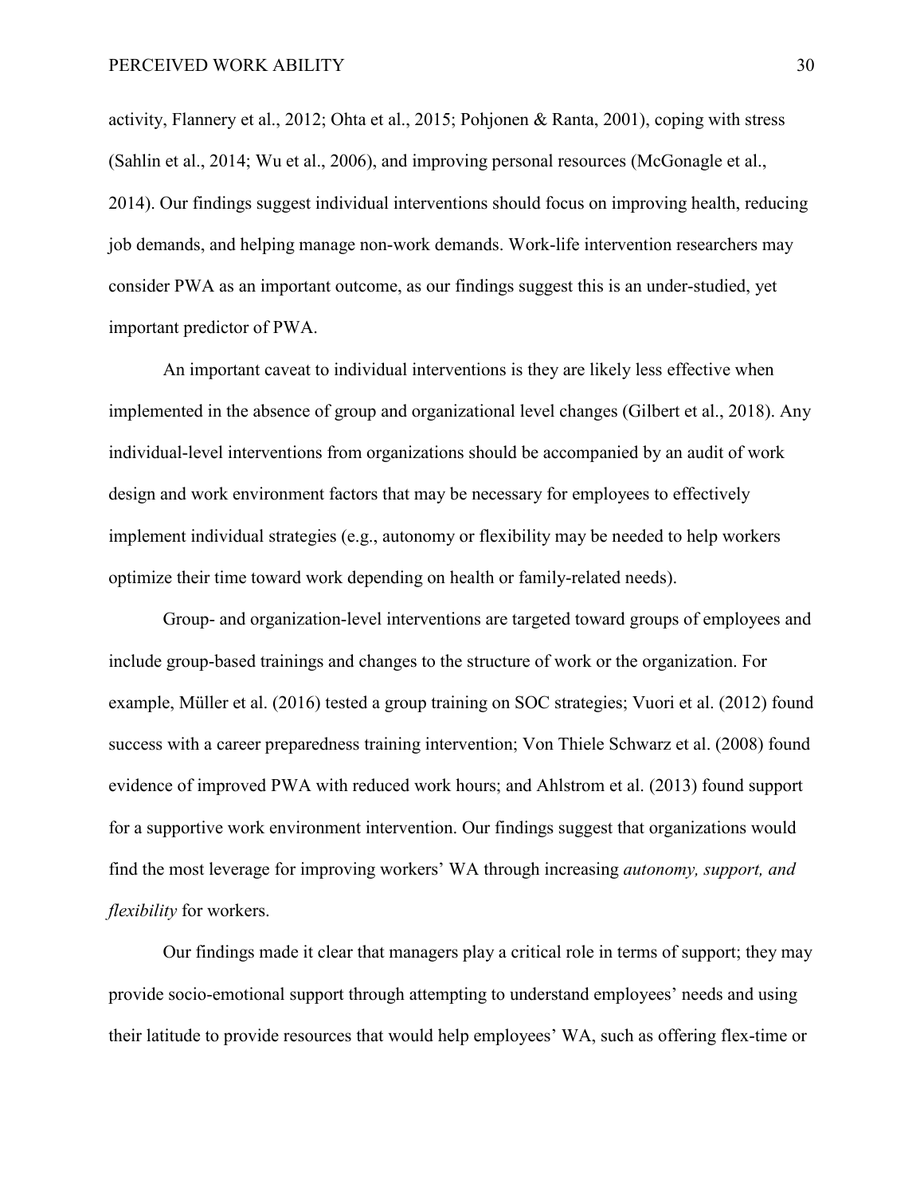activity, Flannery et al., 2012; Ohta et al., 2015; Pohjonen & Ranta, 2001), coping with stress (Sahlin et al., 2014; Wu et al., 2006), and improving personal resources (McGonagle et al., 2014). Our findings suggest individual interventions should focus on improving health, reducing job demands, and helping manage non-work demands. Work-life intervention researchers may consider PWA as an important outcome, as our findings suggest this is an under-studied, yet important predictor of PWA.

An important caveat to individual interventions is they are likely less effective when implemented in the absence of group and organizational level changes (Gilbert et al., 2018). Any individual-level interventions from organizations should be accompanied by an audit of work design and work environment factors that may be necessary for employees to effectively implement individual strategies (e.g., autonomy or flexibility may be needed to help workers optimize their time toward work depending on health or family-related needs).

Group- and organization-level interventions are targeted toward groups of employees and include group-based trainings and changes to the structure of work or the organization. For example, Müller et al. (2016) tested a group training on SOC strategies; Vuori et al. (2012) found success with a career preparedness training intervention; Von Thiele Schwarz et al. (2008) found evidence of improved PWA with reduced work hours; and Ahlstrom et al. (2013) found support for a supportive work environment intervention. Our findings suggest that organizations would find the most leverage for improving workers' WA through increasing *autonomy, support, and flexibility* for workers.

Our findings made it clear that managers play a critical role in terms of support; they may provide socio-emotional support through attempting to understand employees' needs and using their latitude to provide resources that would help employees' WA, such as offering flex-time or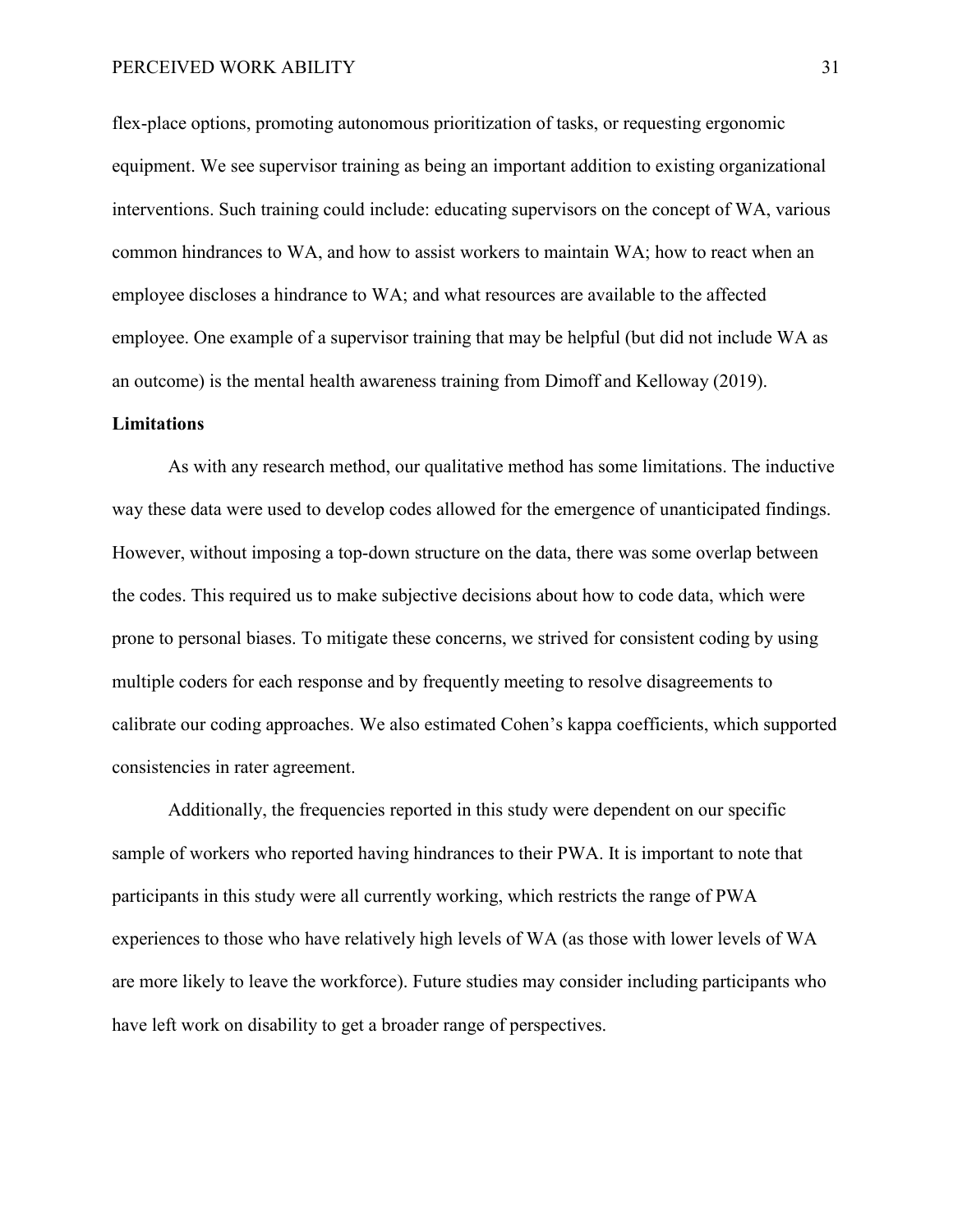flex-place options, promoting autonomous prioritization of tasks, or requesting ergonomic equipment. We see supervisor training as being an important addition to existing organizational interventions. Such training could include: educating supervisors on the concept of WA, various common hindrances to WA, and how to assist workers to maintain WA; how to react when an employee discloses a hindrance to WA; and what resources are available to the affected employee. One example of a supervisor training that may be helpful (but did not include WA as an outcome) is the mental health awareness training from Dimoff and Kelloway (2019).

**Limitations**

As with any research method, our qualitative method has some limitations. The inductive way these data were used to develop codes allowed for the emergence of unanticipated findings. However, without imposing a top-down structure on the data, there was some overlap between the codes. This required us to make subjective decisions about how to code data, which were prone to personal biases. To mitigate these concerns, we strived for consistent coding by using multiple coders for each response and by frequently meeting to resolve disagreements to calibrate our coding approaches. We also estimated Cohen's kappa coefficients, which supported consistencies in rater agreement.

Additionally, the frequencies reported in this study were dependent on our specific sample of workers who reported having hindrances to their PWA. It is important to note that participants in this study were all currently working, which restricts the range of PWA experiences to those who have relatively high levels of WA (as those with lower levels of WA are more likely to leave the workforce). Future studies may consider including participants who have left work on disability to get a broader range of perspectives.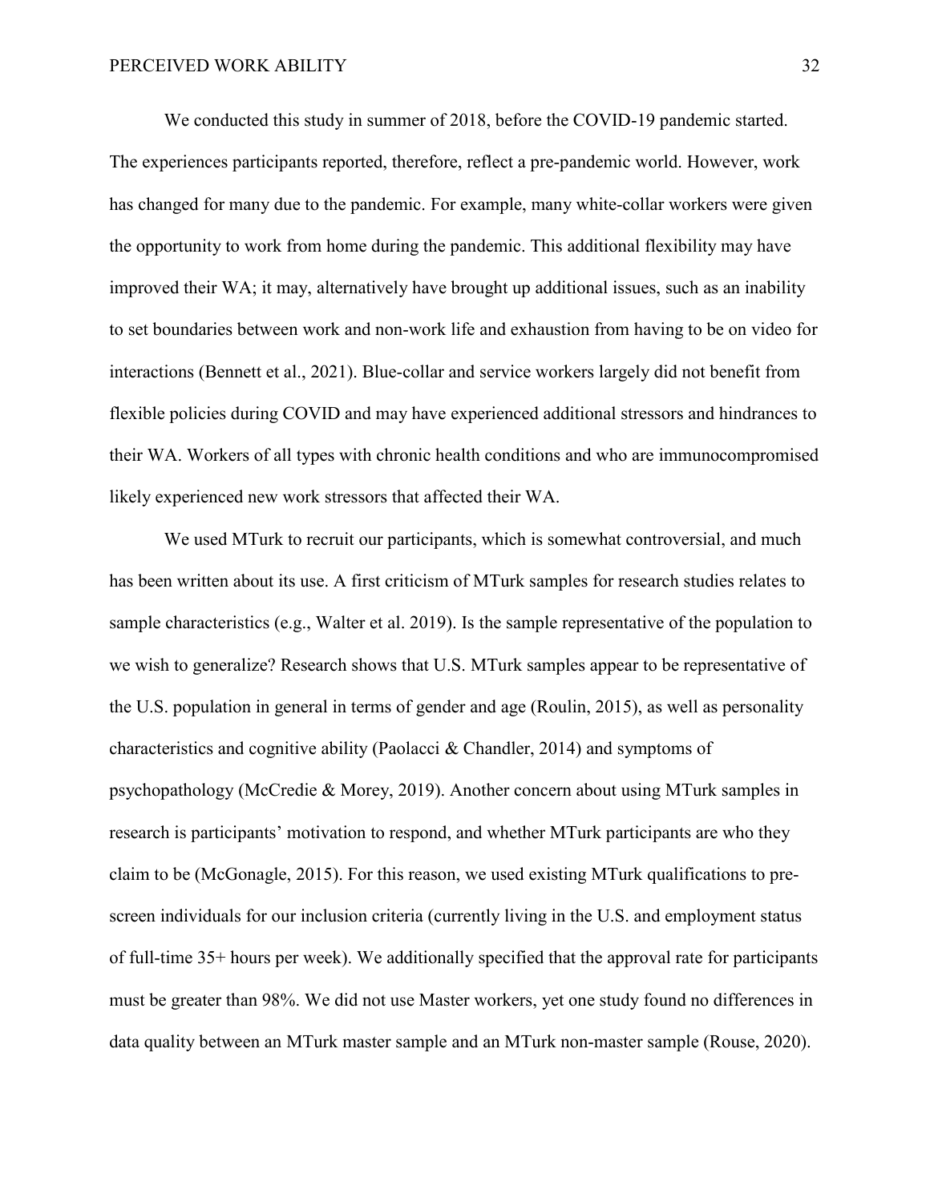We conducted this study in summer of 2018, before the COVID-19 pandemic started. The experiences participants reported, therefore, reflect a pre-pandemic world. However, work has changed for many due to the pandemic. For example, many white-collar workers were given the opportunity to work from home during the pandemic. This additional flexibility may have improved their WA; it may, alternatively have brought up additional issues, such as an inability to set boundaries between work and non-work life and exhaustion from having to be on video for interactions (Bennett et al., 2021). Blue-collar and service workers largely did not benefit from flexible policies during COVID and may have experienced additional stressors and hindrances to their WA. Workers of all types with chronic health conditions and who are immunocompromised likely experienced new work stressors that affected their WA.

We used MTurk to recruit our participants, which is somewhat controversial, and much has been written about its use. A first criticism of MTurk samples for research studies relates to sample characteristics (e.g., Walter et al. 2019). Is the sample representative of the population to we wish to generalize? Research shows that U.S. MTurk samples appear to be representative of the U.S. population in general in terms of gender and age (Roulin, 2015), as well as personality characteristics and cognitive ability (Paolacci & Chandler, 2014) and symptoms of psychopathology (McCredie & Morey, 2019). Another concern about using MTurk samples in research is participants' motivation to respond, and whether MTurk participants are who they claim to be (McGonagle, 2015). For this reason, we used existing MTurk qualifications to pre-screen individuals for our inclusion criteria (currently living in the U.S. and employment status of full-time 35+ hours per week). We additionally specified that the approval rate for participants must be greater than 98%. We did not use Master workers, yet one study found no differences in data quality between an MTurk master sample and an MTurk non-master sample (Rouse, 2020).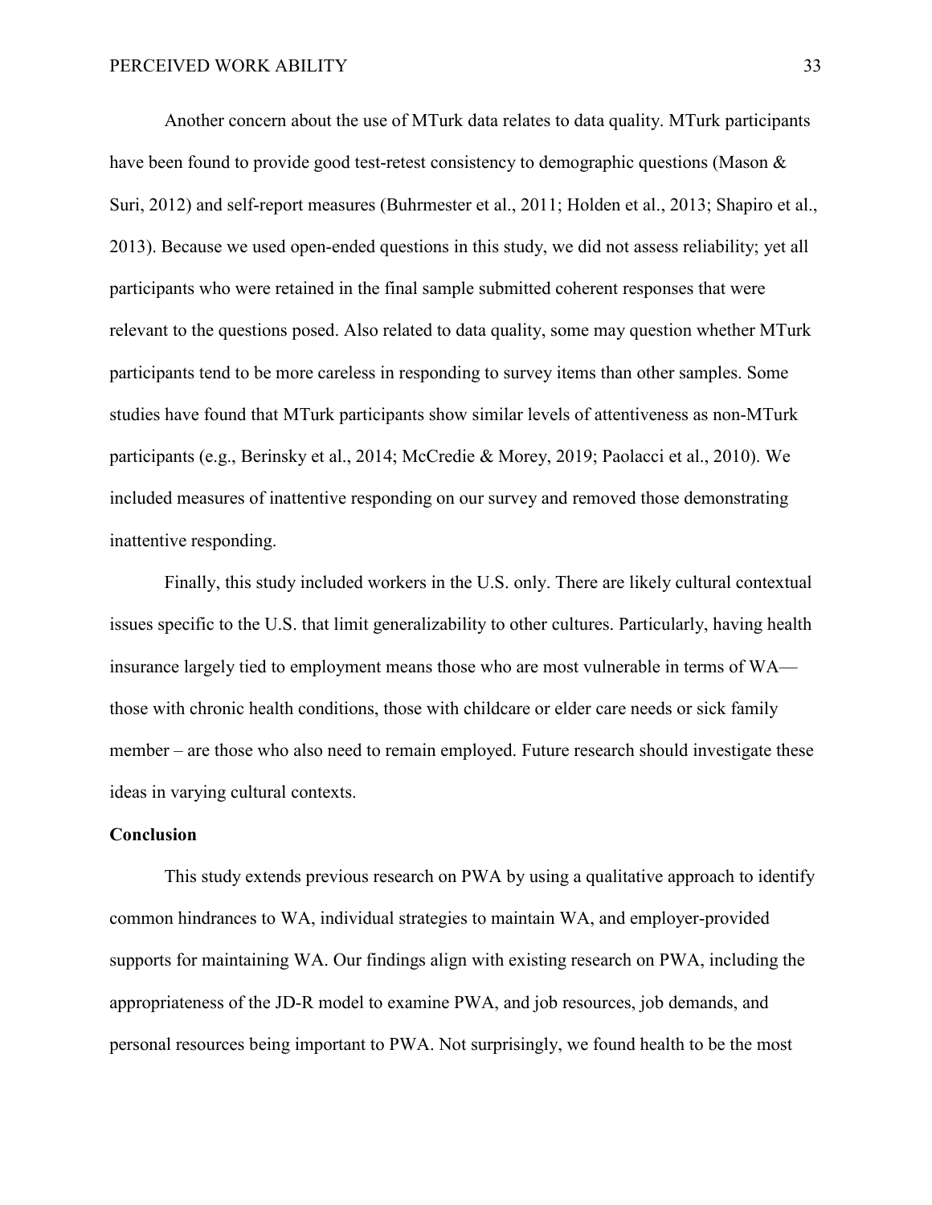Another concern about the use of MTurk data relates to data quality. MTurk participants have been found to provide good test-retest consistency to demographic questions (Mason & Suri, 2012) and self-report measures (Buhrmester et al., 2011; Holden et al., 2013; Shapiro et al., 2013). Because we used open-ended questions in this study, we did not assess reliability; yet all participants who were retained in the final sample submitted coherent responses that were relevant to the questions posed. Also related to data quality, some may question whether MTurk participants tend to be more careless in responding to survey items than other samples. Some studies have found that MTurk participants show similar levels of attentiveness as non-MTurk participants (e.g., Berinsky et al., 2014; McCredie & Morey, 2019; Paolacci et al., 2010). We included measures of inattentive responding on our survey and removed those demonstrating inattentive responding.

Finally, this study included workers in the U.S. only. There are likely cultural contextual issues specific to the U.S. that limit generalizability to other cultures. Particularly, having health insurance largely tied to employment means those who are most vulnerable in terms of WA—those with chronic health conditions, those with childcare or elder care needs or sick family member – are those who also need to remain employed. Future research should investigate these ideas in varying cultural contexts.

## Conclusion

This study extends previous research on PWA by using a qualitative approach to identify common hindrances to WA, individual strategies to maintain WA, and employer-provided supports for maintaining WA. Our findings align with existing research on PWA, including the appropriateness of the JD-R model to examine PWA, and job resources, job demands, and personal resources being important to PWA. Not surprisingly, we found health to be the most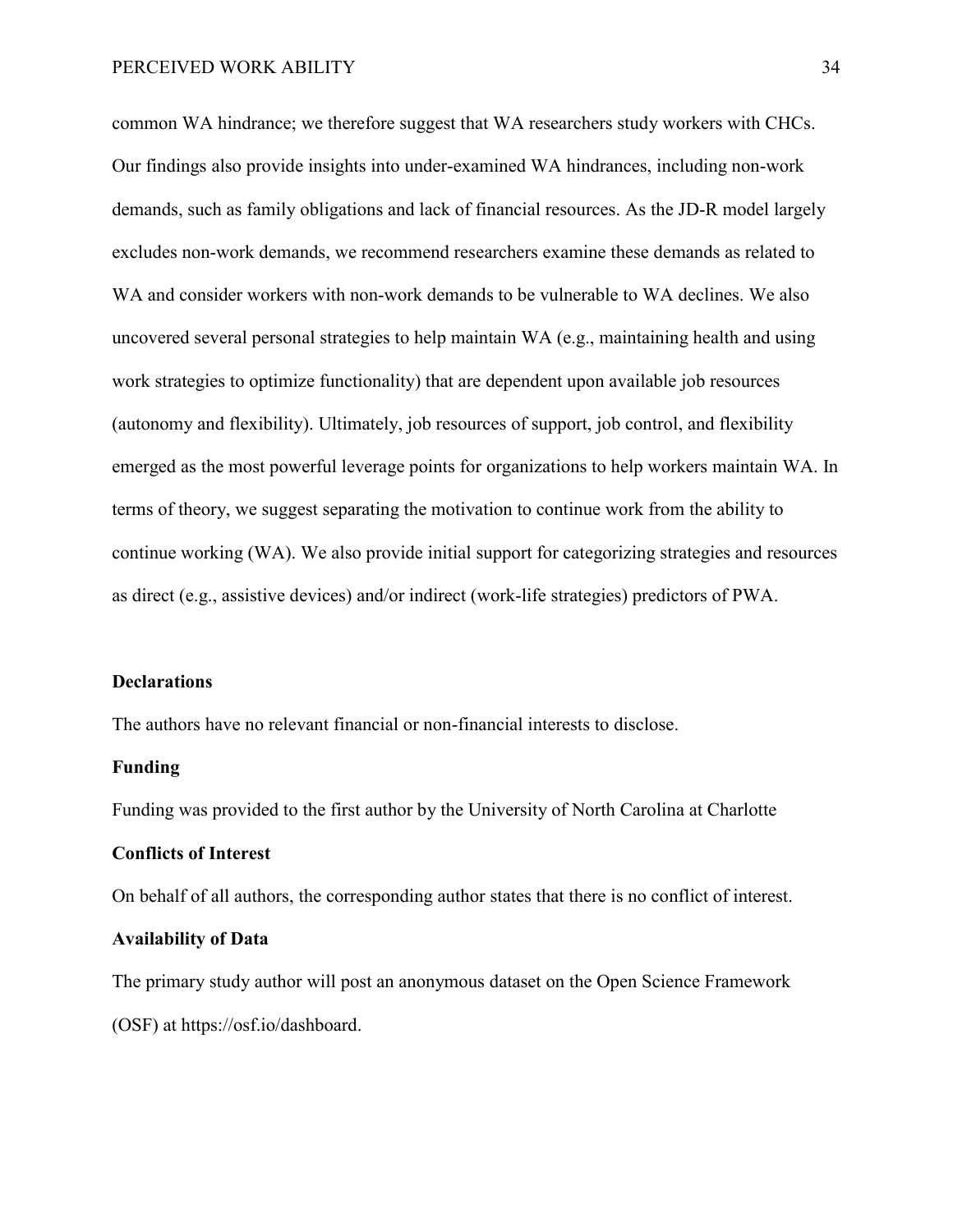common WA hindrance; we therefore suggest that WA researchers study workers with CHCs. Our findings also provide insights into under-examined WA hindrances, including non-work demands, such as family obligations and lack of financial resources. As the JD-R model largely excludes non-work demands, we recommend researchers examine these demands as related to WA and consider workers with non-work demands to be vulnerable to WA declines. We also uncovered several personal strategies to help maintain WA (e.g., maintaining health and using work strategies to optimize functionality) that are dependent upon available job resources (autonomy and flexibility). Ultimately, job resources of support, job control, and flexibility emerged as the most powerful leverage points for organizations to help workers maintain WA. In terms of theory, we suggest separating the motivation to continue work from the ability to continue working (WA). We also provide initial support for categorizing strategies and resources as direct (e.g., assistive devices) and/or indirect (work-life strategies) predictors of PWA.

**Declarations**

The authors have no relevant financial or non-financial interests to disclose.

**Funding**

Funding was provided to the first author by the University of North Carolina at Charlotte

**Conflicts of Interest**

On behalf of all authors, the corresponding author states that there is no conflict of interest.

**Availability of Data**

The primary study author will post an anonymous dataset on the Open Science Framework (OSF) at https://osf.io/dashboard.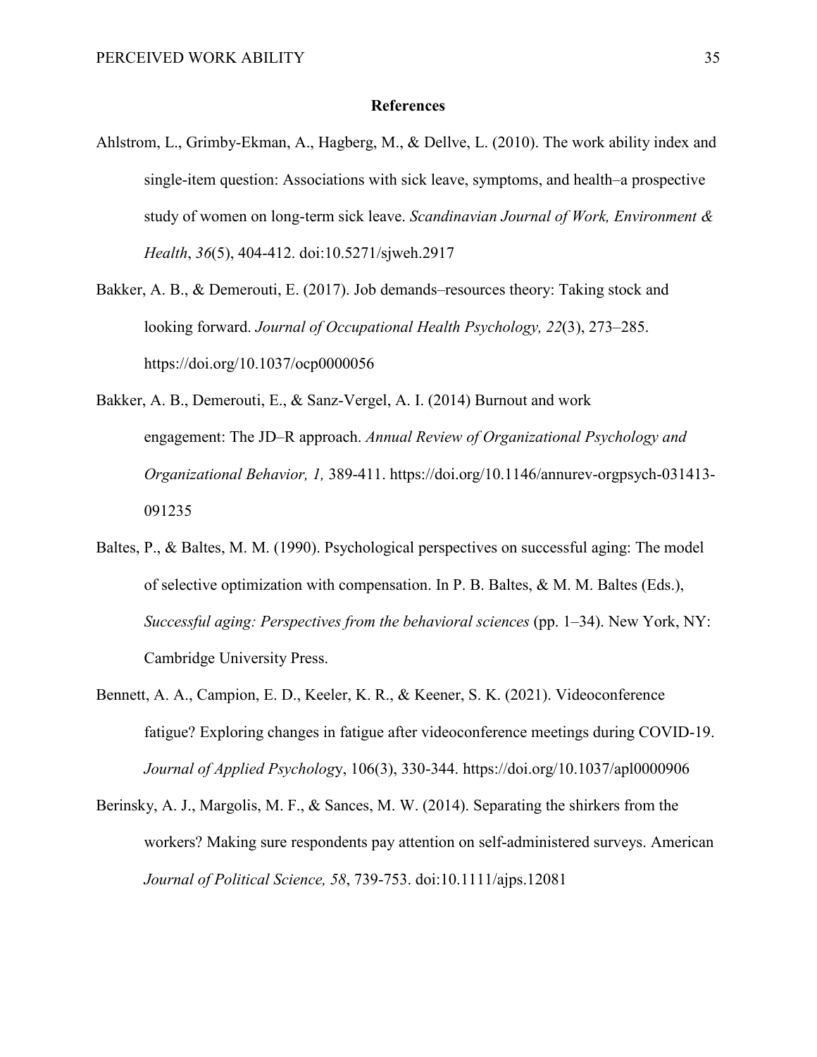# References

Ahlstrom, L., Grimby-Ekman, A., Hagberg, M., & Dellve, L. (2010). The work ability index and single-item question: Associations with sick leave, symptoms, and health–a prospective study of women on long-term sick leave. *Scandinavian Journal of Work, Environment & Health*, *36*(5), 404-412. doi:10.5271/sjweh.2917

Bakker, A. B., & Demerouti, E. (2017). Job demands–resources theory: Taking stock and looking forward. *Journal of Occupational Health Psychology, 22*(3), 273–285. https://doi.org/10.1037/ocp0000056

Bakker, A. B., Demerouti, E., & Sanz-Vergel, A. I. (2014) Burnout and work engagement: The JD–R approach. *Annual Review of Organizational Psychology and Organizational Behavior, 1,* 389-411. https://doi.org/10.1146/annurev-orgpsych-031413-091235

Baltes, P., & Baltes, M. M. (1990). Psychological perspectives on successful aging: The model of selective optimization with compensation. In P. B. Baltes, & M. M. Baltes (Eds.), *Successful aging: Perspectives from the behavioral sciences* (pp. 1–34). New York, NY: Cambridge University Press.

Bennett, A. A., Campion, E. D., Keeler, K. R., & Keener, S. K. (2021). Videoconference fatigue? Exploring changes in fatigue after videoconference meetings during COVID-19. *Journal of Applied Psycholog*y, 106(3), 330-344. https://doi.org/10.1037/apl0000906

Berinsky, A. J., Margolis, M. F., & Sances, M. W. (2014). Separating the shirkers from the workers? Making sure respondents pay attention on self-administered surveys. American *Journal of Political Science, 58*, 739-753. doi:10.1111/ajps.12081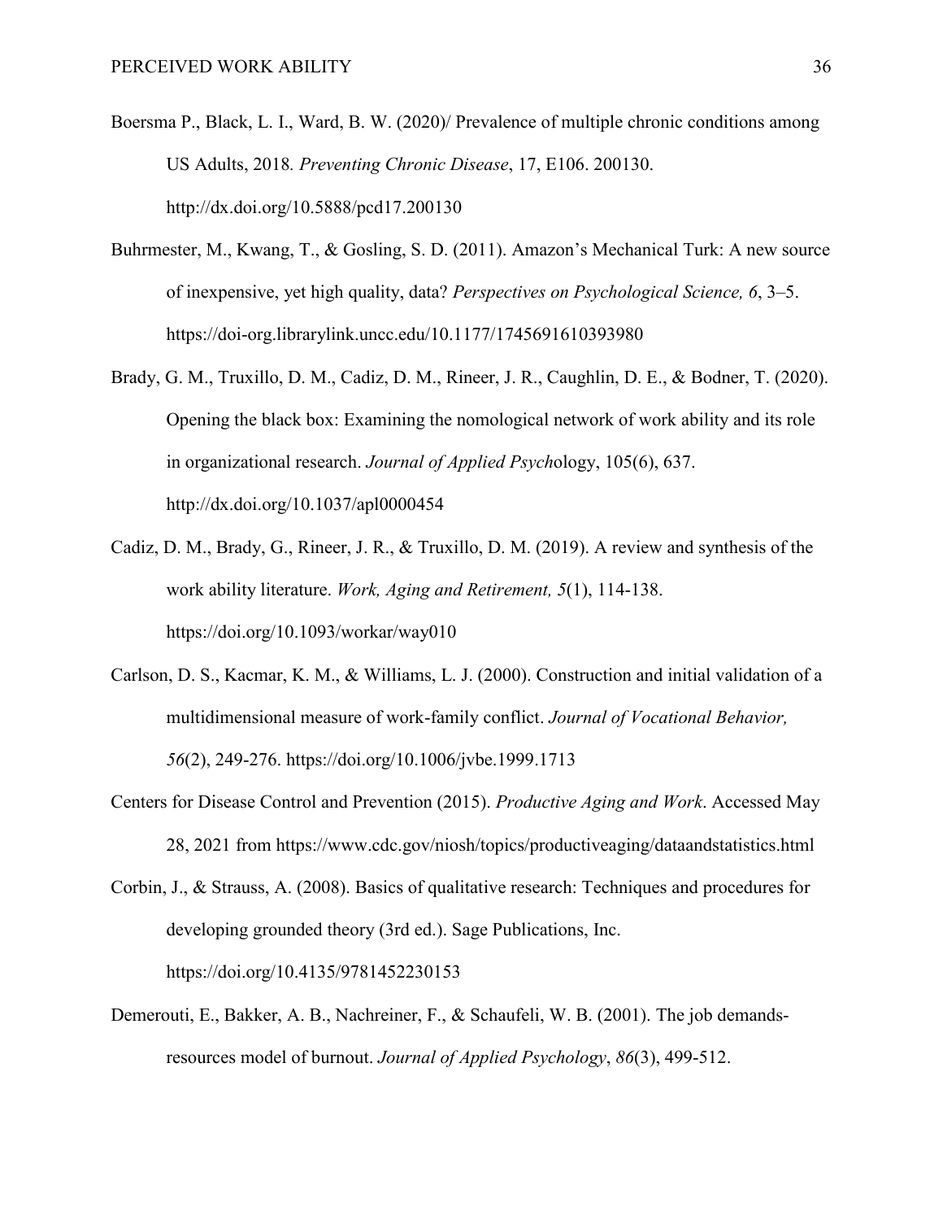Boersma P., Black, L. I., Ward, B. W. (2020)/ Prevalence of multiple chronic conditions among US Adults, 2018. *Preventing Chronic Disease*, 17, E106. 200130. http://dx.doi.org/10.5888/pcd17.200130

Buhrmester, M., Kwang, T., & Gosling, S. D. (2011). Amazon's Mechanical Turk: A new source of inexpensive, yet high quality, data? *Perspectives on Psychological Science, 6*, 3–5. https://doi-org.librarylink.uncc.edu/10.1177/1745691610393980

Brady, G. M., Truxillo, D. M., Cadiz, D. M., Rineer, J. R., Caughlin, D. E., & Bodner, T. (2020). Opening the black box: Examining the nomological network of work ability and its role in organizational research. *Journal of Applied Psych*ology, 105(6), 637. http://dx.doi.org/10.1037/apl0000454

Cadiz, D. M., Brady, G., Rineer, J. R., & Truxillo, D. M. (2019). A review and synthesis of the work ability literature. *Work, Aging and Retirement, 5*(1), 114-138. https://doi.org/10.1093/workar/way010

Carlson, D. S., Kacmar, K. M., & Williams, L. J. (2000). Construction and initial validation of a multidimensional measure of work-family conflict. *Journal of Vocational Behavior, 56*(2), 249-276. https://doi.org/10.1006/jvbe.1999.1713

Centers for Disease Control and Prevention (2015). *Productive Aging and Work*. Accessed May 28, 2021 from https://www.cdc.gov/niosh/topics/productiveaging/dataandstatistics.html

Corbin, J., & Strauss, A. (2008). Basics of qualitative research: Techniques and procedures for developing grounded theory (3rd ed.). Sage Publications, Inc. https://doi.org/10.4135/9781452230153

Demerouti, E., Bakker, A. B., Nachreiner, F., & Schaufeli, W. B. (2001). The job demands-resources model of burnout. *Journal of Applied Psychology*, *86*(3), 499-512.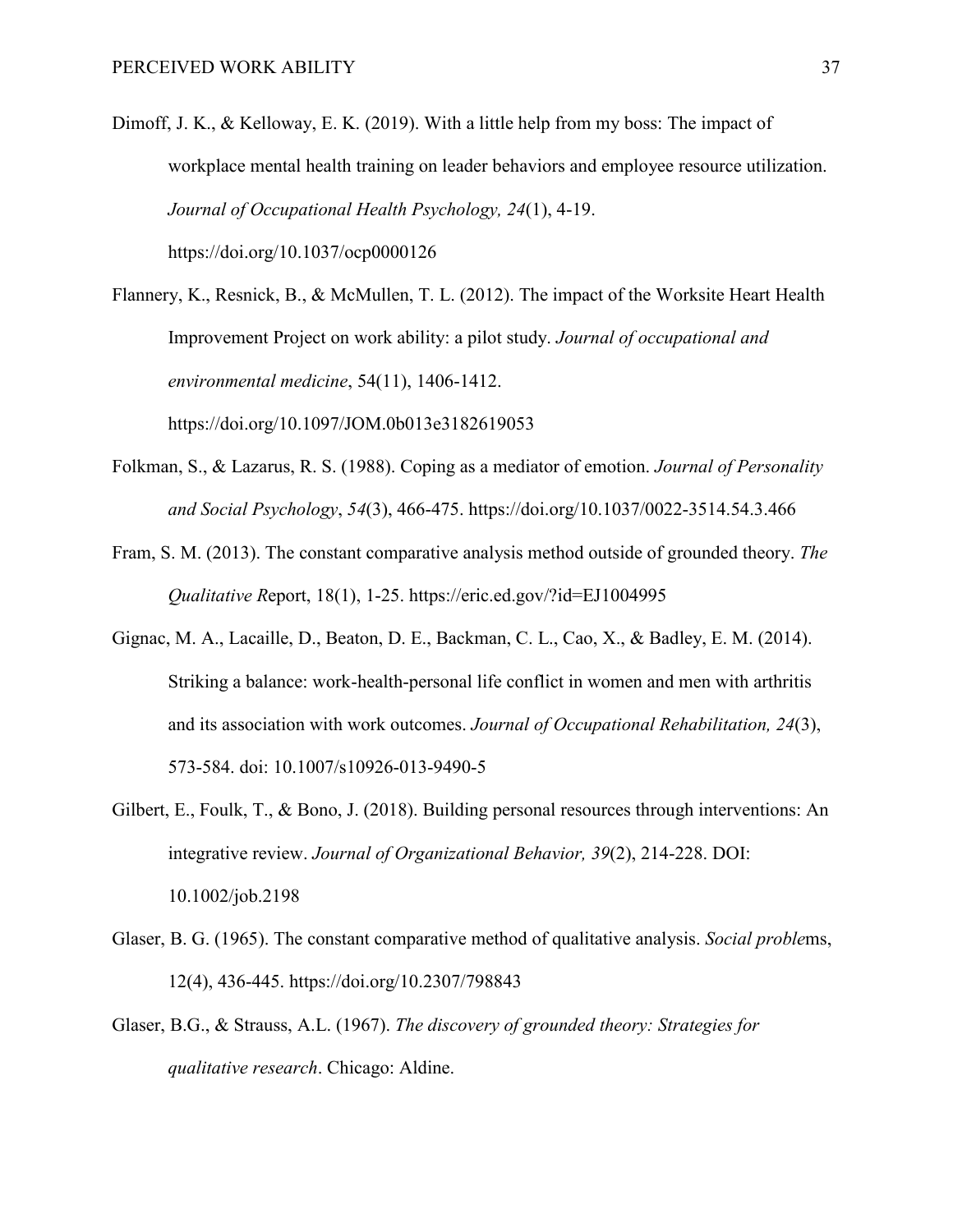Dimoff, J. K., & Kelloway, E. K. (2019). With a little help from my boss: The impact of workplace mental health training on leader behaviors and employee resource utilization. *Journal of Occupational Health Psychology, 24*(1), 4-19. https://doi.org/10.1037/ocp0000126

Flannery, K., Resnick, B., & McMullen, T. L. (2012). The impact of the Worksite Heart Health Improvement Project on work ability: a pilot study. *Journal of occupational and environmental medicine*, 54(11), 1406-1412. https://doi.org/10.1097/JOM.0b013e3182619053

Folkman, S., & Lazarus, R. S. (1988). Coping as a mediator of emotion. *Journal of Personality and Social Psychology*, *54*(3), 466-475. https://doi.org/10.1037/0022-3514.54.3.466

Fram, S. M. (2013). The constant comparative analysis method outside of grounded theory. *The Qualitative R*eport, 18(1), 1-25. https://eric.ed.gov/?id=EJ1004995

Gignac, M. A., Lacaille, D., Beaton, D. E., Backman, C. L., Cao, X., & Badley, E. M. (2014). Striking a balance: work-health-personal life conflict in women and men with arthritis and its association with work outcomes. *Journal of Occupational Rehabilitation, 24*(3), 573-584. doi: 10.1007/s10926-013-9490-5

Gilbert, E., Foulk, T., & Bono, J. (2018). Building personal resources through interventions: An integrative review. *Journal of Organizational Behavior, 39*(2), 214-228. DOI: 10.1002/job.2198

Glaser, B. G. (1965). The constant comparative method of qualitative analysis. *Social proble*ms, 12(4), 436-445. https://doi.org/10.2307/798843

Glaser, B.G., & Strauss, A.L. (1967). *The discovery of grounded theory: Strategies for qualitative research*. Chicago: Aldine.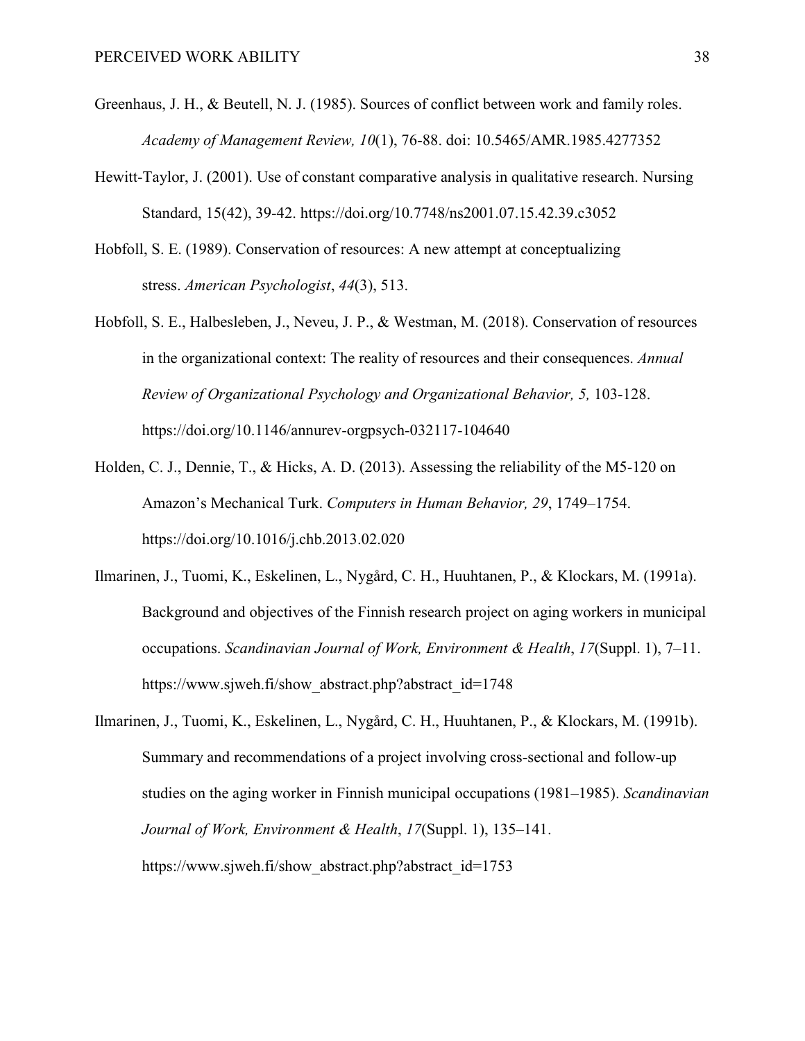Greenhaus, J. H., & Beutell, N. J. (1985). Sources of conflict between work and family roles. *Academy of Management Review, 10*(1), 76-88. doi: 10.5465/AMR.1985.4277352

Hewitt-Taylor, J. (2001). Use of constant comparative analysis in qualitative research. Nursing Standard, 15(42), 39-42. https://doi.org/10.7748/ns2001.07.15.42.39.c3052

Hobfoll, S. E. (1989). Conservation of resources: A new attempt at conceptualizing stress. *American Psychologist*, *44*(3), 513.

Hobfoll, S. E., Halbesleben, J., Neveu, J. P., & Westman, M. (2018). Conservation of resources in the organizational context: The reality of resources and their consequences. *Annual Review of Organizational Psychology and Organizational Behavior, 5,* 103-128. https://doi.org/10.1146/annurev-orgpsych-032117-104640

Holden, C. J., Dennie, T., & Hicks, A. D. (2013). Assessing the reliability of the M5-120 on Amazon's Mechanical Turk. *Computers in Human Behavior, 29*, 1749–1754. https://doi.org/10.1016/j.chb.2013.02.020

Ilmarinen, J., Tuomi, K., Eskelinen, L., Nygård, C. H., Huuhtanen, P., & Klockars, M. (1991a). Background and objectives of the Finnish research project on aging workers in municipal occupations. *Scandinavian Journal of Work, Environment & Health*, *17*(Suppl. 1), 7–11. https://www.sjweh.fi/show_abstract.php?abstract_id=1748

Ilmarinen, J., Tuomi, K., Eskelinen, L., Nygård, C. H., Huuhtanen, P., & Klockars, M. (1991b). Summary and recommendations of a project involving cross-sectional and follow-up studies on the aging worker in Finnish municipal occupations (1981–1985). *Scandinavian Journal of Work, Environment & Health*, *17*(Suppl. 1), 135–141. https://www.sjweh.fi/show_abstract.php?abstract_id=1753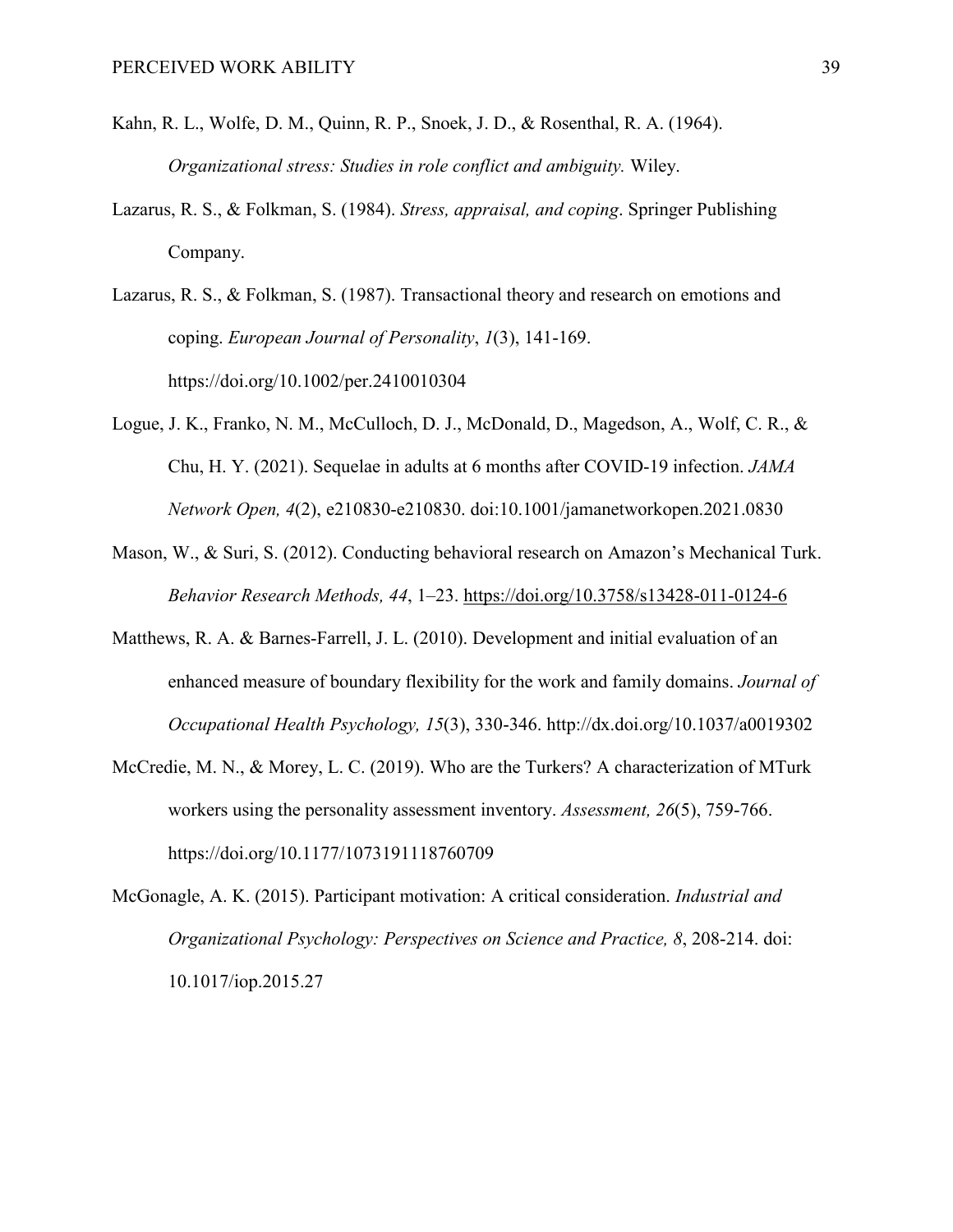Kahn, R. L., Wolfe, D. M., Quinn, R. P., Snoek, J. D., & Rosenthal, R. A. (1964). *Organizational stress: Studies in role conflict and ambiguity.* Wiley.

Lazarus, R. S., & Folkman, S. (1984). *Stress, appraisal, and coping*. Springer Publishing Company.

Lazarus, R. S., & Folkman, S. (1987). Transactional theory and research on emotions and coping. *European Journal of Personality*, *1*(3), 141-169. https://doi.org/10.1002/per.2410010304

Logue, J. K., Franko, N. M., McCulloch, D. J., McDonald, D., Magedson, A., Wolf, C. R., & Chu, H. Y. (2021). Sequelae in adults at 6 months after COVID-19 infection. *JAMA Network Open, 4*(2), e210830-e210830. doi:10.1001/jamanetworkopen.2021.0830

Mason, W., & Suri, S. (2012). Conducting behavioral research on Amazon's Mechanical Turk. *Behavior Research Methods, 44*, 1–23. https://doi.org/10.3758/s13428-011-0124-6

Matthews, R. A. & Barnes-Farrell, J. L. (2010). Development and initial evaluation of an enhanced measure of boundary flexibility for the work and family domains. *Journal of Occupational Health Psychology, 15*(3), 330-346. http://dx.doi.org/10.1037/a0019302

McCredie, M. N., & Morey, L. C. (2019). Who are the Turkers? A characterization of MTurk workers using the personality assessment inventory. *Assessment, 26*(5), 759-766. https://doi.org/10.1177/1073191118760709

McGonagle, A. K. (2015). Participant motivation: A critical consideration. *Industrial and Organizational Psychology: Perspectives on Science and Practice, 8*, 208-214. doi: 10.1017/iop.2015.27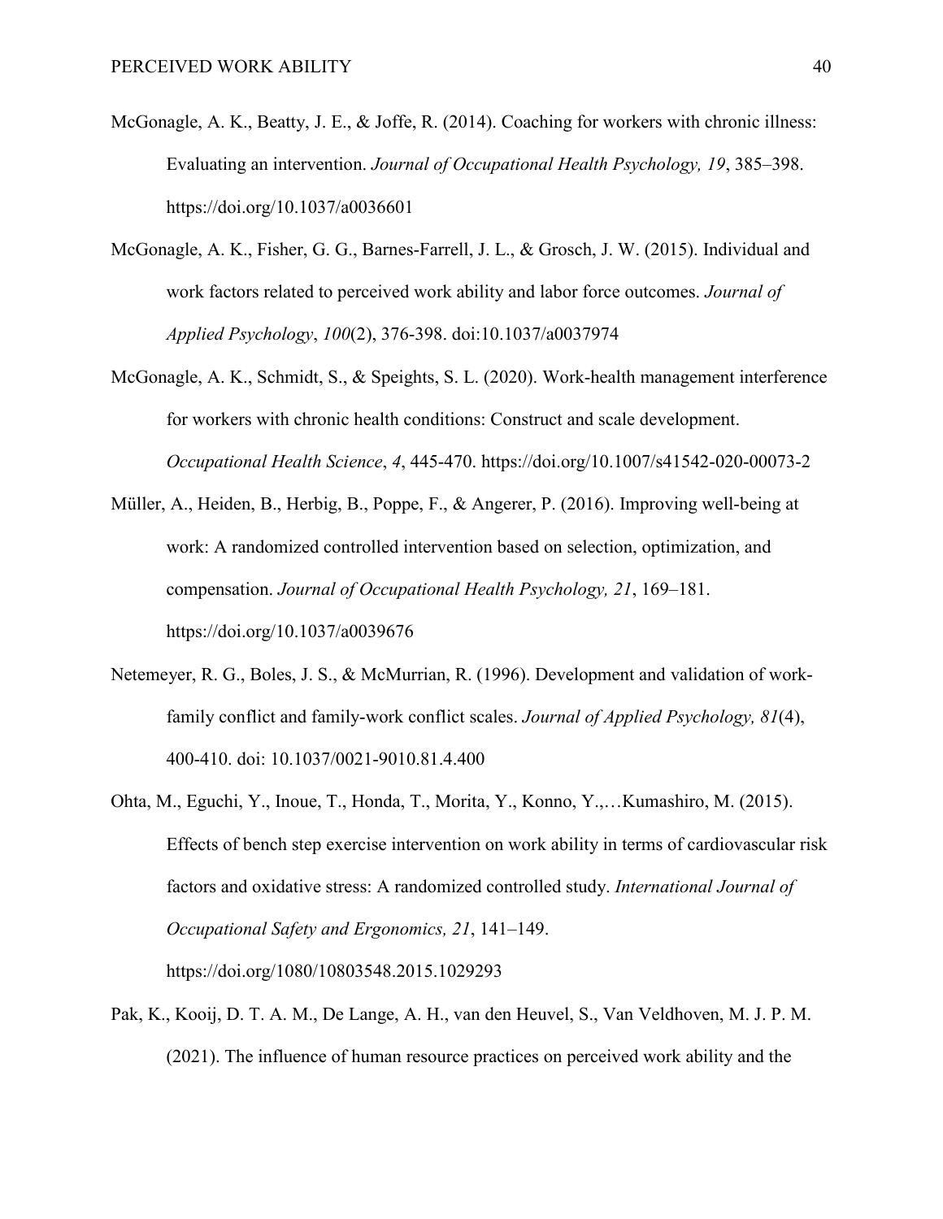McGonagle, A. K., Beatty, J. E., & Joffe, R. (2014). Coaching for workers with chronic illness: Evaluating an intervention. *Journal of Occupational Health Psychology, 19*, 385–398. https://doi.org/10.1037/a0036601

McGonagle, A. K., Fisher, G. G., Barnes-Farrell, J. L., & Grosch, J. W. (2015). Individual and work factors related to perceived work ability and labor force outcomes. *Journal of Applied Psychology*, *100*(2), 376-398. doi:10.1037/a0037974

McGonagle, A. K., Schmidt, S., & Speights, S. L. (2020). Work-health management interference for workers with chronic health conditions: Construct and scale development. *Occupational Health Science*, *4*, 445-470. https://doi.org/10.1007/s41542-020-00073-2

Müller, A., Heiden, B., Herbig, B., Poppe, F., & Angerer, P. (2016). Improving well-being at work: A randomized controlled intervention based on selection, optimization, and compensation. *Journal of Occupational Health Psychology, 21*, 169–181. https://doi.org/10.1037/a0039676

Netemeyer, R. G., Boles, J. S., & McMurrian, R. (1996). Development and validation of work-family conflict and family-work conflict scales. *Journal of Applied Psychology, 81*(4), 400-410. doi: 10.1037/0021-9010.81.4.400

Ohta, M., Eguchi, Y., Inoue, T., Honda, T., Morita, Y., Konno, Y.,…Kumashiro, M. (2015). Effects of bench step exercise intervention on work ability in terms of cardiovascular risk factors and oxidative stress: A randomized controlled study. *International Journal of Occupational Safety and Ergonomics, 21*, 141–149. https://doi.org/1080/10803548.2015.1029293

Pak, K., Kooij, D. T. A. M., De Lange, A. H., van den Heuvel, S., Van Veldhoven, M. J. P. M. (2021). The influence of human resource practices on perceived work ability and the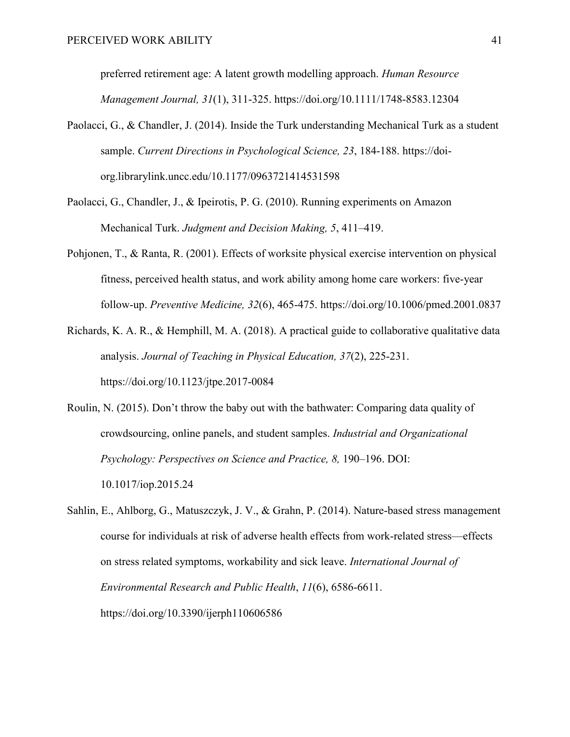preferred retirement age: A latent growth modelling approach. *Human Resource Management Journal, 31*(1), 311-325. https://doi.org/10.1111/1748-8583.12304

Paolacci, G., & Chandler, J. (2014). Inside the Turk understanding Mechanical Turk as a student sample. *Current Directions in Psychological Science, 23*, 184-188. https://doi-org.librarylink.uncc.edu/10.1177/0963721414531598

Paolacci, G., Chandler, J., & Ipeirotis, P. G. (2010). Running experiments on Amazon Mechanical Turk. *Judgment and Decision Making, 5*, 411–419.

Pohjonen, T., & Ranta, R. (2001). Effects of worksite physical exercise intervention on physical fitness, perceived health status, and work ability among home care workers: five-year follow-up. *Preventive Medicine, 32*(6), 465-475. https://doi.org/10.1006/pmed.2001.0837

Richards, K. A. R., & Hemphill, M. A. (2018). A practical guide to collaborative qualitative data analysis. *Journal of Teaching in Physical Education, 37*(2), 225-231. https://doi.org/10.1123/jtpe.2017-0084

Roulin, N. (2015). Don't throw the baby out with the bathwater: Comparing data quality of crowdsourcing, online panels, and student samples. *Industrial and Organizational Psychology: Perspectives on Science and Practice, 8,* 190–196. DOI: 10.1017/iop.2015.24

Sahlin, E., Ahlborg, G., Matuszczyk, J. V., & Grahn, P. (2014). Nature-based stress management course for individuals at risk of adverse health effects from work-related stress—effects on stress related symptoms, workability and sick leave. *International Journal of Environmental Research and Public Health*, *11*(6), 6586-6611. https://doi.org/10.3390/ijerph110606586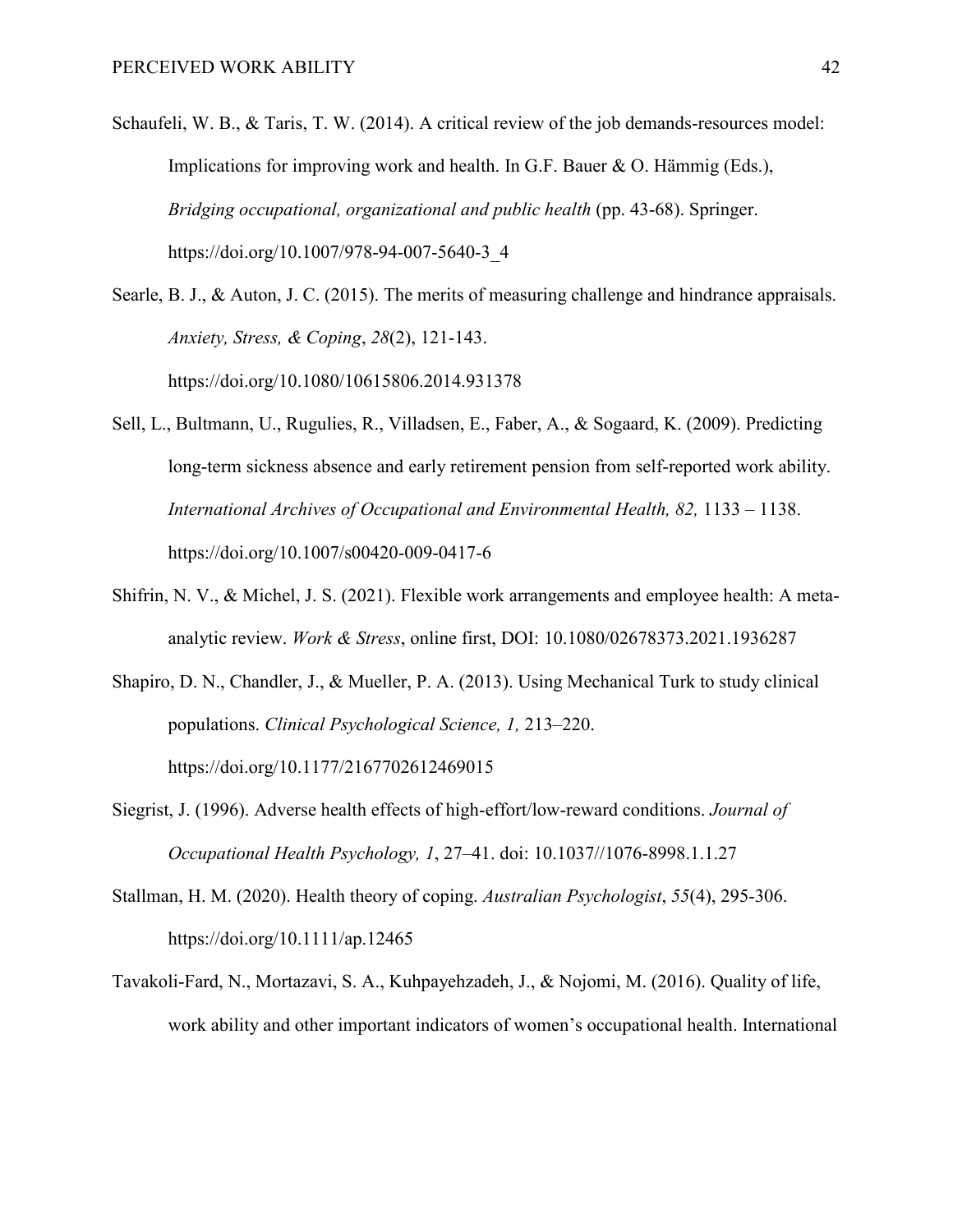Schaufeli, W. B., & Taris, T. W. (2014). A critical review of the job demands-resources model: Implications for improving work and health. In G.F. Bauer & O. Hämmig (Eds.), *Bridging occupational, organizational and public health* (pp. 43-68). Springer. https://doi.org/10.1007/978-94-007-5640-3_4

Searle, B. J., & Auton, J. C. (2015). The merits of measuring challenge and hindrance appraisals. *Anxiety, Stress, & Coping*, *28*(2), 121-143. https://doi.org/10.1080/10615806.2014.931378

Sell, L., Bultmann, U., Rugulies, R., Villadsen, E., Faber, A., & Sogaard, K. (2009). Predicting long-term sickness absence and early retirement pension from self-reported work ability. *International Archives of Occupational and Environmental Health, 82,* 1133 – 1138. https://doi.org/10.1007/s00420-009-0417-6

Shifrin, N. V., & Michel, J. S. (2021). Flexible work arrangements and employee health: A meta-analytic review. *Work & Stress*, online first, DOI: 10.1080/02678373.2021.1936287

Shapiro, D. N., Chandler, J., & Mueller, P. A. (2013). Using Mechanical Turk to study clinical populations. *Clinical Psychological Science, 1,* 213–220. https://doi.org/10.1177/2167702612469015

Siegrist, J. (1996). Adverse health effects of high-effort/low-reward conditions. *Journal of Occupational Health Psychology, 1*, 27–41. doi: 10.1037//1076-8998.1.1.27

Stallman, H. M. (2020). Health theory of coping. *Australian Psychologist*, *55*(4), 295-306. https://doi.org/10.1111/ap.12465

Tavakoli-Fard, N., Mortazavi, S. A., Kuhpayehzadeh, J., & Nojomi, M. (2016). Quality of life, work ability and other important indicators of women's occupational health. International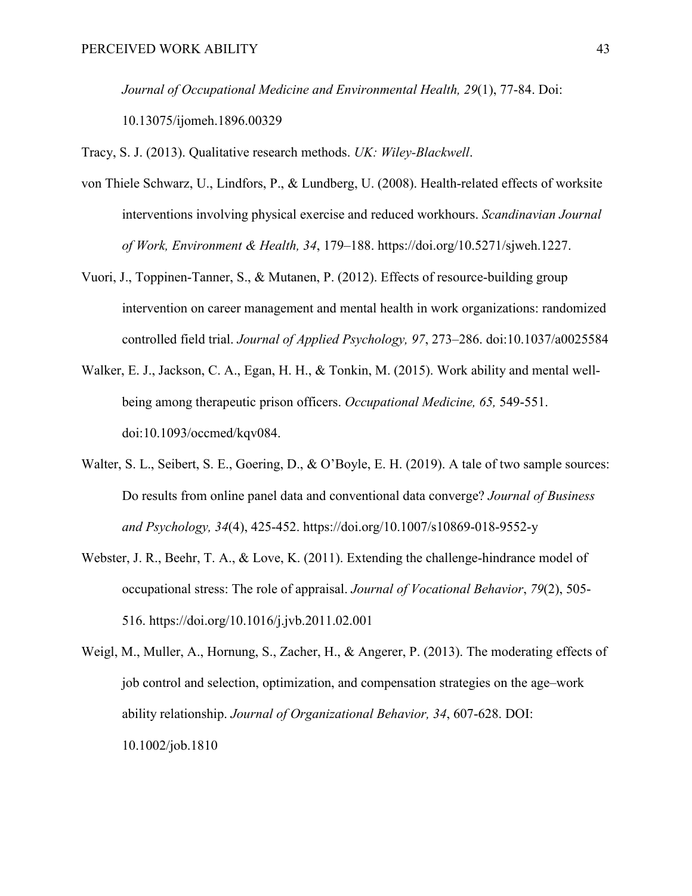*Journal of Occupational Medicine and Environmental Health, 29*(1), 77-84. Doi: 10.13075/ijomeh.1896.00329

Tracy, S. J. (2013). Qualitative research methods. *UK: Wiley-Blackwell*.

von Thiele Schwarz, U., Lindfors, P., & Lundberg, U. (2008). Health-related effects of worksite interventions involving physical exercise and reduced workhours. *Scandinavian Journal of Work, Environment & Health, 34*, 179–188. https://doi.org/10.5271/sjweh.1227.

Vuori, J., Toppinen-Tanner, S., & Mutanen, P. (2012). Effects of resource-building group intervention on career management and mental health in work organizations: randomized controlled field trial. *Journal of Applied Psychology, 97*, 273–286. doi:10.1037/a0025584

Walker, E. J., Jackson, C. A., Egan, H. H., & Tonkin, M. (2015). Work ability and mental well-being among therapeutic prison officers. *Occupational Medicine, 65,* 549-551. doi:10.1093/occmed/kqv084.

Walter, S. L., Seibert, S. E., Goering, D., & O'Boyle, E. H. (2019). A tale of two sample sources: Do results from online panel data and conventional data converge? *Journal of Business and Psychology, 34*(4), 425-452. https://doi.org/10.1007/s10869-018-9552-y

Webster, J. R., Beehr, T. A., & Love, K. (2011). Extending the challenge-hindrance model of occupational stress: The role of appraisal. *Journal of Vocational Behavior*, *79*(2), 505-516. https://doi.org/10.1016/j.jvb.2011.02.001

Weigl, M., Muller, A., Hornung, S., Zacher, H., & Angerer, P. (2013). The moderating effects of job control and selection, optimization, and compensation strategies on the age–work ability relationship. *Journal of Organizational Behavior, 34*, 607-628. DOI: 10.1002/job.1810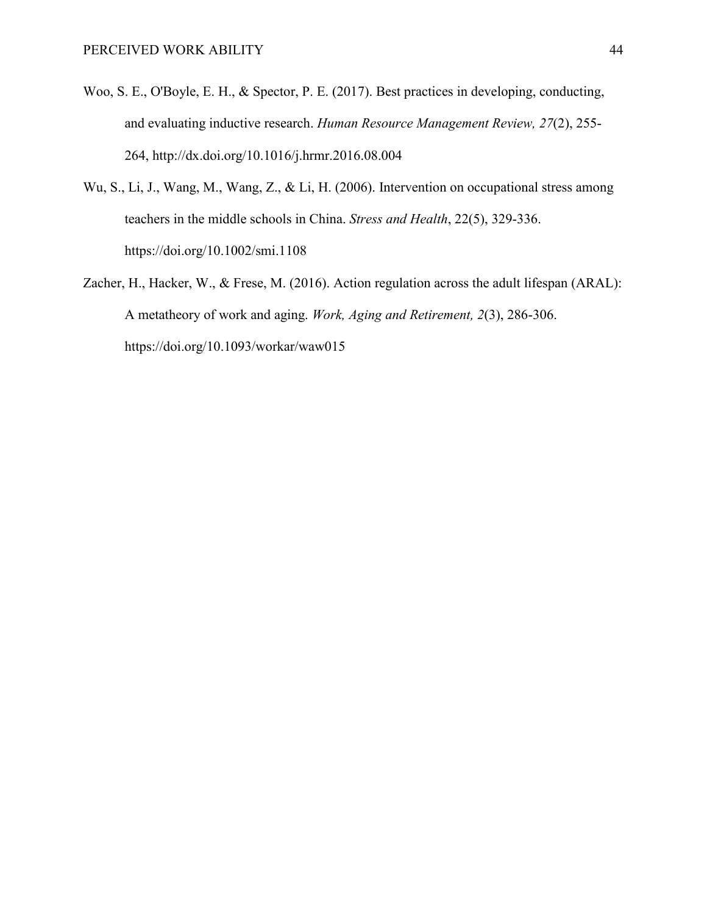Woo, S. E., O'Boyle, E. H., & Spector, P. E. (2017). Best practices in developing, conducting, and evaluating inductive research. *Human Resource Management Review, 27*(2), 255-264, http://dx.doi.org/10.1016/j.hrmr.2016.08.004

Wu, S., Li, J., Wang, M., Wang, Z., & Li, H. (2006). Intervention on occupational stress among teachers in the middle schools in China. *Stress and Health*, 22(5), 329-336. https://doi.org/10.1002/smi.1108

Zacher, H., Hacker, W., & Frese, M. (2016). Action regulation across the adult lifespan (ARAL): A metatheory of work and aging. *Work, Aging and Retirement, 2*(3), 286-306. https://doi.org/10.1093/workar/waw015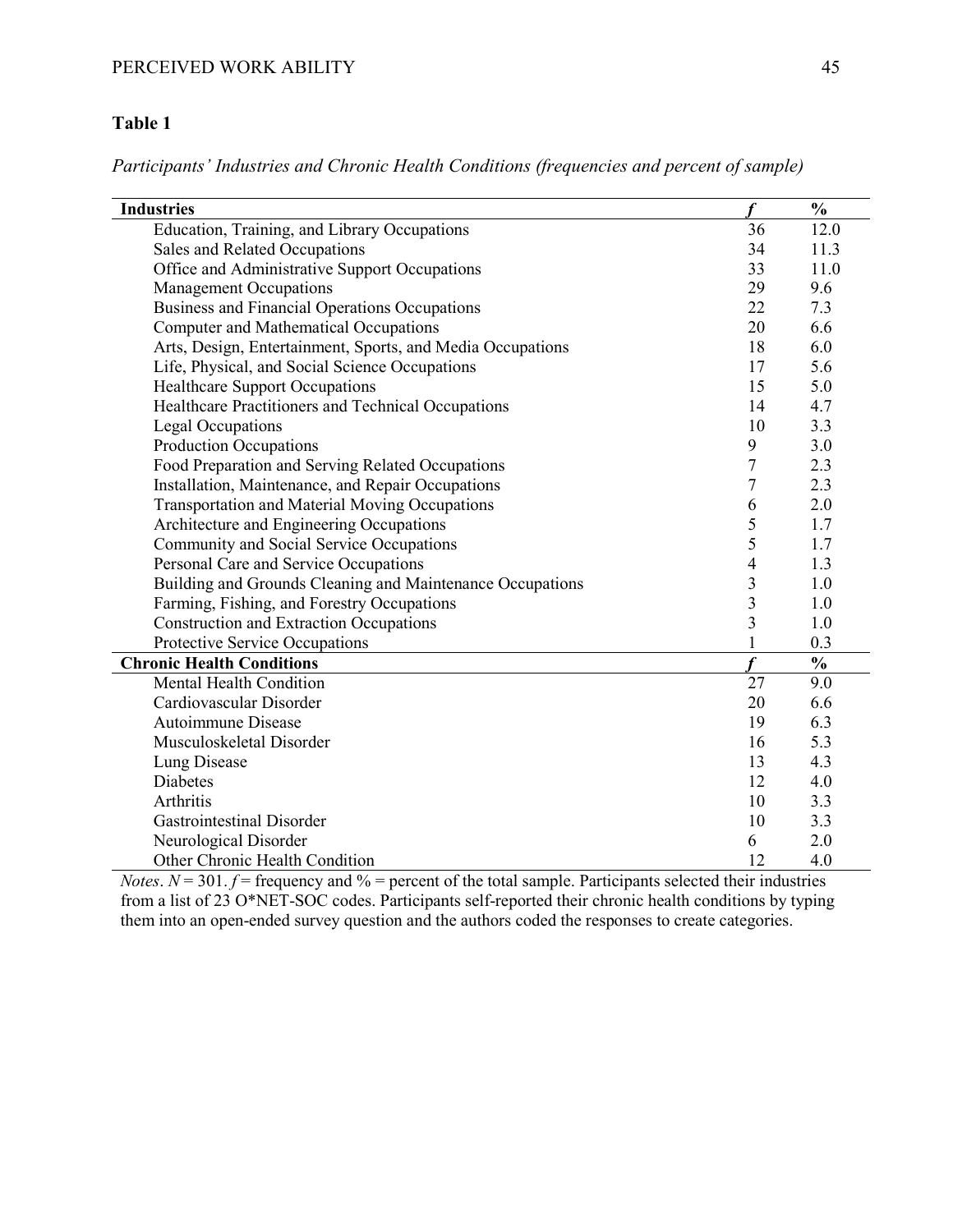**Table 1**

*Participants' Industries and Chronic Health Conditions (frequencies and percent of sample)*

| **Industries** | ***f*** | **%** |
|---|---|---|
| Education, Training, and Library Occupations | 36 | 12.0 |
| Sales and Related Occupations | 34 | 11.3 |
| Office and Administrative Support Occupations | 33 | 11.0 |
| Management Occupations | 29 | 9.6 |
| Business and Financial Operations Occupations | 22 | 7.3 |
| Computer and Mathematical Occupations | 20 | 6.6 |
| Arts, Design, Entertainment, Sports, and Media Occupations | 18 | 6.0 |
| Life, Physical, and Social Science Occupations | 17 | 5.6 |
| Healthcare Support Occupations | 15 | 5.0 |
| Healthcare Practitioners and Technical Occupations | 14 | 4.7 |
| Legal Occupations | 10 | 3.3 |
| Production Occupations | 9 | 3.0 |
| Food Preparation and Serving Related Occupations | 7 | 2.3 |
| Installation, Maintenance, and Repair Occupations | 7 | 2.3 |
| Transportation and Material Moving Occupations | 6 | 2.0 |
| Architecture and Engineering Occupations | 5 | 1.7 |
| Community and Social Service Occupations | 5 | 1.7 |
| Personal Care and Service Occupations | 4 | 1.3 |
| Building and Grounds Cleaning and Maintenance Occupations | 3 | 1.0 |
| Farming, Fishing, and Forestry Occupations | 3 | 1.0 |
| Construction and Extraction Occupations | 3 | 1.0 |
| Protective Service Occupations | 1 | 0.3 |
| **Chronic Health Conditions** | ***f*** | **%** |
| Mental Health Condition | 27 | 9.0 |
| Cardiovascular Disorder | 20 | 6.6 |
| Autoimmune Disease | 19 | 6.3 |
| Musculoskeletal Disorder | 16 | 5.3 |
| Lung Disease | 13 | 4.3 |
| Diabetes | 12 | 4.0 |
| Arthritis | 10 | 3.3 |
| Gastrointestinal Disorder | 10 | 3.3 |
| Neurological Disorder | 6 | 2.0 |
| Other Chronic Health Condition | 12 | 4.0 |

*Notes*. $N = 301$. $f$ = frequency and % = percent of the total sample. Participants selected their industries from a list of 23 O*NET-SOC codes. Participants self-reported their chronic health conditions by typing them into an open-ended survey question and the authors coded the responses to create categories.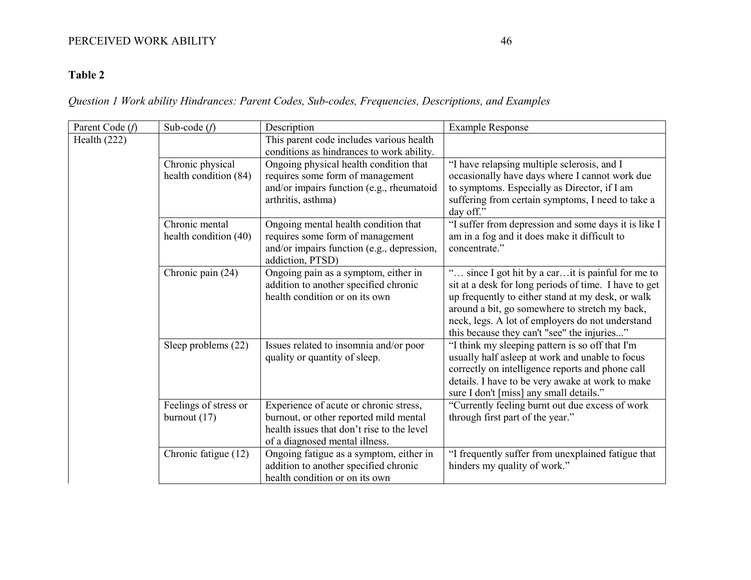**Table 2**

*Question 1 Work ability Hindrances: Parent Codes, Sub-codes, Frequencies, Descriptions, and Examples*

| Parent Code (*f*) | Sub-code (*f*) | Description | Example Response |
|---|---|---|---|
| Health (222) | | This parent code includes various health conditions as hindrances to work ability. | |
| | Chronic physical health condition (84) | Ongoing physical health condition that requires some form of management and/or impairs function (e.g., rheumatoid arthritis, asthma) | "I have relapsing multiple sclerosis, and I occasionally have days where I cannot work due to symptoms. Especially as Director, if I am suffering from certain symptoms, I need to take a day off." |
| | Chronic mental health condition (40) | Ongoing mental health condition that requires some form of management and/or impairs function (e.g., depression, addiction, PTSD) | "I suffer from depression and some days it is like I am in a fog and it does make it difficult to concentrate." |
| | Chronic pain (24) | Ongoing pain as a symptom, either in addition to another specified chronic health condition or on its own | "… since I got hit by a car…it is painful for me to sit at a desk for long periods of time. I have to get up frequently to either stand at my desk, or walk around a bit, go somewhere to stretch my back, neck, legs. A lot of employers do not understand this because they can't "see" the injuries..." |
| | Sleep problems (22) | Issues related to insomnia and/or poor quality or quantity of sleep. | "I think my sleeping pattern is so off that I'm usually half asleep at work and unable to focus correctly on intelligence reports and phone call details. I have to be very awake at work to make sure I don't [miss] any small details." |
| | Feelings of stress or burnout (17) | Experience of acute or chronic stress, burnout, or other reported mild mental health issues that don't rise to the level of a diagnosed mental illness. | "Currently feeling burnt out due excess of work through first part of the year." |
| | Chronic fatigue (12) | Ongoing fatigue as a symptom, either in addition to another specified chronic health condition or on its own | "I frequently suffer from unexplained fatigue that hinders my quality of work." |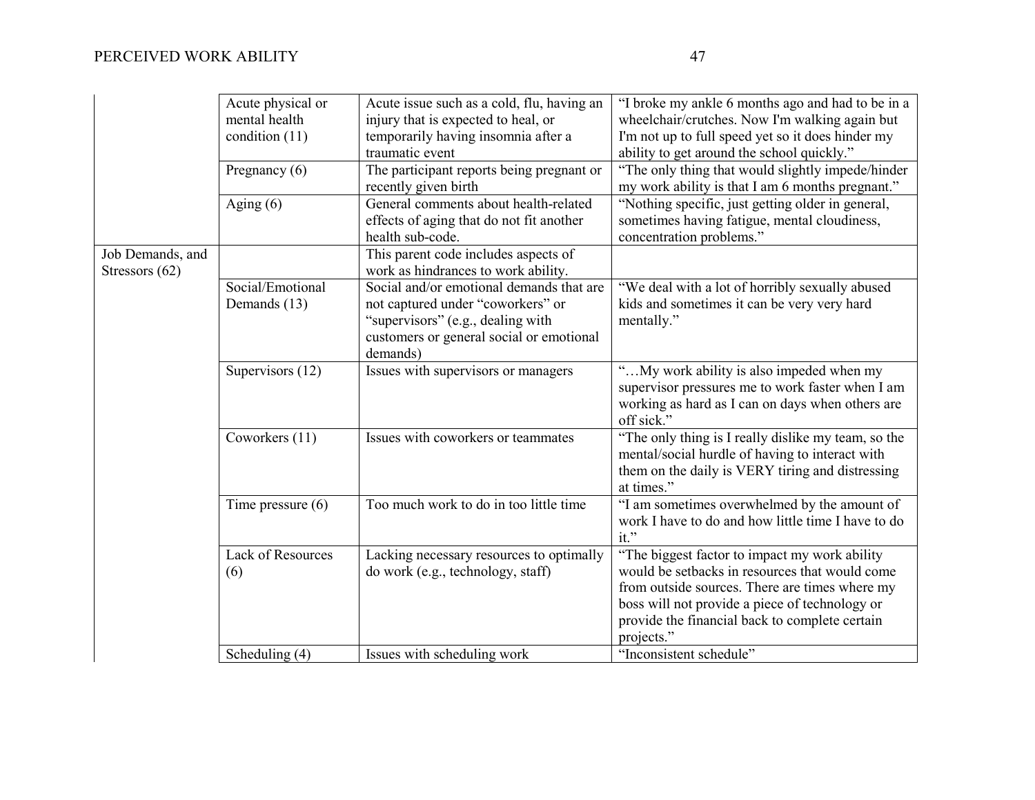| | | | |
|---|---|---|---|
| | Acute physical or mental health condition (11) | Acute issue such as a cold, flu, having an injury that is expected to heal, or temporarily having insomnia after a traumatic event | "I broke my ankle 6 months ago and had to be in a wheelchair/crutches. Now I'm walking again but I'm not up to full speed yet so it does hinder my ability to get around the school quickly." |
| | Pregnancy (6) | The participant reports being pregnant or recently given birth | "The only thing that would slightly impede/hinder my work ability is that I am 6 months pregnant." |
| | Aging (6) | General comments about health-related effects of aging that do not fit another health sub-code. | "Nothing specific, just getting older in general, sometimes having fatigue, mental cloudiness, concentration problems." |
| Job Demands, and Stressors (62) | | This parent code includes aspects of work as hindrances to work ability. | |
| | Social/Emotional Demands (13) | Social and/or emotional demands that are not captured under "coworkers" or "supervisors" (e.g., dealing with customers or general social or emotional demands) | "We deal with a lot of horribly sexually abused kids and sometimes it can be very very hard mentally." |
| | Supervisors (12) | Issues with supervisors or managers | "…My work ability is also impeded when my supervisor pressures me to work faster when I am working as hard as I can on days when others are off sick." |
| | Coworkers (11) | Issues with coworkers or teammates | "The only thing is I really dislike my team, so the mental/social hurdle of having to interact with them on the daily is VERY tiring and distressing at times." |
| | Time pressure (6) | Too much work to do in too little time | "I am sometimes overwhelmed by the amount of work I have to do and how little time I have to do it." |
| | Lack of Resources (6) | Lacking necessary resources to optimally do work (e.g., technology, staff) | "The biggest factor to impact my work ability would be setbacks in resources that would come from outside sources. There are times where my boss will not provide a piece of technology or provide the financial back to complete certain projects." |
| | Scheduling (4) | Issues with scheduling work | "Inconsistent schedule" |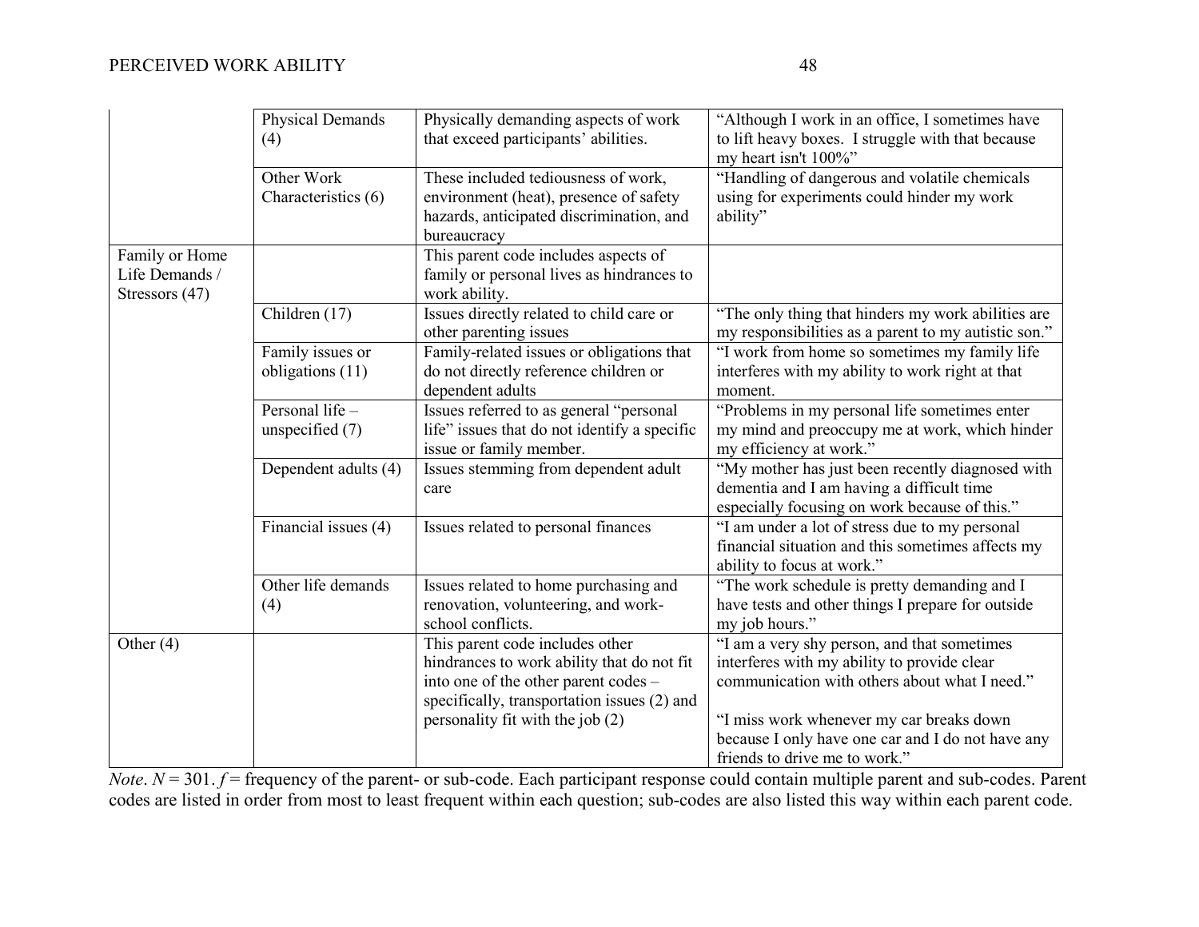| | | | |
|---|---|---|---|
| | Physical Demands (4) | Physically demanding aspects of work that exceed participants' abilities. | "Although I work in an office, I sometimes have to lift heavy boxes. I struggle with that because my heart isn't 100%" |
| | Other Work Characteristics (6) | These included tediousness of work, environment (heat), presence of safety hazards, anticipated discrimination, and bureaucracy | "Handling of dangerous and volatile chemicals using for experiments could hinder my work ability" |
| Family or Home Life Demands / Stressors (47) | | This parent code includes aspects of family or personal lives as hindrances to work ability. | |
| | Children (17) | Issues directly related to child care or other parenting issues | "The only thing that hinders my work abilities are my responsibilities as a parent to my autistic son." |
| | Family issues or obligations (11) | Family-related issues or obligations that do not directly reference children or dependent adults | "I work from home so sometimes my family life interferes with my ability to work right at that moment. |
| | Personal life – unspecified (7) | Issues referred to as general "personal life" issues that do not identify a specific issue or family member. | "Problems in my personal life sometimes enter my mind and preoccupy me at work, which hinder my efficiency at work." |
| | Dependent adults (4) | Issues stemming from dependent adult care | "My mother has just been recently diagnosed with dementia and I am having a difficult time especially focusing on work because of this." |
| | Financial issues (4) | Issues related to personal finances | "I am under a lot of stress due to my personal financial situation and this sometimes affects my ability to focus at work." |
| | Other life demands (4) | Issues related to home purchasing and renovation, volunteering, and work-school conflicts. | "The work schedule is pretty demanding and I have tests and other things I prepare for outside my job hours." |
| Other (4) | | This parent code includes other hindrances to work ability that do not fit into one of the other parent codes – specifically, transportation issues (2) and personality fit with the job (2) | "I am a very shy person, and that sometimes interferes with my ability to provide clear communication with others about what I need." "I miss work whenever my car breaks down because I only have one car and I do not have any friends to drive me to work." |

*Note*. $N = 301$. $f$ = frequency of the parent- or sub-code. Each participant response could contain multiple parent and sub-codes. Parent codes are listed in order from most to least frequent within each question; sub-codes are also listed this way within each parent code.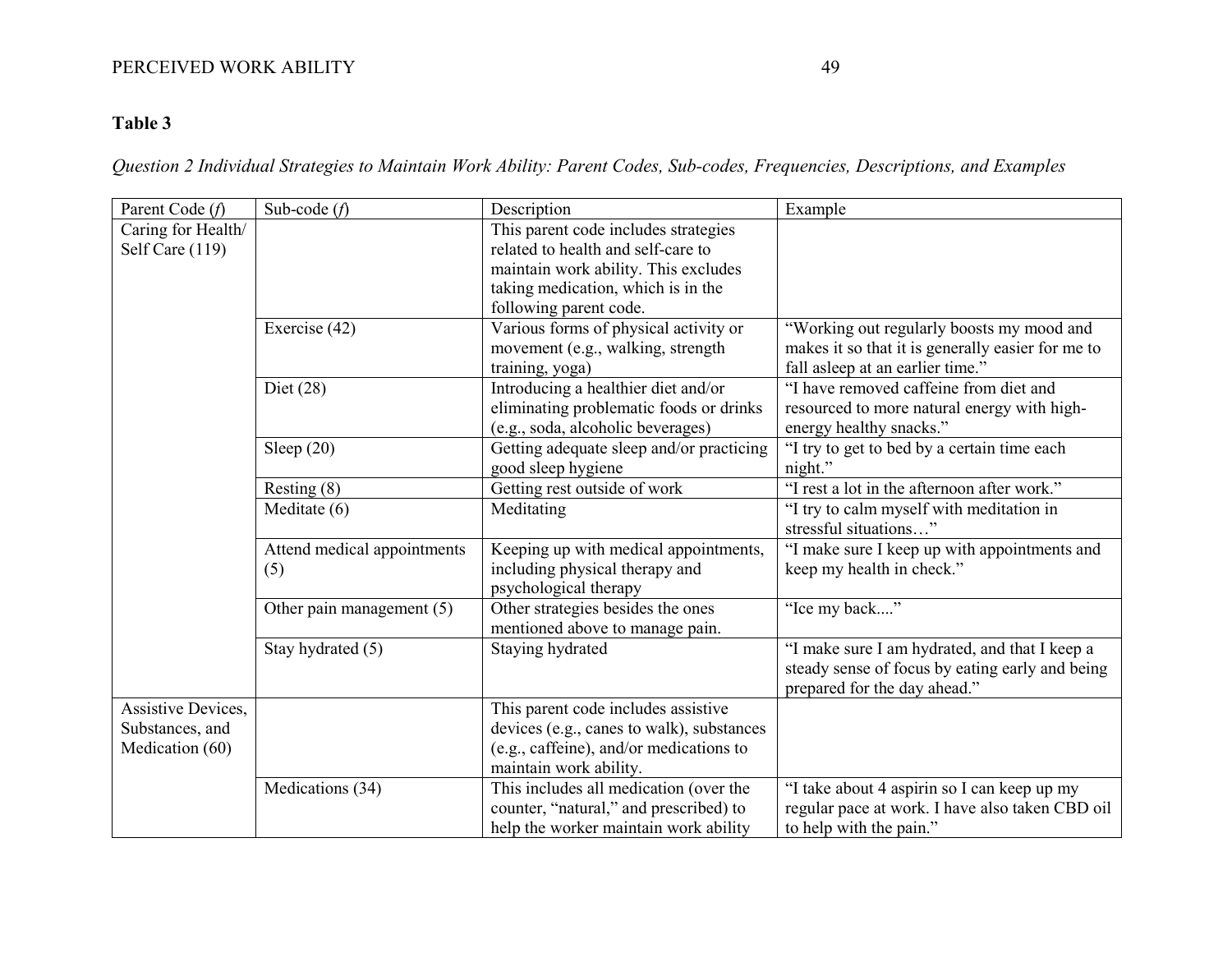**Table 3**

*Question 2 Individual Strategies to Maintain Work Ability: Parent Codes, Sub-codes, Frequencies, Descriptions, and Examples*

| Parent Code (*f*) | Sub-code (*f*) | Description | Example |
|---|---|---|---|
| Caring for Health/ Self Care (119) | | This parent code includes strategies related to health and self-care to maintain work ability. This excludes taking medication, which is in the following parent code. | |
| | Exercise (42) | Various forms of physical activity or movement (e.g., walking, strength training, yoga) | "Working out regularly boosts my mood and makes it so that it is generally easier for me to fall asleep at an earlier time." |
| | Diet (28) | Introducing a healthier diet and/or eliminating problematic foods or drinks (e.g., soda, alcoholic beverages) | "I have removed caffeine from diet and resourced to more natural energy with high-energy healthy snacks." |
| | Sleep (20) | Getting adequate sleep and/or practicing good sleep hygiene | "I try to get to bed by a certain time each night." |
| | Resting (8) | Getting rest outside of work | "I rest a lot in the afternoon after work." |
| | Meditate (6) | Meditating | "I try to calm myself with meditation in stressful situations…" |
| | Attend medical appointments (5) | Keeping up with medical appointments, including physical therapy and psychological therapy | "I make sure I keep up with appointments and keep my health in check." |
| | Other pain management (5) | Other strategies besides the ones mentioned above to manage pain. | "Ice my back...." |
| | Stay hydrated (5) | Staying hydrated | "I make sure I am hydrated, and that I keep a steady sense of focus by eating early and being prepared for the day ahead." |
| Assistive Devices, Substances, and Medication (60) | | This parent code includes assistive devices (e.g., canes to walk), substances (e.g., caffeine), and/or medications to maintain work ability. | |
| | Medications (34) | This includes all medication (over the counter, "natural," and prescribed) to help the worker maintain work ability | "I take about 4 aspirin so I can keep up my regular pace at work. I have also taken CBD oil to help with the pain." |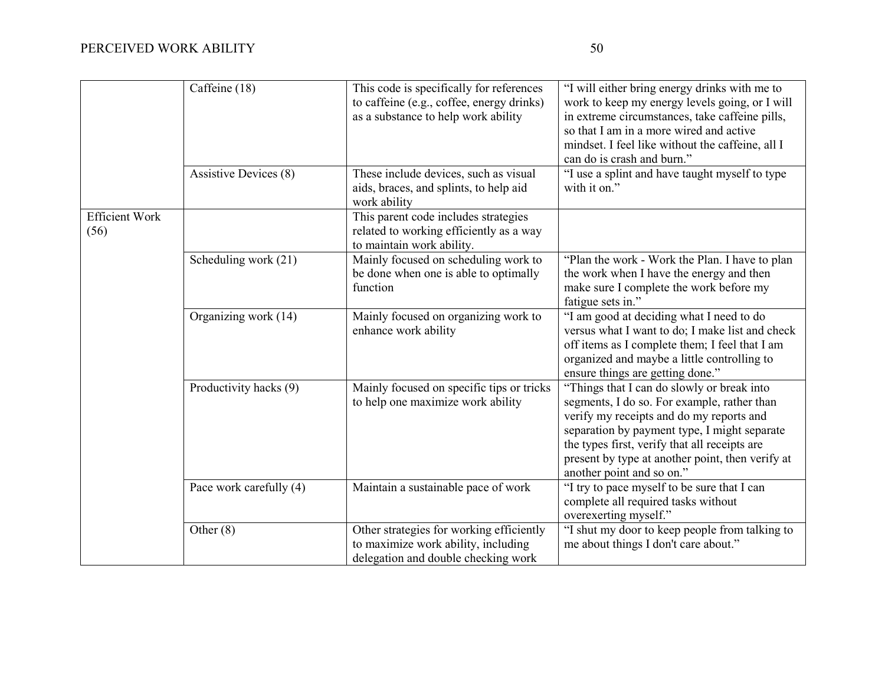| | | | |
|---|---|---|---|
| | Caffeine (18) | This code is specifically for references to caffeine (e.g., coffee, energy drinks) as a substance to help work ability | "I will either bring energy drinks with me to work to keep my energy levels going, or I will in extreme circumstances, take caffeine pills, so that I am in a more wired and active mindset. I feel like without the caffeine, all I can do is crash and burn." |
| | Assistive Devices (8) | These include devices, such as visual aids, braces, and splints, to help aid work ability | "I use a splint and have taught myself to type with it on." |
| Efficient Work (56) | | This parent code includes strategies related to working efficiently as a way to maintain work ability. | |
| | Scheduling work (21) | Mainly focused on scheduling work to be done when one is able to optimally function | "Plan the work - Work the Plan. I have to plan the work when I have the energy and then make sure I complete the work before my fatigue sets in." |
| | Organizing work (14) | Mainly focused on organizing work to enhance work ability | "I am good at deciding what I need to do versus what I want to do; I make list and check off items as I complete them; I feel that I am organized and maybe a little controlling to ensure things are getting done." |
| | Productivity hacks (9) | Mainly focused on specific tips or tricks to help one maximize work ability | "Things that I can do slowly or break into segments, I do so. For example, rather than verify my receipts and do my reports and separation by payment type, I might separate the types first, verify that all receipts are present by type at another point, then verify at another point and so on." |
| | Pace work carefully (4) | Maintain a sustainable pace of work | "I try to pace myself to be sure that I can complete all required tasks without overexerting myself." |
| | Other (8) | Other strategies for working efficiently to maximize work ability, including delegation and double checking work | "I shut my door to keep people from talking to me about things I don't care about." |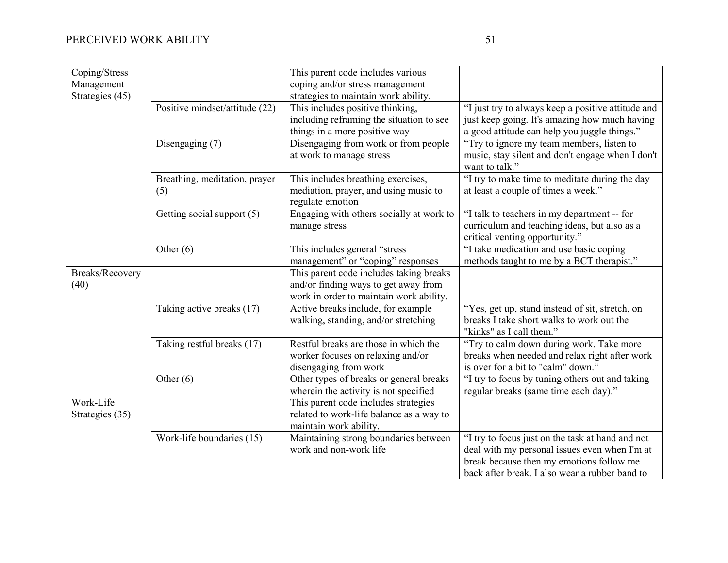| | | | |
|---|---|---|---|
| Coping/Stress Management Strategies (45) | | This parent code includes various coping and/or stress management strategies to maintain work ability. | |
| | Positive mindset/attitude (22) | This includes positive thinking, including reframing the situation to see things in a more positive way | "I just try to always keep a positive attitude and just keep going. It's amazing how much having a good attitude can help you juggle things." |
| | Disengaging (7) | Disengaging from work or from people at work to manage stress | "Try to ignore my team members, listen to music, stay silent and don't engage when I don't want to talk." |
| | Breathing, meditation, prayer (5) | This includes breathing exercises, mediation, prayer, and using music to regulate emotion | "I try to make time to meditate during the day at least a couple of times a week." |
| | Getting social support (5) | Engaging with others socially at work to manage stress | "I talk to teachers in my department -- for curriculum and teaching ideas, but also as a critical venting opportunity." |
| | Other (6) | This includes general "stress management" or "coping" responses | "I take medication and use basic coping methods taught to me by a BCT therapist." |
| Breaks/Recovery (40) | | This parent code includes taking breaks and/or finding ways to get away from work in order to maintain work ability. | |
| | Taking active breaks (17) | Active breaks include, for example walking, standing, and/or stretching | "Yes, get up, stand instead of sit, stretch, on breaks I take short walks to work out the "kinks" as I call them." |
| | Taking restful breaks (17) | Restful breaks are those in which the worker focuses on relaxing and/or disengaging from work | "Try to calm down during work. Take more breaks when needed and relax right after work is over for a bit to "calm" down." |
| | Other (6) | Other types of breaks or general breaks wherein the activity is not specified | "I try to focus by tuning others out and taking regular breaks (same time each day)." |
| Work-Life Strategies (35) | | This parent code includes strategies related to work-life balance as a way to maintain work ability. | |
| | Work-life boundaries (15) | Maintaining strong boundaries between work and non-work life | "I try to focus just on the task at hand and not deal with my personal issues even when I'm at break because then my emotions follow me back after break. I also wear a rubber band to |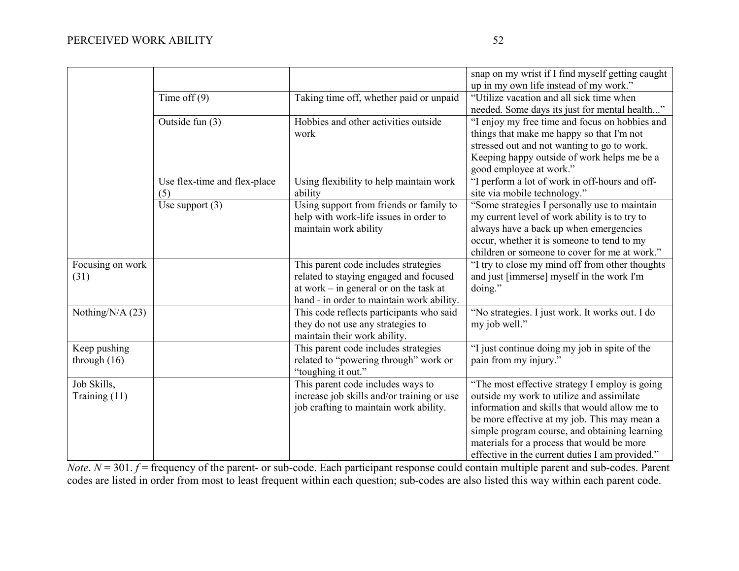| | | | |
|---|---|---|---|
| | | | snap on my wrist if I find myself getting caught up in my own life instead of my work." |
| | Time off (9) | Taking time off, whether paid or unpaid | "Utilize vacation and all sick time when needed. Some days its just for mental health..." |
| | Outside fun (3) | Hobbies and other activities outside work | "I enjoy my free time and focus on hobbies and things that make me happy so that I'm not stressed out and not wanting to go to work. Keeping happy outside of work helps me be a good employee at work." |
| | Use flex-time and flex-place (5) | Using flexibility to help maintain work ability | "I perform a lot of work in off-hours and off-site via mobile technology." |
| | Use support (3) | Using support from friends or family to help with work-life issues in order to maintain work ability | "Some strategies I personally use to maintain my current level of work ability is to try to always have a back up when emergencies occur, whether it is someone to tend to my children or someone to cover for me at work." |
| Focusing on work (31) | | This parent code includes strategies related to staying engaged and focused at work – in general or on the task at hand - in order to maintain work ability. | "I try to close my mind off from other thoughts and just [immerse] myself in the work I'm doing." |
| Nothing/N/A (23) | | This code reflects participants who said they do not use any strategies to maintain their work ability. | "No strategies. I just work. It works out. I do my job well." |
| Keep pushing through (16) | | This parent code includes strategies related to "powering through" work or "toughing it out." | "I just continue doing my job in spite of the pain from my injury." |
| Job Skills, Training (11) | | This parent code includes ways to increase job skills and/or training or use job crafting to maintain work ability. | "The most effective strategy I employ is going outside my work to utilize and assimilate information and skills that would allow me to be more effective at my job. This may mean a simple program course, and obtaining learning materials for a process that would be more effective in the current duties I am provided." |

*Note*. $N = 301$. $f$ = frequency of the parent- or sub-code. Each participant response could contain multiple parent and sub-codes. Parent codes are listed in order from most to least frequent within each question; sub-codes are also listed this way within each parent code.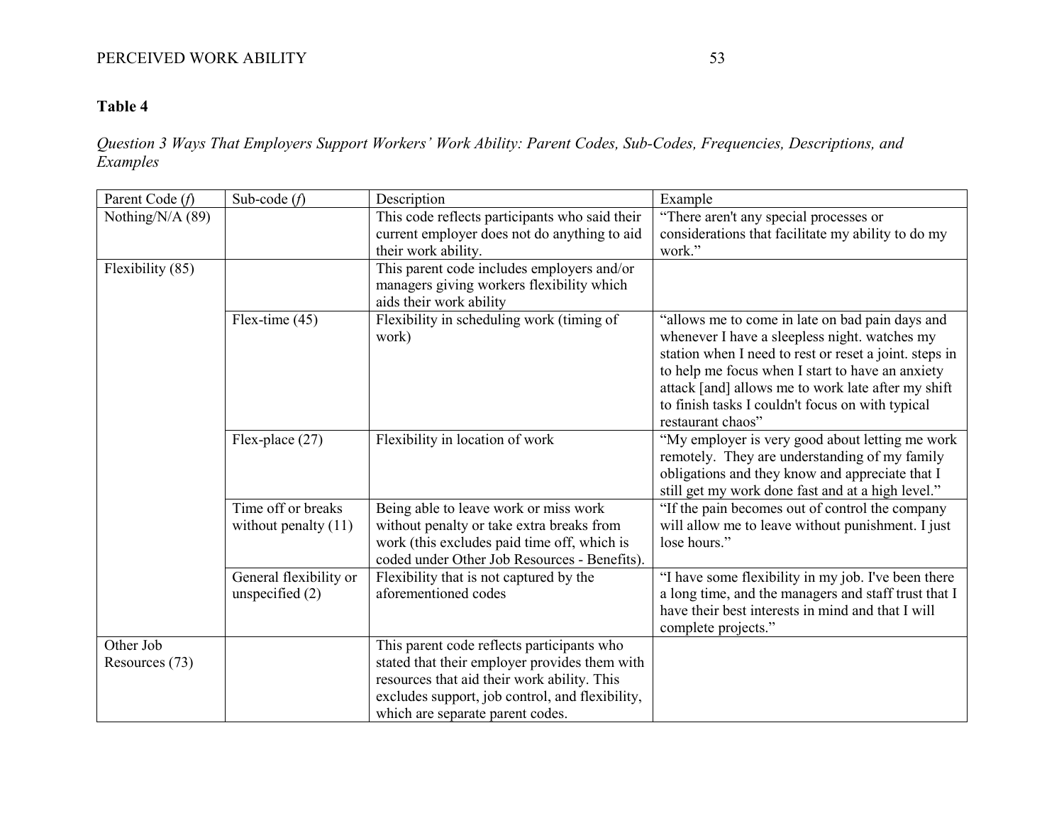**Table 4**

*Question 3 Ways That Employers Support Workers' Work Ability: Parent Codes, Sub-Codes, Frequencies, Descriptions, and Examples*

| Parent Code (*f*) | Sub-code (*f*) | Description | Example |
|---|---|---|---|
| Nothing/N/A (89) | | This code reflects participants who said their current employer does not do anything to aid their work ability. | "There aren't any special processes or considerations that facilitate my ability to do my work." |
| Flexibility (85) | | This parent code includes employers and/or managers giving workers flexibility which aids their work ability | |
| | Flex-time (45) | Flexibility in scheduling work (timing of work) | "allows me to come in late on bad pain days and whenever I have a sleepless night. watches my station when I need to rest or reset a joint. steps in to help me focus when I start to have an anxiety attack [and] allows me to work late after my shift to finish tasks I couldn't focus on with typical restaurant chaos" |
| | Flex-place (27) | Flexibility in location of work | "My employer is very good about letting me work remotely. They are understanding of my family obligations and they know and appreciate that I still get my work done fast and at a high level." |
| | Time off or breaks without penalty (11) | Being able to leave work or miss work without penalty or take extra breaks from work (this excludes paid time off, which is coded under Other Job Resources - Benefits). | "If the pain becomes out of control the company will allow me to leave without punishment. I just lose hours." |
| | General flexibility or unspecified (2) | Flexibility that is not captured by the aforementioned codes | "I have some flexibility in my job. I've been there a long time, and the managers and staff trust that I have their best interests in mind and that I will complete projects." |
| Other Job Resources (73) | | This parent code reflects participants who stated that their employer provides them with resources that aid their work ability. This excludes support, job control, and flexibility, which are separate parent codes. | |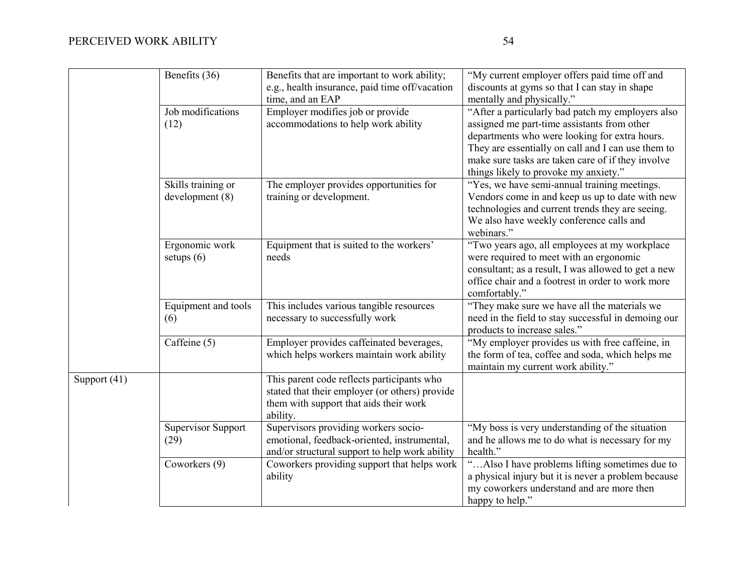| | | | |
|---|---|---|---|
| | Benefits (36) | Benefits that are important to work ability; e.g., health insurance, paid time off/vacation time, and an EAP | "My current employer offers paid time off and discounts at gyms so that I can stay in shape mentally and physically." |
| | Job modifications (12) | Employer modifies job or provide accommodations to help work ability | "After a particularly bad patch my employers also assigned me part-time assistants from other departments who were looking for extra hours. They are essentially on call and I can use them to make sure tasks are taken care of if they involve things likely to provoke my anxiety." |
| | Skills training or development (8) | The employer provides opportunities for training or development. | "Yes, we have semi-annual training meetings. Vendors come in and keep us up to date with new technologies and current trends they are seeing. We also have weekly conference calls and webinars." |
| | Ergonomic work setups (6) | Equipment that is suited to the workers' needs | "Two years ago, all employees at my workplace were required to meet with an ergonomic consultant; as a result, I was allowed to get a new office chair and a footrest in order to work more comfortably." |
| | Equipment and tools (6) | This includes various tangible resources necessary to successfully work | "They make sure we have all the materials we need in the field to stay successful in demoing our products to increase sales." |
| | Caffeine (5) | Employer provides caffeinated beverages, which helps workers maintain work ability | "My employer provides us with free caffeine, in the form of tea, coffee and soda, which helps me maintain my current work ability." |
| Support (41) | | This parent code reflects participants who stated that their employer (or others) provide them with support that aids their work ability. | |
| | Supervisor Support (29) | Supervisors providing workers socio-emotional, feedback-oriented, instrumental, and/or structural support to help work ability | "My boss is very understanding of the situation and he allows me to do what is necessary for my health." |
| | Coworkers (9) | Coworkers providing support that helps work ability | "…Also I have problems lifting sometimes due to a physical injury but it is never a problem because my coworkers understand and are more then happy to help." |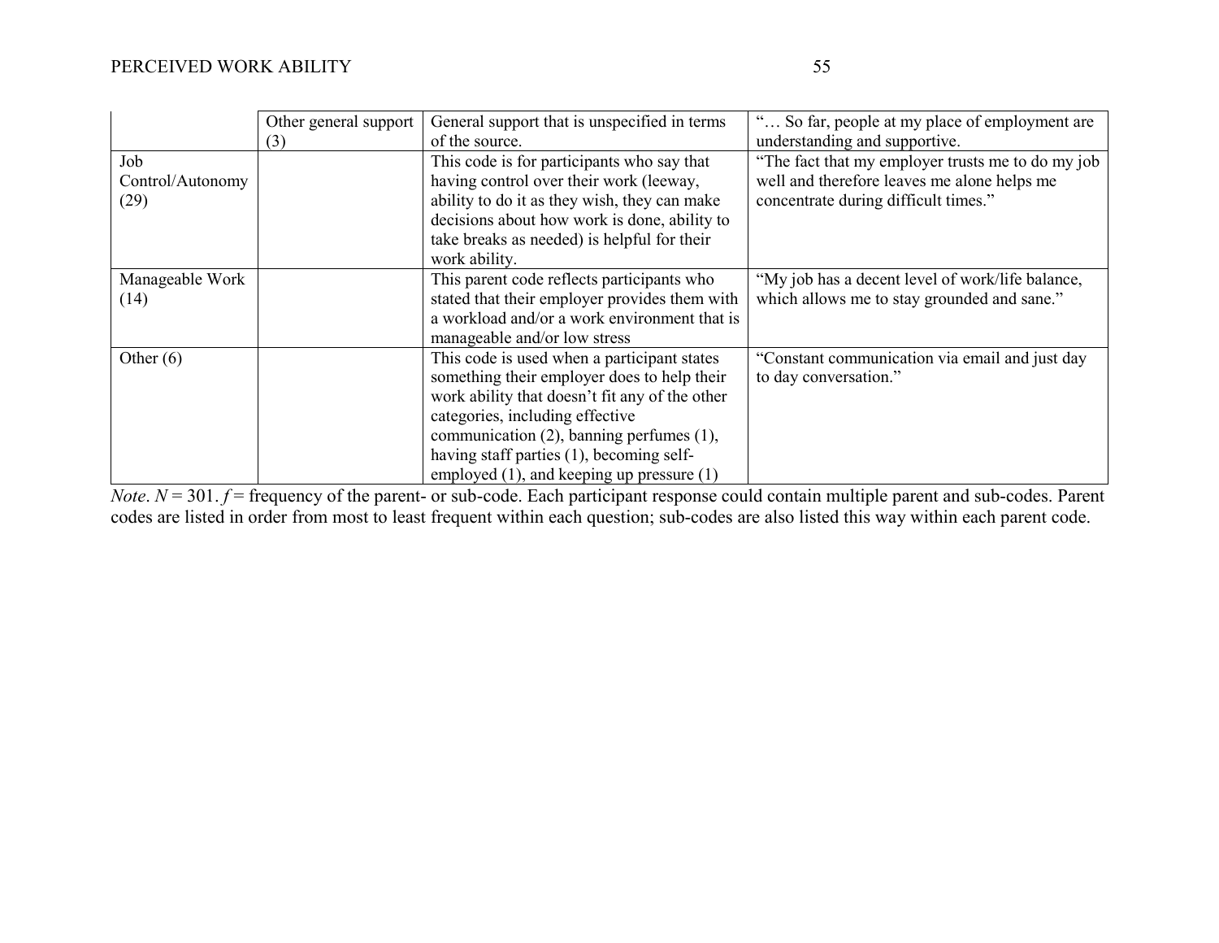| | | | |
|---|---|---|---|
| | Other general support (3) | General support that is unspecified in terms of the source. | "… So far, people at my place of employment are understanding and supportive. |
| Job Control/Autonomy (29) | | This code is for participants who say that having control over their work (leeway, ability to do it as they wish, they can make decisions about how work is done, ability to take breaks as needed) is helpful for their work ability. | "The fact that my employer trusts me to do my job well and therefore leaves me alone helps me concentrate during difficult times." |
| Manageable Work (14) | | This parent code reflects participants who stated that their employer provides them with a workload and/or a work environment that is manageable and/or low stress | "My job has a decent level of work/life balance, which allows me to stay grounded and sane." |
| Other (6) | | This code is used when a participant states something their employer does to help their work ability that doesn't fit any of the other categories, including effective communication (2), banning perfumes (1), having staff parties (1), becoming self-employed (1), and keeping up pressure (1) | "Constant communication via email and just day to day conversation." |

*Note*. $N = 301$. $f$ = frequency of the parent- or sub-code. Each participant response could contain multiple parent and sub-codes. Parent codes are listed in order from most to least frequent within each question; sub-codes are also listed this way within each parent code.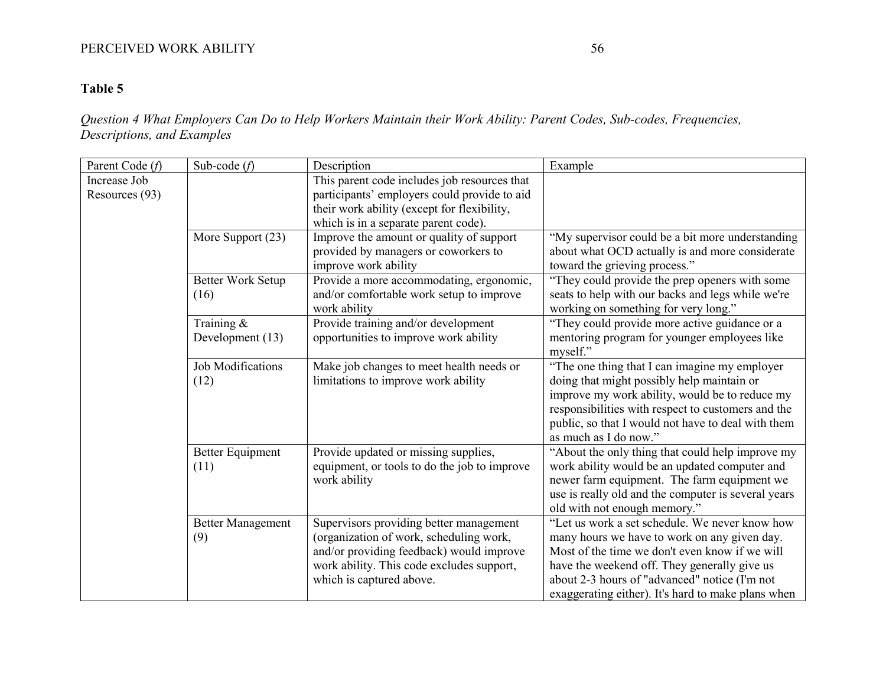**Table 5**

*Question 4 What Employers Can Do to Help Workers Maintain their Work Ability: Parent Codes, Sub-codes, Frequencies, Descriptions, and Examples*

| Parent Code (*f*) | Sub-code (*f*) | Description | Example |
|---|---|---|---|
| Increase Job Resources (93) | | This parent code includes job resources that participants' employers could provide to aid their work ability (except for flexibility, which is in a separate parent code). | |
| | More Support (23) | Improve the amount or quality of support provided by managers or coworkers to improve work ability | "My supervisor could be a bit more understanding about what OCD actually is and more considerate toward the grieving process." |
| | Better Work Setup (16) | Provide a more accommodating, ergonomic, and/or comfortable work setup to improve work ability | "They could provide the prep openers with some seats to help with our backs and legs while we're working on something for very long." |
| | Training & Development (13) | Provide training and/or development opportunities to improve work ability | "They could provide more active guidance or a mentoring program for younger employees like myself." |
| | Job Modifications (12) | Make job changes to meet health needs or limitations to improve work ability | "The one thing that I can imagine my employer doing that might possibly help maintain or improve my work ability, would be to reduce my responsibilities with respect to customers and the public, so that I would not have to deal with them as much as I do now." |
| | Better Equipment (11) | Provide updated or missing supplies, equipment, or tools to do the job to improve work ability | "About the only thing that could help improve my work ability would be an updated computer and newer farm equipment. The farm equipment we use is really old and the computer is several years old with not enough memory." |
| | Better Management (9) | Supervisors providing better management (organization of work, scheduling work, and/or providing feedback) would improve work ability. This code excludes support, which is captured above. | "Let us work a set schedule. We never know how many hours we have to work on any given day. Most of the time we don't even know if we will have the weekend off. They generally give us about 2-3 hours of "advanced" notice (I'm not exaggerating either). It's hard to make plans when |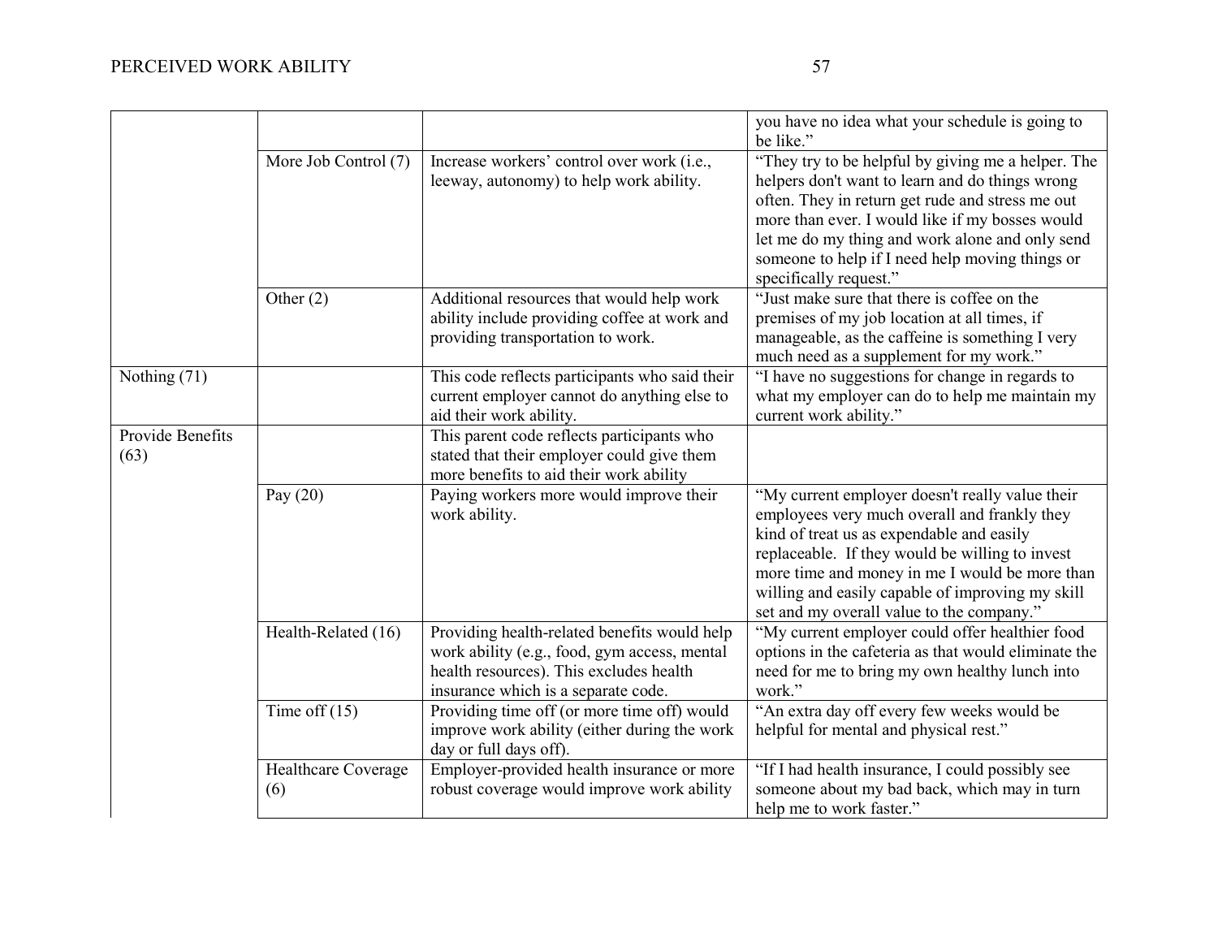| | | | |
|---|---|---|---|
| | | | you have no idea what your schedule is going to be like.” |
| | More Job Control (7) | Increase workers’ control over work (i.e., leeway, autonomy) to help work ability. | “They try to be helpful by giving me a helper. The helpers don't want to learn and do things wrong often. They in return get rude and stress me out more than ever. I would like if my bosses would let me do my thing and work alone and only send someone to help if I need help moving things or specifically request.” |
| | Other (2) | Additional resources that would help work ability include providing coffee at work and providing transportation to work. | “Just make sure that there is coffee on the premises of my job location at all times, if manageable, as the caffeine is something I very much need as a supplement for my work.” |
| Nothing (71) | | This code reflects participants who said their current employer cannot do anything else to aid their work ability. | “I have no suggestions for change in regards to what my employer can do to help me maintain my current work ability.” |
| Provide Benefits (63) | | This parent code reflects participants who stated that their employer could give them more benefits to aid their work ability | |
| | Pay (20) | Paying workers more would improve their work ability. | “My current employer doesn't really value their employees very much overall and frankly they kind of treat us as expendable and easily replaceable. If they would be willing to invest more time and money in me I would be more than willing and easily capable of improving my skill set and my overall value to the company.” |
| | Health-Related (16) | Providing health-related benefits would help work ability (e.g., food, gym access, mental health resources). This excludes health insurance which is a separate code. | “My current employer could offer healthier food options in the cafeteria as that would eliminate the need for me to bring my own healthy lunch into work.” |
| | Time off (15) | Providing time off (or more time off) would improve work ability (either during the work day or full days off). | “An extra day off every few weeks would be helpful for mental and physical rest.” |
| | Healthcare Coverage (6) | Employer-provided health insurance or more robust coverage would improve work ability | “If I had health insurance, I could possibly see someone about my bad back, which may in turn help me to work faster.” |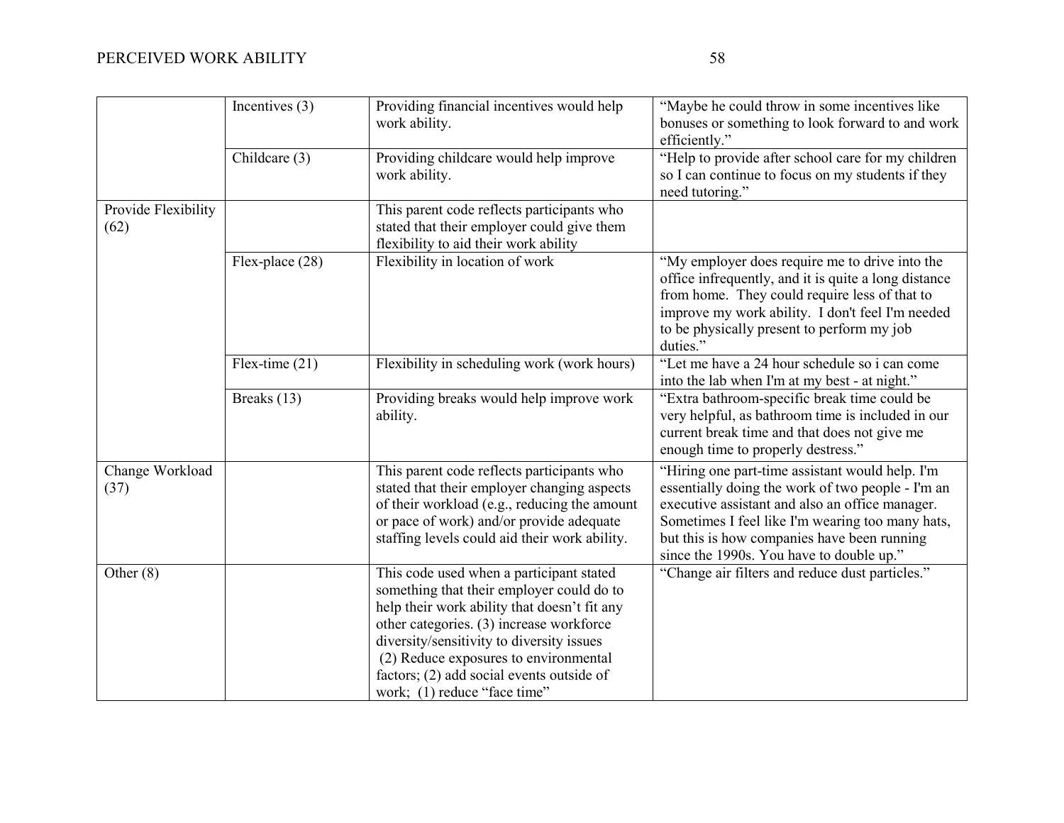| | | | |
|---|---|---|---|
| | Incentives (3) | Providing financial incentives would help work ability. | "Maybe he could throw in some incentives like bonuses or something to look forward to and work efficiently." |
| | Childcare (3) | Providing childcare would help improve work ability. | "Help to provide after school care for my children so I can continue to focus on my students if they need tutoring." |
| Provide Flexibility (62) | | This parent code reflects participants who stated that their employer could give them flexibility to aid their work ability | |
| | Flex-place (28) | Flexibility in location of work | "My employer does require me to drive into the office infrequently, and it is quite a long distance from home. They could require less of that to improve my work ability. I don't feel I'm needed to be physically present to perform my job duties." |
| | Flex-time (21) | Flexibility in scheduling work (work hours) | "Let me have a 24 hour schedule so i can come into the lab when I'm at my best - at night." |
| | Breaks (13) | Providing breaks would help improve work ability. | "Extra bathroom-specific break time could be very helpful, as bathroom time is included in our current break time and that does not give me enough time to properly destress." |
| Change Workload (37) | | This parent code reflects participants who stated that their employer changing aspects of their workload (e.g., reducing the amount or pace of work) and/or provide adequate staffing levels could aid their work ability. | "Hiring one part-time assistant would help. I'm essentially doing the work of two people - I'm an executive assistant and also an office manager. Sometimes I feel like I'm wearing too many hats, but this is how companies have been running since the 1990s. You have to double up." |
| Other (8) | | This code used when a participant stated something that their employer could do to help their work ability that doesn't fit any other categories. (3) increase workforce diversity/sensitivity to diversity issues (2) Reduce exposures to environmental factors; (2) add social events outside of work; (1) reduce "face time" | "Change air filters and reduce dust particles." |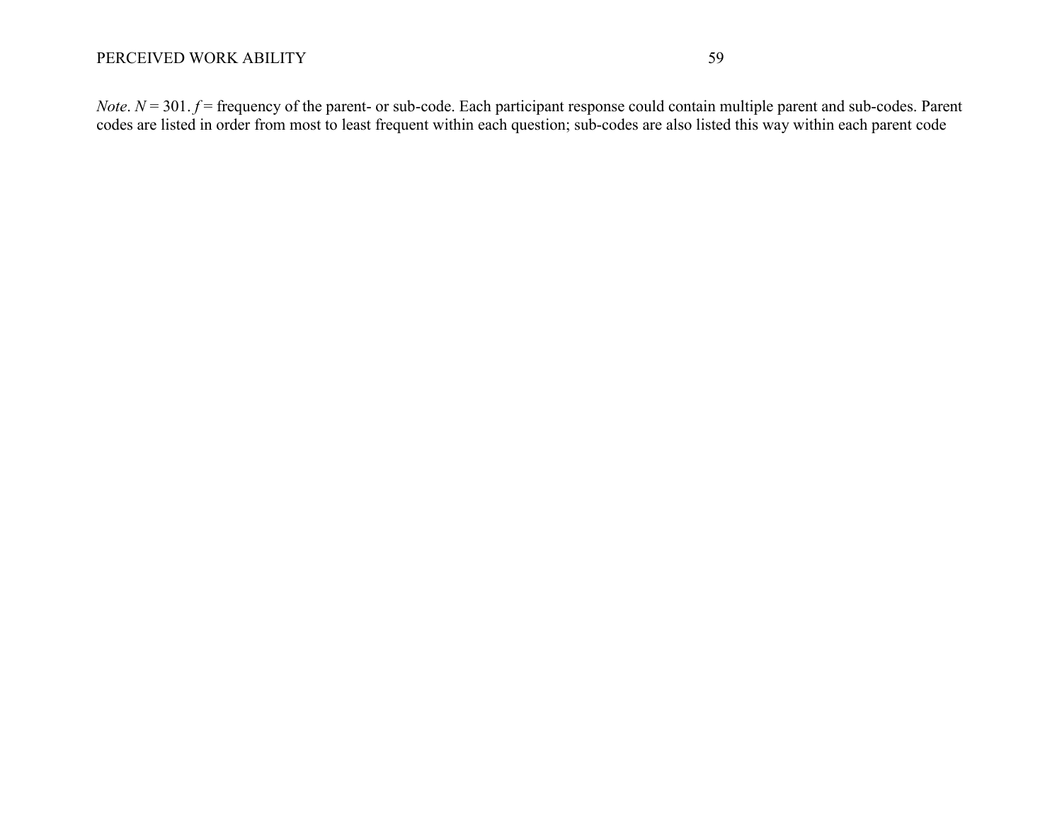*Note*. $N = 301$. $f$ = frequency of the parent- or sub-code. Each participant response could contain multiple parent and sub-codes. Parent codes are listed in order from most to least frequent within each question; sub-codes are also listed this way within each parent code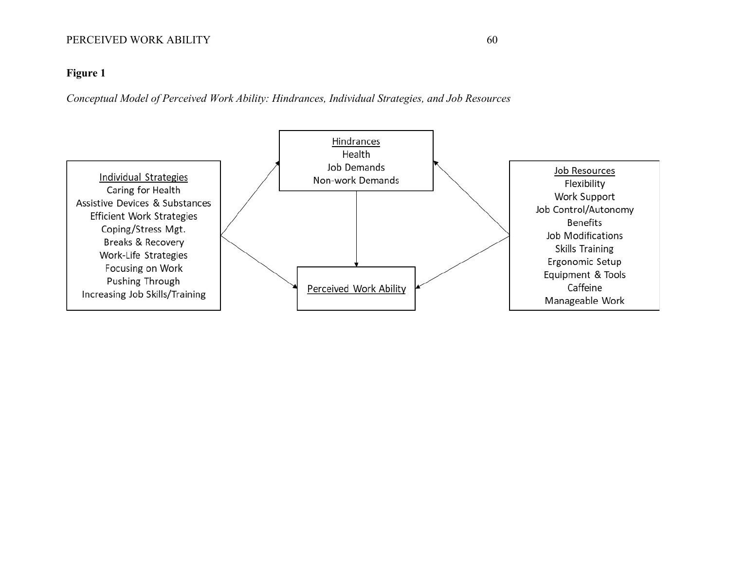**Figure 1**

*Conceptual Model of Perceived Work Ability: Hindrances, Individual Strategies, and Job Resources*

Hindrances
Health
Job Demands
Non-work Demands

Individual Strategies
Caring for Health
Assistive Devices & Substances
Efficient Work Strategies
Coping/Stress Mgt.
Breaks & Recovery
Work-Life Strategies
Focusing on Work
Pushing Through
Increasing Job Skills/Training

Perceived Work Ability

Job Resources
Flexibility
Work Support
Job Control/Autonomy
Benefits
Job Modifications
Skills Training
Ergonomic Setup
Equipment & Tools
Caffeine
Manageable Work